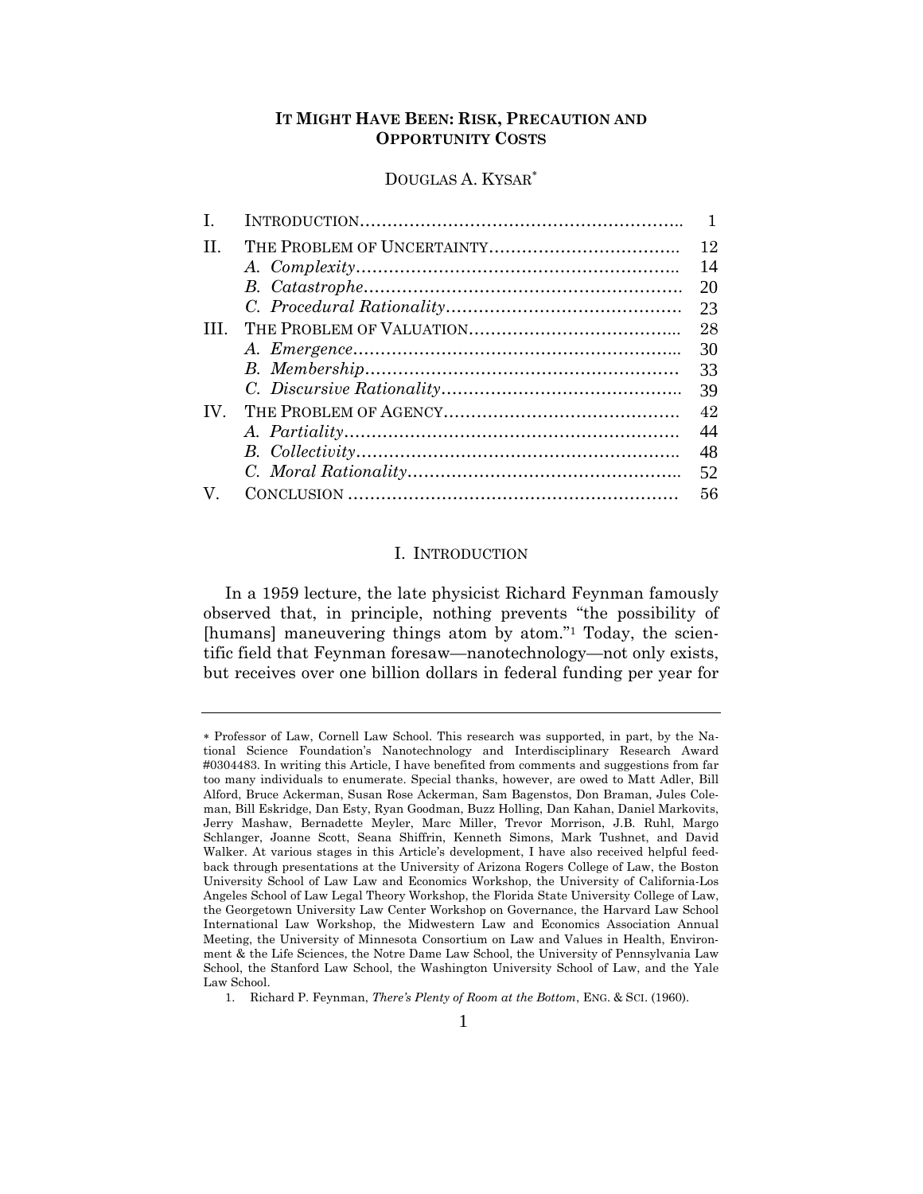# IT MIGHT HAVE BEEN: RISK, PRECAUTION AND OPPORTUNITY COSTS

DOUGLAS A. KYSAR*

| | | |
|---|---|---|
| I. | INTRODUCTION | 1 |
| II. | THE PROBLEM OF UNCERTAINTY | 12 |
| | *A. Complexity* | 14 |
| | *B. Catastrophe* | 20 |
| | *C. Procedural Rationality* | 23 |
| III. | THE PROBLEM OF VALUATION | 28 |
| | *A. Emergence* | 30 |
| | *B. Membership* | 33 |
| | *C. Discursive Rationality* | 39 |
| IV. | THE PROBLEM OF AGENCY | 42 |
| | *A. Partiality* | 44 |
| | *B. Collectivity* | 48 |
| | *C. Moral Rationality* | 52 |
| V. | CONCLUSION | 56 |

## I. INTRODUCTION

In a 1959 lecture, the late physicist Richard Feynman famously observed that, in principle, nothing prevents "the possibility of [humans] maneuvering things atom by atom."[1] Today, the scientific field that Feynman foresaw—nanotechnology—not only exists, but receives over one billion dollars in federal funding per year for

---

* Professor of Law, Cornell Law School. This research was supported, in part, by the National Science Foundation's Nanotechnology and Interdisciplinary Research Award #0304483. In writing this Article, I have benefited from comments and suggestions from far too many individuals to enumerate. Special thanks, however, are owed to Matt Adler, Bill Alford, Bruce Ackerman, Susan Rose Ackerman, Sam Bagenstos, Don Braman, Jules Coleman, Bill Eskridge, Dan Esty, Ryan Goodman, Buzz Holling, Dan Kahan, Daniel Markovits, Jerry Mashaw, Bernadette Meyler, Marc Miller, Trevor Morrison, J.B. Ruhl, Margo Schlanger, Joanne Scott, Seana Shiffrin, Kenneth Simons, Mark Tushnet, and David Walker. At various stages in this Article's development, I have also received helpful feedback through presentations at the University of Arizona Rogers College of Law, the Boston University School of Law Law and Economics Workshop, the University of California-Los Angeles School of Law Legal Theory Workshop, the Florida State University College of Law, the Georgetown University Law Center Workshop on Governance, the Harvard Law School International Law Workshop, the Midwestern Law and Economics Association Annual Meeting, the University of Minnesota Consortium on Law and Values in Health, Environment & the Life Sciences, the Notre Dame Law School, the University of Pennsylvania Law School, the Stanford Law School, the Washington University School of Law, and the Yale Law School.

1. Richard P. Feynman, *There's Plenty of Room at the Bottom*, ENG. & SCI. (1960).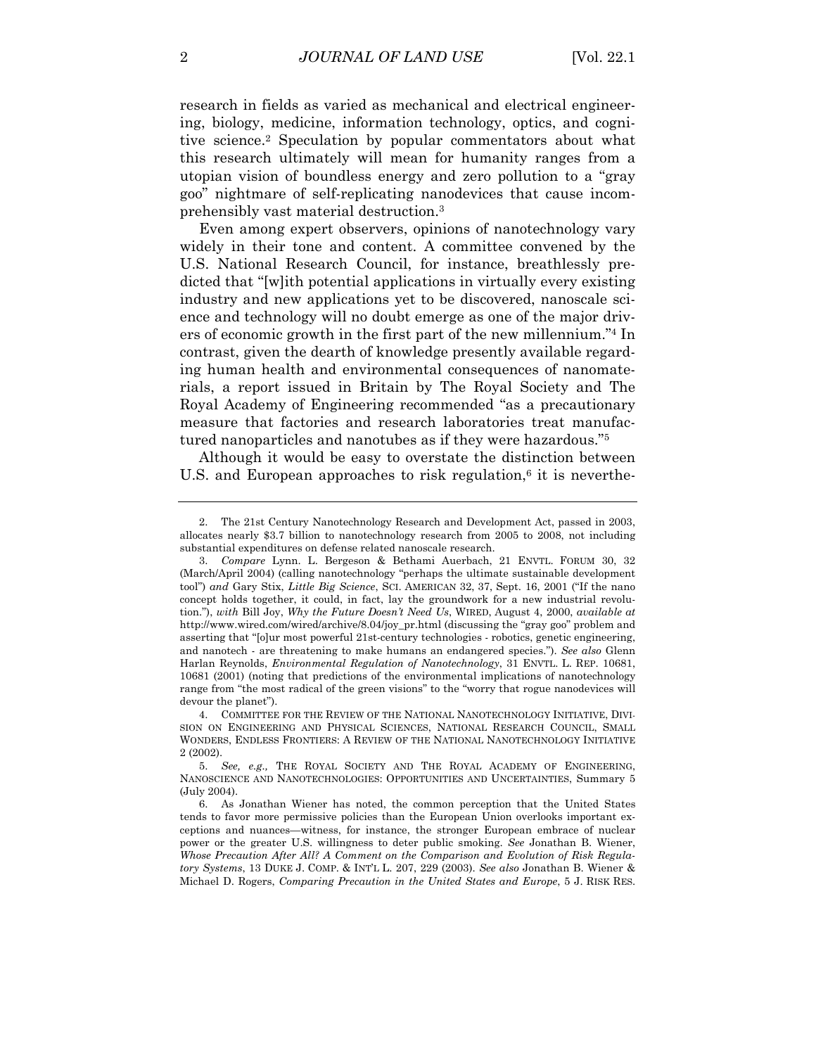research in fields as varied as mechanical and electrical engineering, biology, medicine, information technology, optics, and cognitive science.[2] Speculation by popular commentators about what this research ultimately will mean for humanity ranges from a utopian vision of boundless energy and zero pollution to a "gray goo" nightmare of self-replicating nanodevices that cause incomprehensibly vast material destruction.[3]

Even among expert observers, opinions of nanotechnology vary widely in their tone and content. A committee convened by the U.S. National Research Council, for instance, breathlessly predicted that "[w]ith potential applications in virtually every existing industry and new applications yet to be discovered, nanoscale science and technology will no doubt emerge as one of the major drivers of economic growth in the first part of the new millennium."[4] In contrast, given the dearth of knowledge presently available regarding human health and environmental consequences of nanomaterials, a report issued in Britain by The Royal Society and The Royal Academy of Engineering recommended "as a precautionary measure that factories and research laboratories treat manufactured nanoparticles and nanotubes as if they were hazardous."[5]

Although it would be easy to overstate the distinction between U.S. and European approaches to risk regulation,[6] it is neverthe-

---

2. The 21st Century Nanotechnology Research and Development Act, passed in 2003, allocates nearly $3.7 billion to nanotechnology research from 2005 to 2008, not including substantial expenditures on defense related nanoscale research.

3. *Compare* Lynn. L. Bergeson & Bethami Auerbach, 21 ENVTL. FORUM 30, 32 (March/April 2004) (calling nanotechnology "perhaps the ultimate sustainable development tool") *and* Gary Stix, *Little Big Science*, SCI. AMERICAN 32, 37, Sept. 16, 2001 ("If the nano concept holds together, it could, in fact, lay the groundwork for a new industrial revolution."), *with* Bill Joy, *Why the Future Doesn't Need Us*, WIRED, August 4, 2000, *available at* http://www.wired.com/wired/archive/8.04/joy_pr.html (discussing the "gray goo" problem and asserting that "[o]ur most powerful 21st-century technologies - robotics, genetic engineering, and nanotech - are threatening to make humans an endangered species."). *See also* Glenn Harlan Reynolds, *Environmental Regulation of Nanotechnology*, 31 ENVTL. L. REP. 10681, 10681 (2001) (noting that predictions of the environmental implications of nanotechnology range from "the most radical of the green visions" to the "worry that rogue nanodevices will devour the planet").

4. COMMITTEE FOR THE REVIEW OF THE NATIONAL NANOTECHNOLOGY INITIATIVE, DIVISION ON ENGINEERING AND PHYSICAL SCIENCES, NATIONAL RESEARCH COUNCIL, SMALL WONDERS, ENDLESS FRONTIERS: A REVIEW OF THE NATIONAL NANOTECHNOLOGY INITIATIVE 2 (2002).

5. *See, e.g.,* THE ROYAL SOCIETY AND THE ROYAL ACADEMY OF ENGINEERING, NANOSCIENCE AND NANOTECHNOLOGIES: OPPORTUNITIES AND UNCERTAINTIES, Summary 5 (July 2004).

6. As Jonathan Wiener has noted, the common perception that the United States tends to favor more permissive policies than the European Union overlooks important exceptions and nuances—witness, for instance, the stronger European embrace of nuclear power or the greater U.S. willingness to deter public smoking. *See* Jonathan B. Wiener, *Whose Precaution After All? A Comment on the Comparison and Evolution of Risk Regulatory Systems*, 13 DUKE J. COMP. & INT'L L. 207, 229 (2003). *See also* Jonathan B. Wiener & Michael D. Rogers, *Comparing Precaution in the United States and Europe*, 5 J. RISK RES.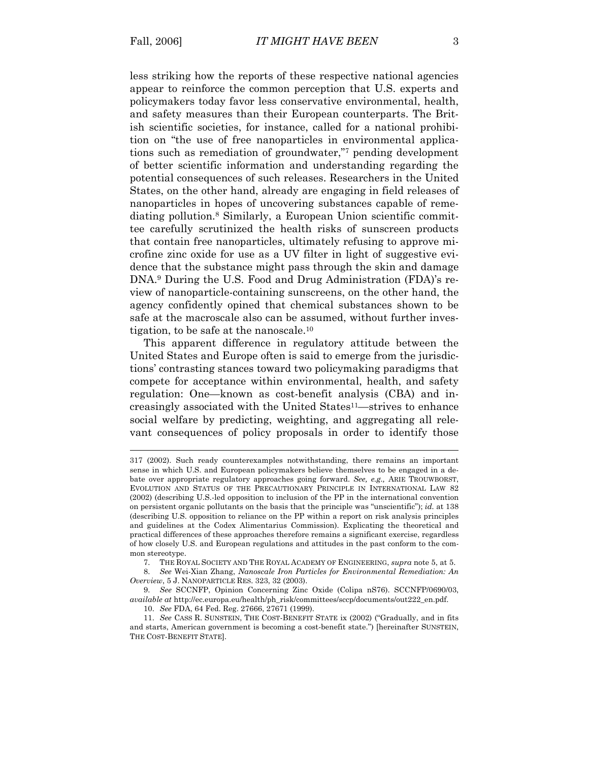less striking how the reports of these respective national agencies appear to reinforce the common perception that U.S. experts and policymakers today favor less conservative environmental, health, and safety measures than their European counterparts. The British scientific societies, for instance, called for a national prohibition on "the use of free nanoparticles in environmental applications such as remediation of groundwater,"[7] pending development of better scientific information and understanding regarding the potential consequences of such releases. Researchers in the United States, on the other hand, already are engaging in field releases of nanoparticles in hopes of uncovering substances capable of remediating pollution.[8] Similarly, a European Union scientific committee carefully scrutinized the health risks of sunscreen products that contain free nanoparticles, ultimately refusing to approve microfine zinc oxide for use as a UV filter in light of suggestive evidence that the substance might pass through the skin and damage DNA.[9] During the U.S. Food and Drug Administration (FDA)'s review of nanoparticle-containing sunscreens, on the other hand, the agency confidently opined that chemical substances shown to be safe at the macroscale also can be assumed, without further investigation, to be safe at the nanoscale.[10]

This apparent difference in regulatory attitude between the United States and Europe often is said to emerge from the jurisdictions' contrasting stances toward two policymaking paradigms that compete for acceptance within environmental, health, and safety regulation: One—known as cost-benefit analysis (CBA) and increasingly associated with the United States[11]—strives to enhance social welfare by predicting, weighting, and aggregating all relevant consequences of policy proposals in order to identify those

---

317 (2002). Such ready counterexamples notwithstanding, there remains an important sense in which U.S. and European policymakers believe themselves to be engaged in a debate over appropriate regulatory approaches going forward. *See, e.g.,* ARIE TROUWBORST, EVOLUTION AND STATUS OF THE PRECAUTIONARY PRINCIPLE IN INTERNATIONAL LAW 82 (2002) (describing U.S.-led opposition to inclusion of the PP in the international convention on persistent organic pollutants on the basis that the principle was "unscientific"); *id.* at 138 (describing U.S. opposition to reliance on the PP within a report on risk analysis principles and guidelines at the Codex Alimentarius Commission). Explicating the theoretical and practical differences of these approaches therefore remains a significant exercise, regardless of how closely U.S. and European regulations and attitudes in the past conform to the common stereotype.

7. THE ROYAL SOCIETY AND THE ROYAL ACADEMY OF ENGINEERING, *supra* note 5, at 5.

8. *See* Wei-Xian Zhang, *Nanoscale Iron Particles for Environmental Remediation: An Overview*, 5 J. NANOPARTICLE RES. 323, 32 (2003).

9. *See* SCCNFP, Opinion Concerning Zinc Oxide (Colipa nS76). SCCNFP/0690/03, *available at* http://ec.europa.eu/health/ph_risk/committees/sccp/documents/out222_en.pdf.

10. *See* FDA, 64 Fed. Reg. 27666, 27671 (1999).

11. *See* CASS R. SUNSTEIN, THE COST-BENEFIT STATE ix (2002) ("Gradually, and in fits and starts, American government is becoming a cost-benefit state.") [hereinafter SUNSTEIN, THE COST-BENEFIT STATE].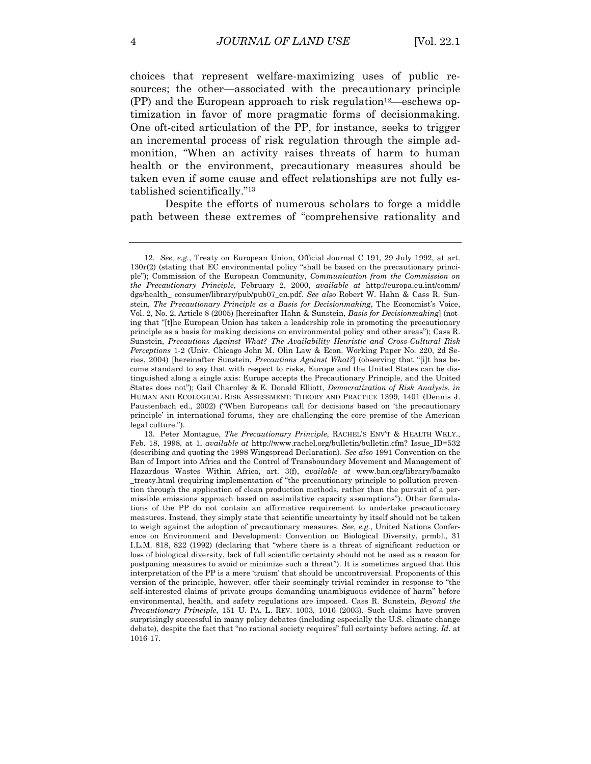choices that represent welfare-maximizing uses of public resources; the other—associated with the precautionary principle (PP) and the European approach to risk regulation[12]—eschews optimization in favor of more pragmatic forms of decisionmaking. One oft-cited articulation of the PP, for instance, seeks to trigger an incremental process of risk regulation through the simple admonition, "When an activity raises threats of harm to human health or the environment, precautionary measures should be taken even if some cause and effect relationships are not fully established scientifically."[13]

Despite the efforts of numerous scholars to forge a middle path between these extremes of "comprehensive rationality and

---

12. *See, e.g.,* Treaty on European Union, Official Journal C 191, 29 July 1992, at art. 130r(2) (stating that EC environmental policy "shall be based on the precautionary principle"); Commission of the European Community, *Communication from the Commission on the Precautionary Principle*, February 2, 2000, *available at* http://europa.eu.int/comm/dgs/health_ consumer/library/pub/pub07_en.pdf. *See also* Robert W. Hahn & Cass R. Sunstein, *The Precautionary Principle as a Basis for Decisionmaking*, The Economist's Voice, Vol. 2, No. 2, Article 8 (2005) [hereinafter Hahn & Sunstein, *Basis for Decisionmaking*] (noting that "[t]he European Union has taken a leadership role in promoting the precautionary principle as a basis for making decisions on environmental policy and other areas"); Cass R. Sunstein, *Precautions Against What? The Availability Heuristic and Cross-Cultural Risk Perceptions* 1-2 (Univ. Chicago John M. Olin Law & Econ. Working Paper No. 220, 2d Series, 2004) [hereinafter Sunstein, *Precautions Against What?*] (observing that "[i]t has become standard to say that with respect to risks, Europe and the United States can be distinguished along a single axis: Europe accepts the Precautionary Principle, and the United States does not"); Gail Charnley & E. Donald Elliott, *Democratization of Risk Analysis*, *in* HUMAN AND ECOLOGICAL RISK ASSESSMENT: THEORY AND PRACTICE 1399, 1401 (Dennis J. Paustenbach ed., 2002) ("When Europeans call for decisions based on 'the precautionary principle' in international forums, they are challenging the core premise of the American legal culture.").

13. Peter Montague, *The Precautionary Principle*, RACHEL'S ENV'T & HEALTH WKLY., Feb. 18, 1998, at 1, *available at* http://www.rachel.org/bulletin/bulletin.cfm? Issue_ID=532 (describing and quoting the 1998 Wingspread Declaration). *See also* 1991 Convention on the Ban of Import into Africa and the Control of Transboundary Movement and Management of Hazardous Wastes Within Africa, art. 3(f), *available at* www.ban.org/library/bamako_treaty.html (requiring implementation of "the precautionary principle to pollution prevention through the application of clean production methods, rather than the pursuit of a permissible emissions approach based on assimilative capacity assumptions"). Other formulations of the PP do not contain an affirmative requirement to undertake precautionary measures. Instead, they simply state that scientific uncertainty by itself should not be taken to weigh against the adoption of precautionary measures. *See*, *e.g.*, United Nations Conference on Environment and Development: Convention on Biological Diversity, prmbl., 31 I.L.M. 818, 822 (1992) (declaring that "where there is a threat of significant reduction or loss of biological diversity, lack of full scientific certainty should not be used as a reason for postponing measures to avoid or minimize such a threat"). It is sometimes argued that this interpretation of the PP is a mere 'truism' that should be uncontroversial. Proponents of this version of the principle, however, offer their seemingly trivial reminder in response to "the self-interested claims of private groups demanding unambiguous evidence of harm" before environmental, health, and safety regulations are imposed. Cass R. Sunstein, *Beyond the Precautionary Principle*, 151 U. PA. L. REV. 1003, 1016 (2003). Such claims have proven surprisingly successful in many policy debates (including especially the U.S. climate change debate), despite the fact that "no rational society requires" full certainty before acting. *Id*. at 1016-17.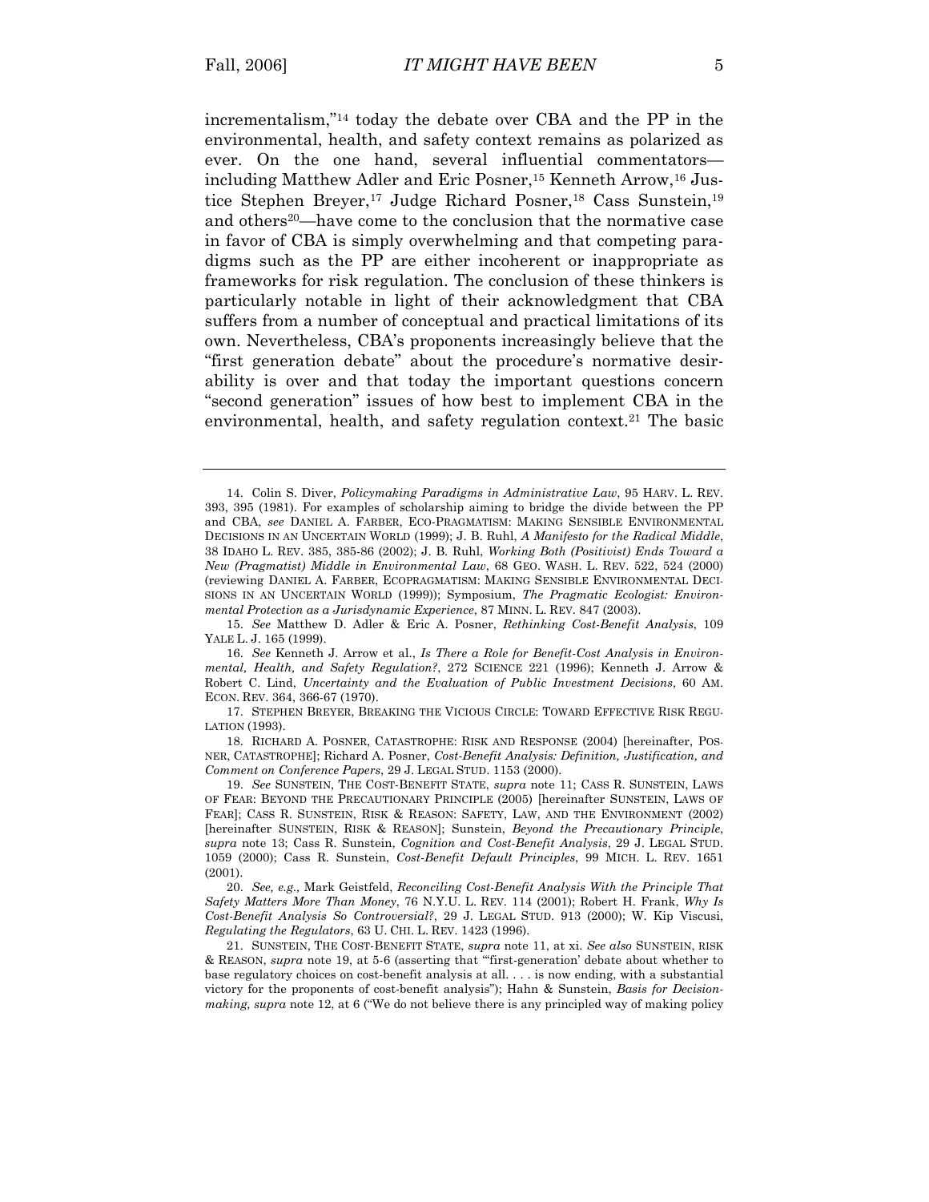incrementalism,"[14] today the debate over CBA and the PP in the environmental, health, and safety context remains as polarized as ever. On the one hand, several influential commentators—including Matthew Adler and Eric Posner,[15] Kenneth Arrow,[16] Justice Stephen Breyer,[17] Judge Richard Posner,[18] Cass Sunstein,[19] and others[20]—have come to the conclusion that the normative case in favor of CBA is simply overwhelming and that competing paradigms such as the PP are either incoherent or inappropriate as frameworks for risk regulation. The conclusion of these thinkers is particularly notable in light of their acknowledgment that CBA suffers from a number of conceptual and practical limitations of its own. Nevertheless, CBA's proponents increasingly believe that the "first generation debate" about the procedure's normative desirability is over and that today the important questions concern "second generation" issues of how best to implement CBA in the environmental, health, and safety regulation context.[21] The basic

---

14. Colin S. Diver, *Policymaking Paradigms in Administrative Law*, 95 HARV. L. REV. 393, 395 (1981). For examples of scholarship aiming to bridge the divide between the PP and CBA, *see* DANIEL A. FARBER, ECO-PRAGMATISM: MAKING SENSIBLE ENVIRONMENTAL DECISIONS IN AN UNCERTAIN WORLD (1999); J. B. Ruhl, *A Manifesto for the Radical Middle*, 38 IDAHO L. REV. 385, 385-86 (2002); J. B. Ruhl, *Working Both (Positivist) Ends Toward a New (Pragmatist) Middle in Environmental Law*, 68 GEO. WASH. L. REV. 522, 524 (2000) (reviewing DANIEL A. FARBER, ECOPRAGMATISM: MAKING SENSIBLE ENVIRONMENTAL DECISIONS IN AN UNCERTAIN WORLD (1999)); Symposium, *The Pragmatic Ecologist: Environmental Protection as a Jurisdynamic Experience*, 87 MINN. L. REV. 847 (2003).

15. *See* Matthew D. Adler & Eric A. Posner, *Rethinking Cost-Benefit Analysis*, 109 YALE L. J. 165 (1999).

16. *See* Kenneth J. Arrow et al., *Is There a Role for Benefit-Cost Analysis in Environmental, Health, and Safety Regulation?*, 272 SCIENCE 221 (1996); Kenneth J. Arrow & Robert C. Lind, *Uncertainty and the Evaluation of Public Investment Decisions*, 60 AM. ECON. REV. 364, 366-67 (1970).

17. STEPHEN BREYER, BREAKING THE VICIOUS CIRCLE: TOWARD EFFECTIVE RISK REGULATION (1993).

18. RICHARD A. POSNER, CATASTROPHE: RISK AND RESPONSE (2004) [hereinafter, POSNER, CATASTROPHE]; Richard A. Posner, *Cost-Benefit Analysis: Definition, Justification, and Comment on Conference Papers*, 29 J. LEGAL STUD. 1153 (2000).

19. *See* SUNSTEIN, THE COST-BENEFIT STATE, *supra* note 11; CASS R. SUNSTEIN, LAWS OF FEAR: BEYOND THE PRECAUTIONARY PRINCIPLE (2005) [hereinafter SUNSTEIN, LAWS OF FEAR]; CASS R. SUNSTEIN, RISK & REASON: SAFETY, LAW, AND THE ENVIRONMENT (2002) [hereinafter SUNSTEIN, RISK & REASON]; Sunstein, *Beyond the Precautionary Principle*, *supra* note 13; Cass R. Sunstein, *Cognition and Cost-Benefit Analysis*, 29 J. LEGAL STUD. 1059 (2000); Cass R. Sunstein, *Cost-Benefit Default Principles*, 99 MICH. L. REV. 1651 (2001).

20. *See, e.g.,* Mark Geistfeld, *Reconciling Cost-Benefit Analysis With the Principle That Safety Matters More Than Money*, 76 N.Y.U. L. REV. 114 (2001); Robert H. Frank, *Why Is Cost-Benefit Analysis So Controversial?*, 29 J. LEGAL STUD. 913 (2000); W. Kip Viscusi, *Regulating the Regulators*, 63 U. CHI. L. REV. 1423 (1996).

21. SUNSTEIN, THE COST-BENEFIT STATE, *supra* note 11, at xi. *See also* SUNSTEIN, RISK & REASON, *supra* note 19, at 5-6 (asserting that "'first-generation' debate about whether to base regulatory choices on cost-benefit analysis at all. . . . is now ending, with a substantial victory for the proponents of cost-benefit analysis"); Hahn & Sunstein, *Basis for Decisionmaking, supra* note 12, at 6 ("We do not believe there is any principled way of making policy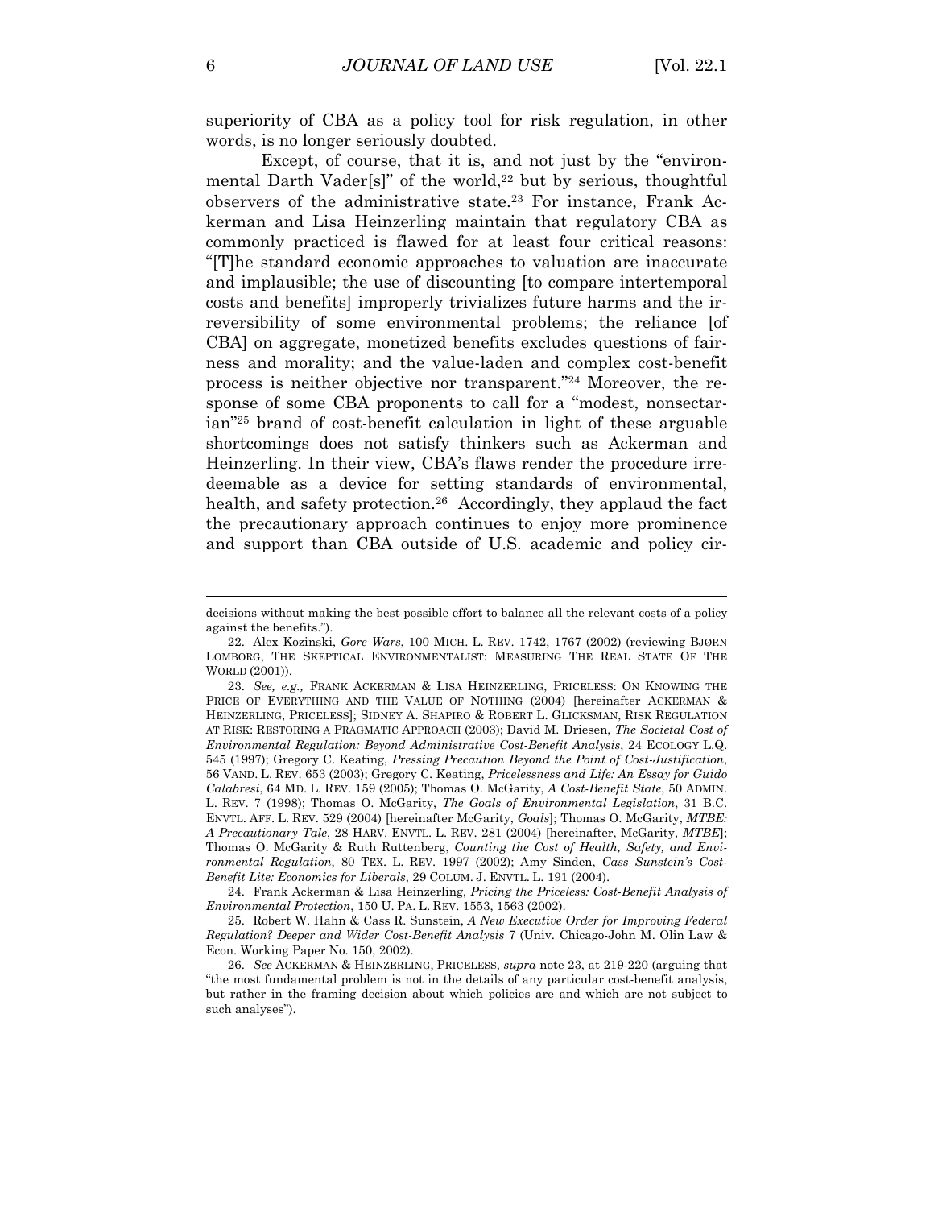superiority of CBA as a policy tool for risk regulation, in other words, is no longer seriously doubted.

Except, of course, that it is, and not just by the "environmental Darth Vader[s]" of the world,[22] but by serious, thoughtful observers of the administrative state.[23] For instance, Frank Ackerman and Lisa Heinzerling maintain that regulatory CBA as commonly practiced is flawed for at least four critical reasons: "[T]he standard economic approaches to valuation are inaccurate and implausible; the use of discounting [to compare intertemporal costs and benefits] improperly trivializes future harms and the irreversibility of some environmental problems; the reliance [of CBA] on aggregate, monetized benefits excludes questions of fairness and morality; and the value-laden and complex cost-benefit process is neither objective nor transparent."[24] Moreover, the response of some CBA proponents to call for a "modest, nonsectarian"[25] brand of cost-benefit calculation in light of these arguable shortcomings does not satisfy thinkers such as Ackerman and Heinzerling. In their view, CBA's flaws render the procedure irredeemable as a device for setting standards of environmental, health, and safety protection.[26] Accordingly, they applaud the fact the precautionary approach continues to enjoy more prominence and support than CBA outside of U.S. academic and policy cir-

---

decisions without making the best possible effort to balance all the relevant costs of a policy against the benefits.").

22. Alex Kozinski, *Gore Wars*, 100 MICH. L. REV. 1742, 1767 (2002) (reviewing BJØRN LOMBORG, THE SKEPTICAL ENVIRONMENTALIST: MEASURING THE REAL STATE OF THE WORLD (2001)).

23. *See, e.g.,* FRANK ACKERMAN & LISA HEINZERLING, PRICELESS: ON KNOWING THE PRICE OF EVERYTHING AND THE VALUE OF NOTHING (2004) [hereinafter ACKERMAN & HEINZERLING, PRICELESS]; SIDNEY A. SHAPIRO & ROBERT L. GLICKSMAN, RISK REGULATION AT RISK: RESTORING A PRAGMATIC APPROACH (2003); David M. Driesen, *The Societal Cost of Environmental Regulation: Beyond Administrative Cost-Benefit Analysis*, 24 ECOLOGY L.Q. 545 (1997); Gregory C. Keating, *Pressing Precaution Beyond the Point of Cost-Justification*, 56 VAND. L. REV. 653 (2003); Gregory C. Keating, *Pricelessness and Life: An Essay for Guido Calabresi*, 64 MD. L. REV. 159 (2005); Thomas O. McGarity, *A Cost-Benefit State*, 50 ADMIN. L. REV. 7 (1998); Thomas O. McGarity, *The Goals of Environmental Legislation*, 31 B.C. ENVTL. AFF. L. REV. 529 (2004) [hereinafter McGarity, *Goals*]; Thomas O. McGarity, *MTBE: A Precautionary Tale*, 28 HARV. ENVTL. L. REV. 281 (2004) [hereinafter, McGarity, *MTBE*]; Thomas O. McGarity & Ruth Ruttenberg, *Counting the Cost of Health, Safety, and Environmental Regulation*, 80 TEX. L. REV. 1997 (2002); Amy Sinden, *Cass Sunstein's Cost-Benefit Lite: Economics for Liberals*, 29 COLUM. J. ENVTL. L. 191 (2004).

24. Frank Ackerman & Lisa Heinzerling, *Pricing the Priceless: Cost-Benefit Analysis of Environmental Protection*, 150 U. PA. L. REV. 1553, 1563 (2002).

25. Robert W. Hahn & Cass R. Sunstein, *A New Executive Order for Improving Federal Regulation? Deeper and Wider Cost-Benefit Analysis* 7 (Univ. Chicago-John M. Olin Law & Econ. Working Paper No. 150, 2002).

26. *See* ACKERMAN & HEINZERLING, PRICELESS, *supra* note 23, at 219-220 (arguing that "the most fundamental problem is not in the details of any particular cost-benefit analysis, but rather in the framing decision about which policies are and which are not subject to such analyses").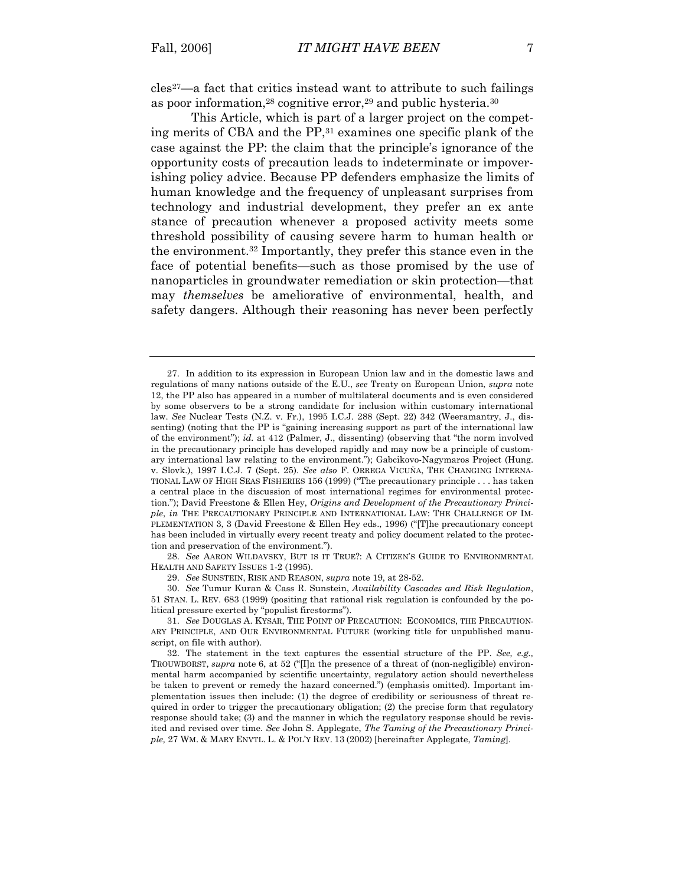cles[27]—a fact that critics instead want to attribute to such failings as poor information,[28] cognitive error,[29] and public hysteria.[30]

This Article, which is part of a larger project on the competing merits of CBA and the PP,[31] examines one specific plank of the case against the PP: the claim that the principle's ignorance of the opportunity costs of precaution leads to indeterminate or impoverishing policy advice. Because PP defenders emphasize the limits of human knowledge and the frequency of unpleasant surprises from technology and industrial development, they prefer an ex ante stance of precaution whenever a proposed activity meets some threshold possibility of causing severe harm to human health or the environment.[32] Importantly, they prefer this stance even in the face of potential benefits—such as those promised by the use of nanoparticles in groundwater remediation or skin protection—that may *themselves* be ameliorative of environmental, health, and safety dangers. Although their reasoning has never been perfectly

---

27. In addition to its expression in European Union law and in the domestic laws and regulations of many nations outside of the E.U., *see* Treaty on European Union, *supra* note 12, the PP also has appeared in a number of multilateral documents and is even considered by some observers to be a strong candidate for inclusion within customary international law. *See* Nuclear Tests (N.Z. v. Fr.), 1995 I.C.J. 288 (Sept. 22) 342 (Weeramantry, J., dissenting) (noting that the PP is "gaining increasing support as part of the international law of the environment"); *id.* at 412 (Palmer, J., dissenting) (observing that "the norm involved in the precautionary principle has developed rapidly and may now be a principle of customary international law relating to the environment."); Gabcikovo-Nagymaros Project (Hung. v. Slovk.), 1997 I.C.J. 7 (Sept. 25). *See also* F. ORREGA VICUÑA, THE CHANGING INTERNATIONAL LAW OF HIGH SEAS FISHERIES 156 (1999) ("The precautionary principle . . . has taken a central place in the discussion of most international regimes for environmental protection."); David Freestone & Ellen Hey, *Origins and Development of the Precautionary Principle*, *in* THE PRECAUTIONARY PRINCIPLE AND INTERNATIONAL LAW: THE CHALLENGE OF IMPLEMENTATION 3, 3 (David Freestone & Ellen Hey eds., 1996) ("[T]he precautionary concept has been included in virtually every recent treaty and policy document related to the protection and preservation of the environment.").

28. *See* AARON WILDAVSKY, BUT IS IT TRUE?: A CITIZEN'S GUIDE TO ENVIRONMENTAL HEALTH AND SAFETY ISSUES 1-2 (1995).

29. *See* SUNSTEIN, RISK AND REASON, *supra* note 19, at 28-52.

30. *See* Tumur Kuran & Cass R. Sunstein, *Availability Cascades and Risk Regulation*, 51 STAN. L. REV. 683 (1999) (positing that rational risk regulation is confounded by the political pressure exerted by "populist firestorms").

31. *See* DOUGLAS A. KYSAR, THE POINT OF PRECAUTION: ECONOMICS, THE PRECAUTIONARY PRINCIPLE, AND OUR ENVIRONMENTAL FUTURE (working title for unpublished manuscript, on file with author).

32. The statement in the text captures the essential structure of the PP. *See, e.g.,* TROUWBORST, *supra* note 6, at 52 ("[I]n the presence of a threat of (non-negligible) environmental harm accompanied by scientific uncertainty, regulatory action should nevertheless be taken to prevent or remedy the hazard concerned.") (emphasis omitted). Important implementation issues then include: (1) the degree of credibility or seriousness of threat required in order to trigger the precautionary obligation; (2) the precise form that regulatory response should take; (3) and the manner in which the regulatory response should be revisited and revised over time. *See* John S. Applegate, *The Taming of the Precautionary Principle,* 27 WM. & MARY ENVTL. L. & POL'Y REV. 13 (2002) [hereinafter Applegate, *Taming*].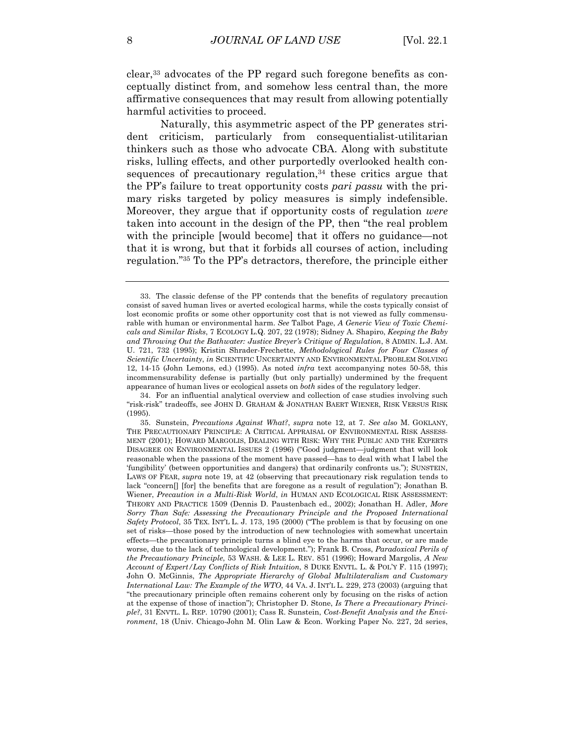clear,[33] advocates of the PP regard such foregone benefits as conceptually distinct from, and somehow less central than, the more affirmative consequences that may result from allowing potentially harmful activities to proceed.

Naturally, this asymmetric aspect of the PP generates strident criticism, particularly from consequentialist-utilitarian thinkers such as those who advocate CBA. Along with substitute risks, lulling effects, and other purportedly overlooked health consequences of precautionary regulation,[34] these critics argue that the PP's failure to treat opportunity costs *pari passu* with the primary risks targeted by policy measures is simply indefensible. Moreover, they argue that if opportunity costs of regulation *were* taken into account in the design of the PP, then "the real problem with the principle [would become] that it offers no guidance—not that it is wrong, but that it forbids all courses of action, including regulation."[35] To the PP's detractors, therefore, the principle either

---

33. The classic defense of the PP contends that the benefits of regulatory precaution consist of saved human lives or averted ecological harms, while the costs typically consist of lost economic profits or some other opportunity cost that is not viewed as fully commensurable with human or environmental harm. *See* Talbot Page, *A Generic View of Toxic Chemicals and Similar Risks*, 7 ECOLOGY L.Q. 207, 22 (1978); Sidney A. Shapiro, *Keeping the Baby and Throwing Out the Bathwater: Justice Breyer's Critique of Regulation*, 8 ADMIN. L.J. AM. U. 721, 732 (1995); Kristin Shrader-Frechette, *Methodological Rules for Four Classes of Scientific Uncertainty*, *in* SCIENTIFIC UNCERTAINTY AND ENVIRONMENTAL PROBLEM SOLVING 12, 14-15 (John Lemons, ed.) (1995). As noted *infra* text accompanying notes 50-58, this incommensurability defense is partially (but only partially) undermined by the frequent appearance of human lives or ecological assets on *both* sides of the regulatory ledger.

34. For an influential analytical overview and collection of case studies involving such "risk-risk" tradeoffs, see JOHN D. GRAHAM & JONATHAN BAERT WIENER, RISK VERSUS RISK (1995).

35. Sunstein, *Precautions Against What?*, *supra* note 12, at 7. *See also* M. GOKLANY, THE PRECAUTIONARY PRINCIPLE: A CRITICAL APPRAISAL OF ENVIRONMENTAL RISK ASSESSMENT (2001); HOWARD MARGOLIS, DEALING WITH RISK: WHY THE PUBLIC AND THE EXPERTS DISAGREE ON ENVIRONMENTAL ISSUES 2 (1996) ("Good judgment—judgment that will look reasonable when the passions of the moment have passed—has to deal with what I label the 'fungibility' (between opportunities and dangers) that ordinarily confronts us."); SUNSTEIN, LAWS OF FEAR, *supra* note 19, at 42 (observing that precautionary risk regulation tends to lack "concern[] [for] the benefits that are foregone as a result of regulation"); Jonathan B. Wiener, *Precaution in a Multi-Risk World*, *in* HUMAN AND ECOLOGICAL RISK ASSESSMENT: THEORY AND PRACTICE 1509 (Dennis D. Paustenbach ed., 2002); Jonathan H. Adler, *More Sorry Than Safe: Assessing the Precautionary Principle and the Proposed International Safety Protocol*, 35 TEX. INT'L L. J. 173, 195 (2000) ("The problem is that by focusing on one set of risks—those posed by the introduction of new technologies with somewhat uncertain effects—the precautionary principle turns a blind eye to the harms that occur, or are made worse, due to the lack of technological development."); Frank B. Cross, *Paradoxical Perils of the Precautionary Principle*, 53 WASH. & LEE L. REV. 851 (1996); Howard Margolis, *A New Account of Expert/Lay Conflicts of Risk Intuition*, 8 DUKE ENVTL. L. & POL'Y F. 115 (1997); John O. McGinnis, *The Appropriate Hierarchy of Global Multilateralism and Customary International Law: The Example of the WTO*, 44 VA. J. INT'L L. 229, 273 (2003) (arguing that "the precautionary principle often remains coherent only by focusing on the risks of action at the expense of those of inaction"); Christopher D. Stone, *Is There a Precautionary Principle?*, 31 ENVTL. L. REP. 10790 (2001); Cass R. Sunstein, *Cost-Benefit Analysis and the Environment*, 18 (Univ. Chicago-John M. Olin Law & Econ. Working Paper No. 227, 2d series,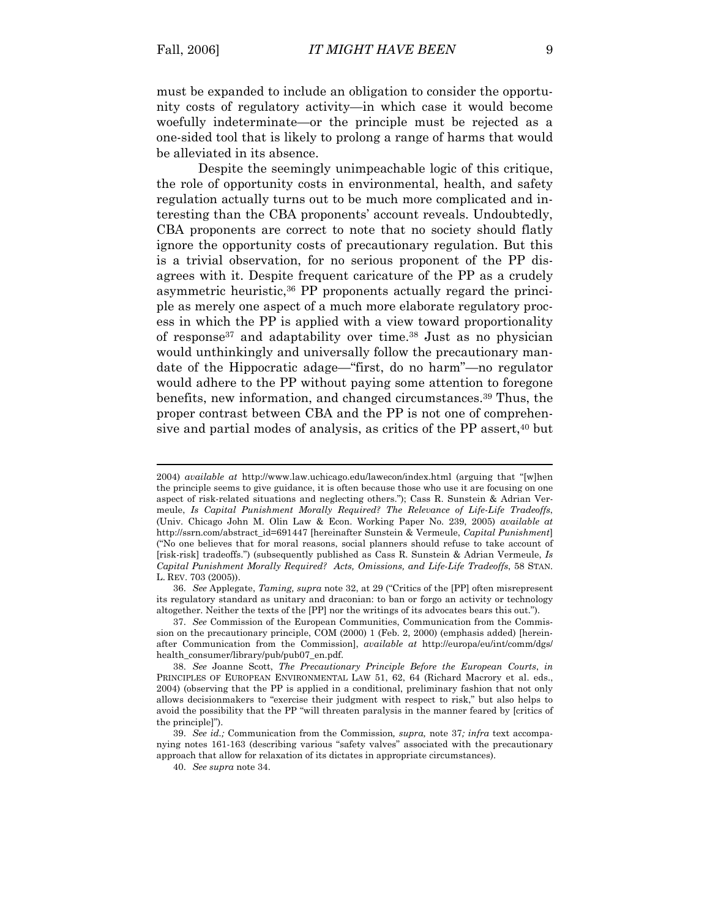must be expanded to include an obligation to consider the opportunity costs of regulatory activity—in which case it would become woefully indeterminate—or the principle must be rejected as a one-sided tool that is likely to prolong a range of harms that would be alleviated in its absence.

Despite the seemingly unimpeachable logic of this critique, the role of opportunity costs in environmental, health, and safety regulation actually turns out to be much more complicated and interesting than the CBA proponents' account reveals. Undoubtedly, CBA proponents are correct to note that no society should flatly ignore the opportunity costs of precautionary regulation. But this is a trivial observation, for no serious proponent of the PP disagrees with it. Despite frequent caricature of the PP as a crudely asymmetric heuristic,[36] PP proponents actually regard the principle as merely one aspect of a much more elaborate regulatory process in which the PP is applied with a view toward proportionality of response[37] and adaptability over time.[38] Just as no physician would unthinkingly and universally follow the precautionary mandate of the Hippocratic adage—"first, do no harm"—no regulator would adhere to the PP without paying some attention to foregone benefits, new information, and changed circumstances.[39] Thus, the proper contrast between CBA and the PP is not one of comprehensive and partial modes of analysis, as critics of the PP assert,[40] but

---

2004) *available at* http://www.law.uchicago.edu/lawecon/index.html (arguing that "[w]hen the principle seems to give guidance, it is often because those who use it are focusing on one aspect of risk-related situations and neglecting others."); Cass R. Sunstein & Adrian Vermeule, *Is Capital Punishment Morally Required? The Relevance of Life-Life Tradeoffs*, (Univ. Chicago John M. Olin Law & Econ. Working Paper No. 239, 2005) *available at* http://ssrn.com/abstract_id=691447 [hereinafter Sunstein & Vermeule, *Capital Punishment*] ("No one believes that for moral reasons, social planners should refuse to take account of [risk-risk] tradeoffs.") (subsequently published as Cass R. Sunstein & Adrian Vermeule, *Is Capital Punishment Morally Required? Acts, Omissions, and Life-Life Tradeoffs*, 58 STAN. L. REV. 703 (2005)).

36. *See* Applegate, *Taming, supra* note 32, at 29 ("Critics of the [PP] often misrepresent its regulatory standard as unitary and draconian: to ban or forgo an activity or technology altogether. Neither the texts of the [PP] nor the writings of its advocates bears this out.").

37. *See* Commission of the European Communities, Communication from the Commission on the precautionary principle, COM (2000) 1 (Feb. 2, 2000) (emphasis added) [hereinafter Communication from the Commission], *available at* http://europa/eu/int/comm/dgs/health_consumer/library/pub/pub07_en.pdf.

38. *See* Joanne Scott, *The Precautionary Principle Before the European Courts*, *in* PRINCIPLES OF EUROPEAN ENVIRONMENTAL LAW 51, 62, 64 (Richard Macrory et al. eds., 2004) (observing that the PP is applied in a conditional, preliminary fashion that not only allows decisionmakers to "exercise their judgment with respect to risk," but also helps to avoid the possibility that the PP "will threaten paralysis in the manner feared by [critics of the principle]").

39. *See id.;* Communication from the Commission*, supra,* note 37*; infra* text accompanying notes 161-163 (describing various "safety valves" associated with the precautionary approach that allow for relaxation of its dictates in appropriate circumstances).

40. *See supra* note 34.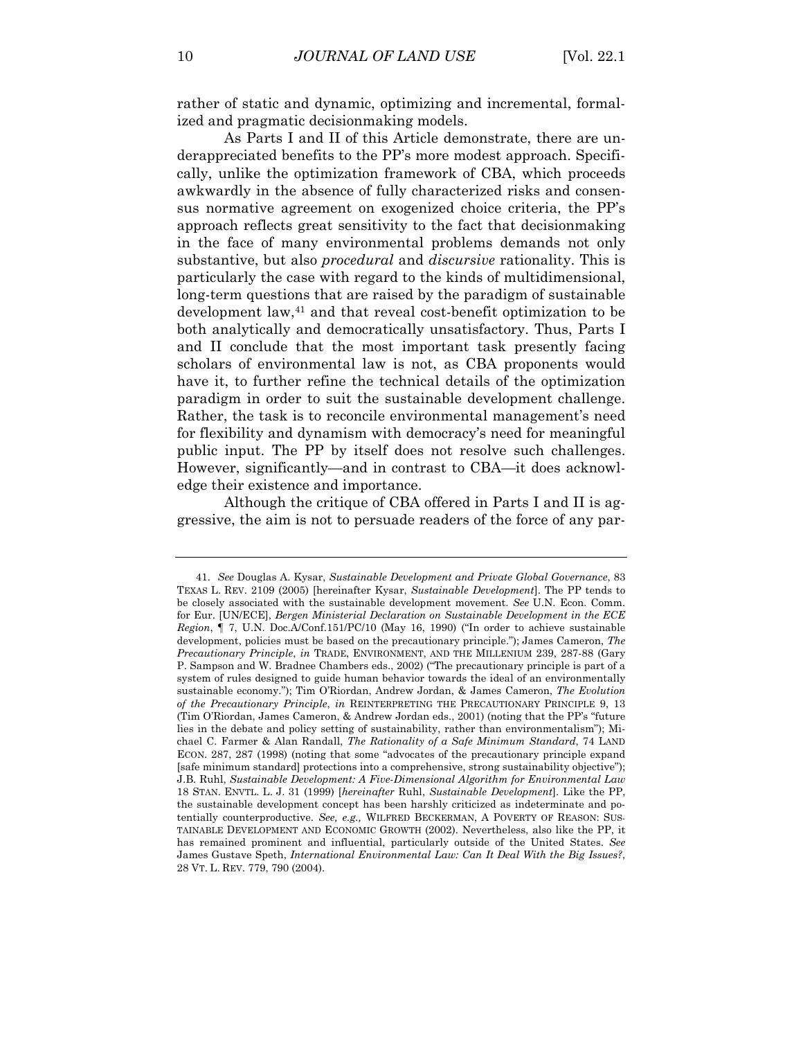rather of static and dynamic, optimizing and incremental, formalized and pragmatic decisionmaking models.

As Parts I and II of this Article demonstrate, there are underappreciated benefits to the PP's more modest approach. Specifically, unlike the optimization framework of CBA, which proceeds awkwardly in the absence of fully characterized risks and consensus normative agreement on exogenized choice criteria, the PP's approach reflects great sensitivity to the fact that decisionmaking in the face of many environmental problems demands not only substantive, but also *procedural* and *discursive* rationality. This is particularly the case with regard to the kinds of multidimensional, long-term questions that are raised by the paradigm of sustainable development law,[41] and that reveal cost-benefit optimization to be both analytically and democratically unsatisfactory. Thus, Parts I and II conclude that the most important task presently facing scholars of environmental law is not, as CBA proponents would have it, to further refine the technical details of the optimization paradigm in order to suit the sustainable development challenge. Rather, the task is to reconcile environmental management's need for flexibility and dynamism with democracy's need for meaningful public input. The PP by itself does not resolve such challenges. However, significantly—and in contrast to CBA—it does acknowledge their existence and importance.

Although the critique of CBA offered in Parts I and II is aggressive, the aim is not to persuade readers of the force of any par-

---

41. *See* Douglas A. Kysar, *Sustainable Development and Private Global Governance*, 83 TEXAS L. REV. 2109 (2005) [hereinafter Kysar, *Sustainable Development*]. The PP tends to be closely associated with the sustainable development movement. *See* U.N. Econ. Comm. for Eur. [UN/ECE], *Bergen Ministerial Declaration on Sustainable Development in the ECE Region*, ¶ 7, U.N. Doc.A/Conf.151/PC/10 (May 16, 1990) ("In order to achieve sustainable development, policies must be based on the precautionary principle."); James Cameron, *The Precautionary Principle*, *in* TRADE, ENVIRONMENT, AND THE MILLENIUM 239, 287-88 (Gary P. Sampson and W. Bradnee Chambers eds., 2002) ("The precautionary principle is part of a system of rules designed to guide human behavior towards the ideal of an environmentally sustainable economy."); Tim O'Riordan, Andrew Jordan, & James Cameron, *The Evolution of the Precautionary Principle*, *in* REINTERPRETING THE PRECAUTIONARY PRINCIPLE 9, 13 (Tim O'Riordan, James Cameron, & Andrew Jordan eds., 2001) (noting that the PP's "future lies in the debate and policy setting of sustainability, rather than environmentalism"); Michael C. Farmer & Alan Randall, *The Rationality of a Safe Minimum Standard*, 74 LAND ECON. 287, 287 (1998) (noting that some "advocates of the precautionary principle expand [safe minimum standard] protections into a comprehensive, strong sustainability objective"); J.B. Ruhl, *Sustainable Development: A Five-Dimensional Algorithm for Environmental Law* 18 STAN. ENVTL. L. J. 31 (1999) [*hereinafter* Ruhl, *Sustainable Development*]. Like the PP, the sustainable development concept has been harshly criticized as indeterminate and potentially counterproductive. *See, e.g.,* WILFRED BECKERMAN, A POVERTY OF REASON: SUSTAINABLE DEVELOPMENT AND ECONOMIC GROWTH (2002). Nevertheless, also like the PP, it has remained prominent and influential, particularly outside of the United States. *See* James Gustave Speth, *International Environmental Law: Can It Deal With the Big Issues?*, 28 VT. L. REV. 779, 790 (2004).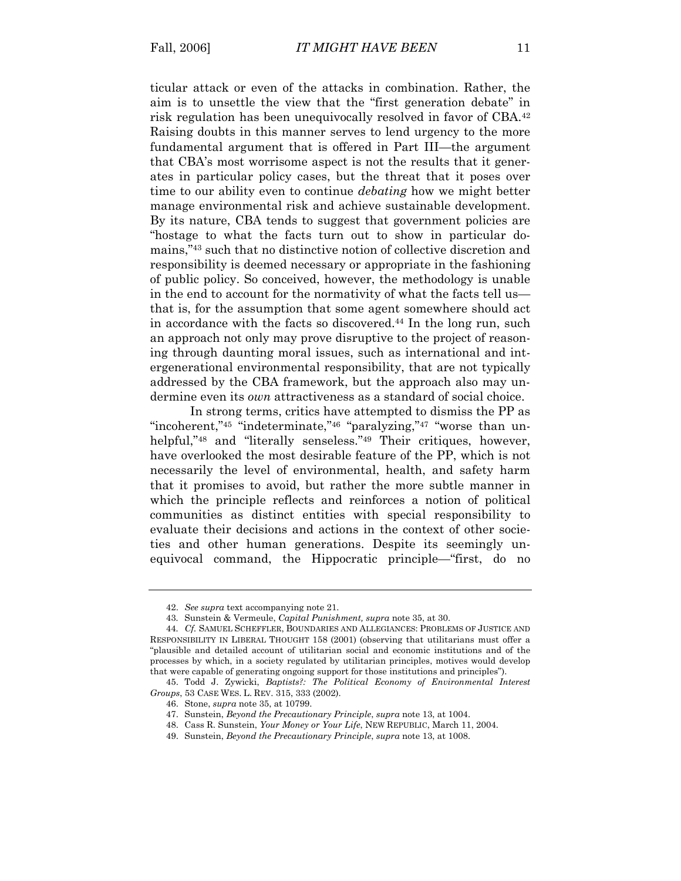ticular attack or even of the attacks in combination. Rather, the aim is to unsettle the view that the "first generation debate" in risk regulation has been unequivocally resolved in favor of CBA.[42] Raising doubts in this manner serves to lend urgency to the more fundamental argument that is offered in Part III—the argument that CBA's most worrisome aspect is not the results that it generates in particular policy cases, but the threat that it poses over time to our ability even to continue *debating* how we might better manage environmental risk and achieve sustainable development. By its nature, CBA tends to suggest that government policies are "hostage to what the facts turn out to show in particular domains,"[43] such that no distinctive notion of collective discretion and responsibility is deemed necessary or appropriate in the fashioning of public policy. So conceived, however, the methodology is unable in the end to account for the normativity of what the facts tell us—that is, for the assumption that some agent somewhere should act in accordance with the facts so discovered.[44] In the long run, such an approach not only may prove disruptive to the project of reasoning through daunting moral issues, such as international and intergenerational environmental responsibility, that are not typically addressed by the CBA framework, but the approach also may undermine even its *own* attractiveness as a standard of social choice.

In strong terms, critics have attempted to dismiss the PP as "incoherent,"[45] "indeterminate,"[46] "paralyzing,"[47] "worse than unhelpful,"[48] and "literally senseless."[49] Their critiques, however, have overlooked the most desirable feature of the PP, which is not necessarily the level of environmental, health, and safety harm that it promises to avoid, but rather the more subtle manner in which the principle reflects and reinforces a notion of political communities as distinct entities with special responsibility to evaluate their decisions and actions in the context of other societies and other human generations. Despite its seemingly unequivocal command, the Hippocratic principle—"first, do no

---

42. *See supra* text accompanying note 21.

43. Sunstein & Vermeule, *Capital Punishment, supra* note 35, at 30.

44. *Cf.* SAMUEL SCHEFFLER, BOUNDARIES AND ALLEGIANCES: PROBLEMS OF JUSTICE AND RESPONSIBILITY IN LIBERAL THOUGHT 158 (2001) (observing that utilitarians must offer a "plausible and detailed account of utilitarian social and economic institutions and of the processes by which, in a society regulated by utilitarian principles, motives would develop that were capable of generating ongoing support for those institutions and principles").

45. Todd J. Zywicki, *Baptists?: The Political Economy of Environmental Interest Groups*, 53 CASE WES. L. REV. 315, 333 (2002).

46. Stone, *supra* note 35, at 10799.

47. Sunstein, *Beyond the Precautionary Principle*, *supra* note 13, at 1004.

48. Cass R. Sunstein, *Your Money or Your Life*, NEW REPUBLIC, March 11, 2004.

49. Sunstein, *Beyond the Precautionary Principle*, *supra* note 13, at 1008.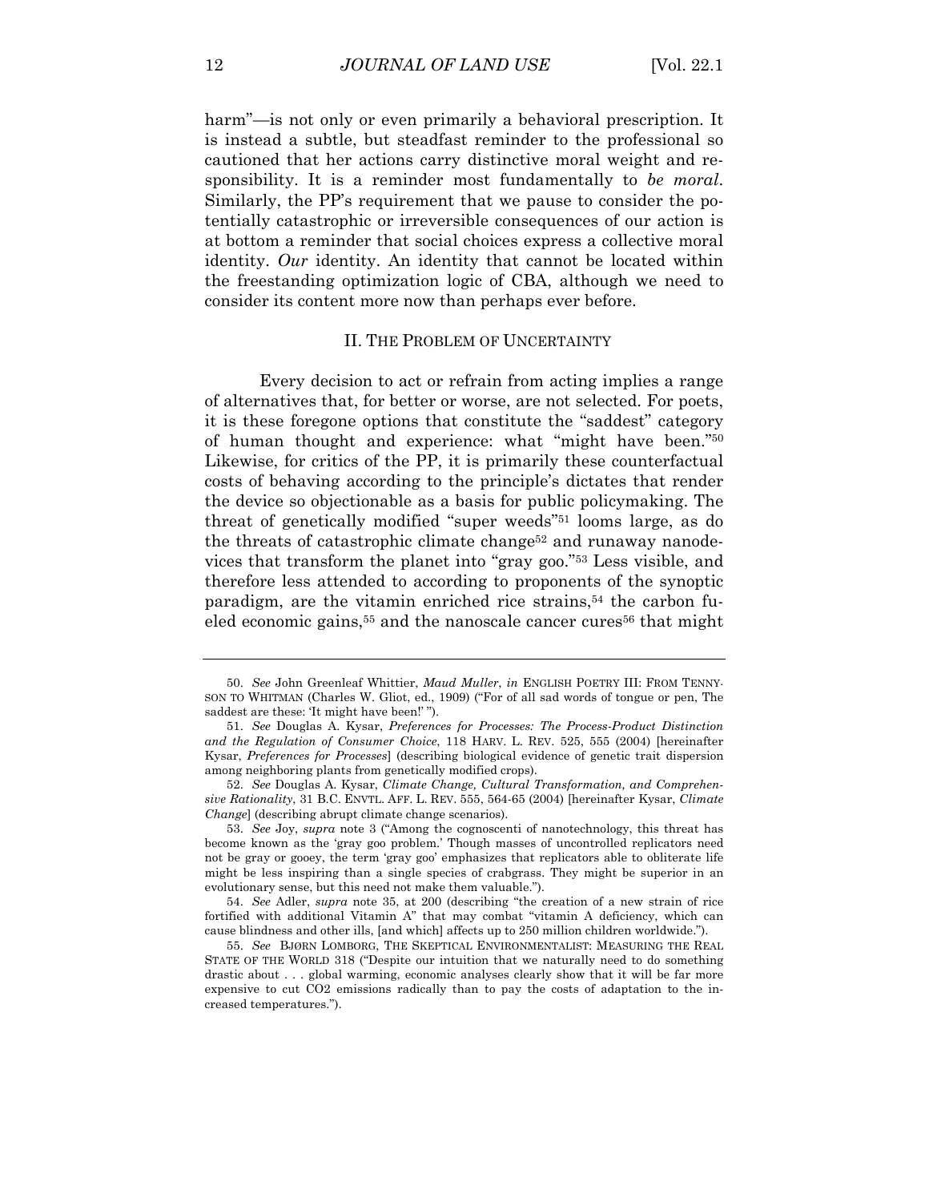harm"—is not only or even primarily a behavioral prescription. It is instead a subtle, but steadfast reminder to the professional so cautioned that her actions carry distinctive moral weight and responsibility. It is a reminder most fundamentally to *be moral*. Similarly, the PP's requirement that we pause to consider the potentially catastrophic or irreversible consequences of our action is at bottom a reminder that social choices express a collective moral identity. *Our* identity. An identity that cannot be located within the freestanding optimization logic of CBA, although we need to consider its content more now than perhaps ever before.

## II. THE PROBLEM OF UNCERTAINTY

Every decision to act or refrain from acting implies a range of alternatives that, for better or worse, are not selected. For poets, it is these foregone options that constitute the "saddest" category of human thought and experience: what "might have been."[50] Likewise, for critics of the PP, it is primarily these counterfactual costs of behaving according to the principle's dictates that render the device so objectionable as a basis for public policymaking. The threat of genetically modified "super weeds"[51] looms large, as do the threats of catastrophic climate change[52] and runaway nanodevices that transform the planet into "gray goo."[53] Less visible, and therefore less attended to according to proponents of the synoptic paradigm, are the vitamin enriched rice strains,[54] the carbon fueled economic gains,[55] and the nanoscale cancer cures[56] that might

---

50. *See* John Greenleaf Whittier, *Maud Muller*, *in* ENGLISH POETRY III: FROM TENNYSON TO WHITMAN (Charles W. Gliot, ed., 1909) ("For of all sad words of tongue or pen, The saddest are these: 'It might have been!' ").

51. *See* Douglas A. Kysar, *Preferences for Processes: The Process-Product Distinction and the Regulation of Consumer Choice*, 118 HARV. L. REV. 525, 555 (2004) [hereinafter Kysar, *Preferences for Processes*] (describing biological evidence of genetic trait dispersion among neighboring plants from genetically modified crops).

52. *See* Douglas A. Kysar, *Climate Change, Cultural Transformation, and Comprehensive Rationality*, 31 B.C. ENVTL. AFF. L. REV. 555, 564-65 (2004) [hereinafter Kysar, *Climate Change*] (describing abrupt climate change scenarios).

53. *See* Joy, *supra* note 3 ("Among the cognoscenti of nanotechnology, this threat has become known as the 'gray goo problem.' Though masses of uncontrolled replicators need not be gray or gooey, the term 'gray goo' emphasizes that replicators able to obliterate life might be less inspiring than a single species of crabgrass. They might be superior in an evolutionary sense, but this need not make them valuable.").

54. *See* Adler, *supra* note 35, at 200 (describing "the creation of a new strain of rice fortified with additional Vitamin A" that may combat "vitamin A deficiency, which can cause blindness and other ills, [and which] affects up to 250 million children worldwide.").

55. *See* BJØRN LOMBORG, THE SKEPTICAL ENVIRONMENTALIST: MEASURING THE REAL STATE OF THE WORLD 318 ("Despite our intuition that we naturally need to do something drastic about . . . global warming, economic analyses clearly show that it will be far more expensive to cut $CO_2$ emissions radically than to pay the costs of adaptation to the increased temperatures.").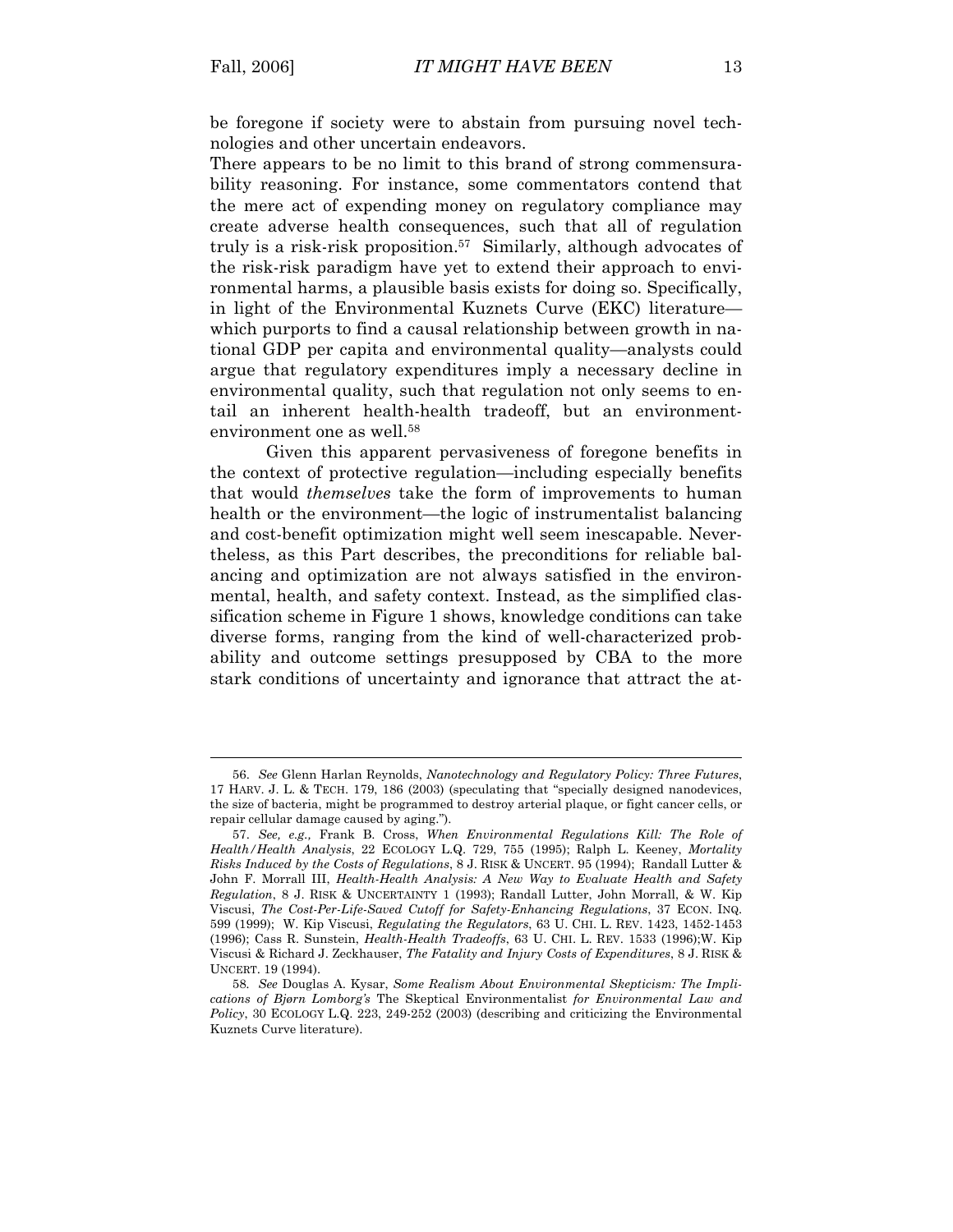be foregone if society were to abstain from pursuing novel technologies and other uncertain endeavors.

There appears to be no limit to this brand of strong commensurability reasoning. For instance, some commentators contend that the mere act of expending money on regulatory compliance may create adverse health consequences, such that all of regulation truly is a risk-risk proposition.[57] Similarly, although advocates of the risk-risk paradigm have yet to extend their approach to environmental harms, a plausible basis exists for doing so. Specifically, in light of the Environmental Kuznets Curve (EKC) literature—which purports to find a causal relationship between growth in national GDP per capita and environmental quality—analysts could argue that regulatory expenditures imply a necessary decline in environmental quality, such that regulation not only seems to entail an inherent health-health tradeoff, but an environment-environment one as well.[58]

Given this apparent pervasiveness of foregone benefits in the context of protective regulation—including especially benefits that would *themselves* take the form of improvements to human health or the environment—the logic of instrumentalist balancing and cost-benefit optimization might well seem inescapable. Nevertheless, as this Part describes, the preconditions for reliable balancing and optimization are not always satisfied in the environmental, health, and safety context. Instead, as the simplified classification scheme in Figure 1 shows, knowledge conditions can take diverse forms, ranging from the kind of well-characterized probability and outcome settings presupposed by CBA to the more stark conditions of uncertainty and ignorance that attract the at-

---

56. *See* Glenn Harlan Reynolds, *Nanotechnology and Regulatory Policy: Three Futures*, 17 HARV. J. L. & TECH. 179, 186 (2003) (speculating that "specially designed nanodevices, the size of bacteria, might be programmed to destroy arterial plaque, or fight cancer cells, or repair cellular damage caused by aging.").

57. *See, e.g.,* Frank B. Cross, *When Environmental Regulations Kill: The Role of Health/Health Analysis*, 22 ECOLOGY L.Q. 729, 755 (1995); Ralph L. Keeney, *Mortality Risks Induced by the Costs of Regulations*, 8 J. RISK & UNCERT. 95 (1994); Randall Lutter & John F. Morrall III, *Health-Health Analysis: A New Way to Evaluate Health and Safety Regulation*, 8 J. RISK & UNCERTAINTY 1 (1993); Randall Lutter, John Morrall, & W. Kip Viscusi, *The Cost-Per-Life-Saved Cutoff for Safety-Enhancing Regulations*, 37 ECON. INQ. 599 (1999); W. Kip Viscusi, *Regulating the Regulators*, 63 U. CHI. L. REV. 1423, 1452-1453 (1996); Cass R. Sunstein, *Health-Health Tradeoffs*, 63 U. CHI. L. REV. 1533 (1996);W. Kip Viscusi & Richard J. Zeckhauser, *The Fatality and Injury Costs of Expenditures*, 8 J. RISK & UNCERT. 19 (1994).

58. *See* Douglas A. Kysar, *Some Realism About Environmental Skepticism: The Implications of Bjørn Lomborg's* The Skeptical Environmentalist *for Environmental Law and Policy*, 30 ECOLOGY L.Q. 223, 249-252 (2003) (describing and criticizing the Environmental Kuznets Curve literature).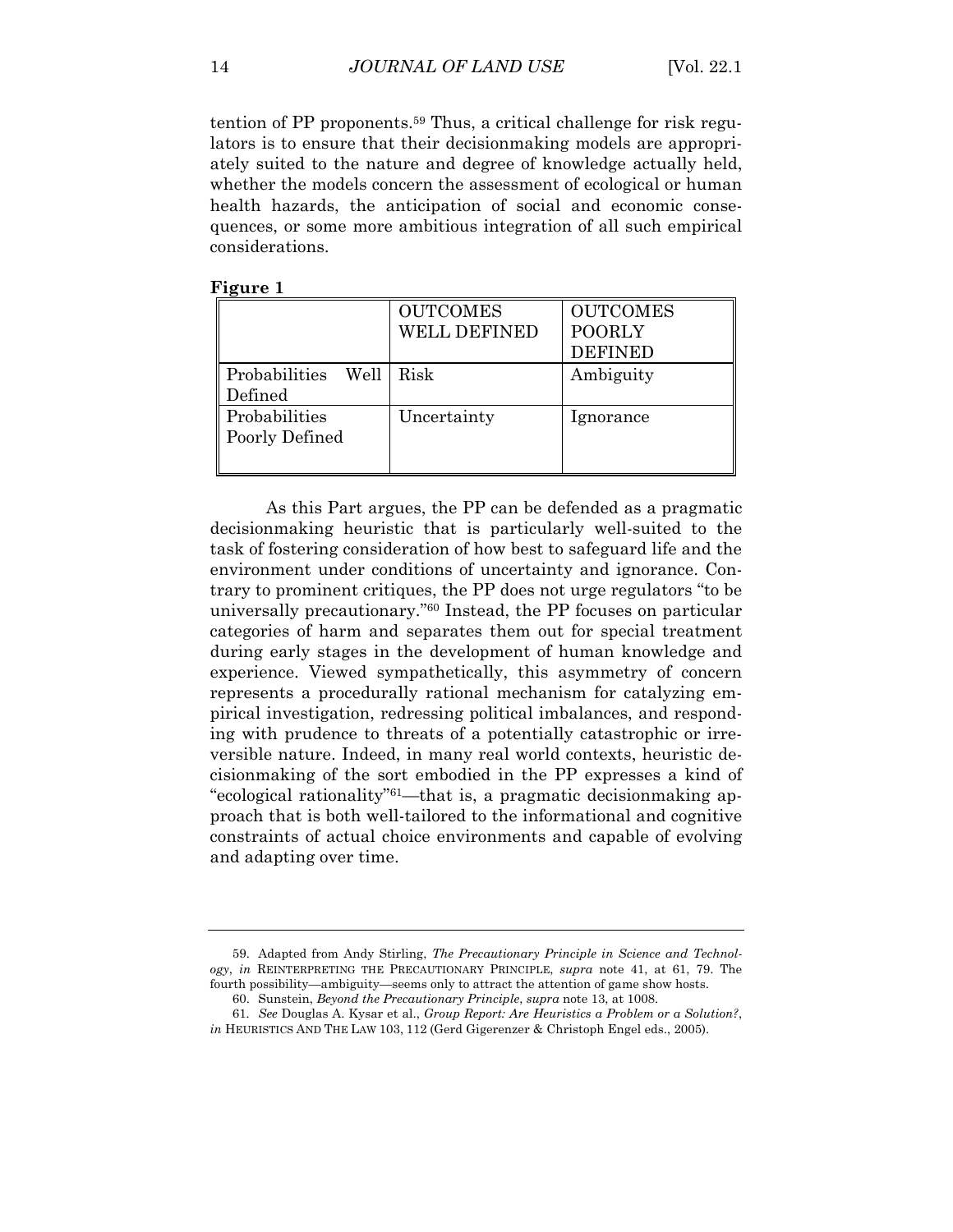tention of PP proponents.[59] Thus, a critical challenge for risk regulators is to ensure that their decisionmaking models are appropriately suited to the nature and degree of knowledge actually held, whether the models concern the assessment of ecological or human health hazards, the anticipation of social and economic consequences, or some more ambitious integration of all such empirical considerations.

**Figure 1**

| | OUTCOMES WELL DEFINED | OUTCOMES POORLY DEFINED |
|---|---|---|
| Probabilities Well Defined | Risk | Ambiguity |
| Probabilities Poorly Defined | Uncertainty | Ignorance |

As this Part argues, the PP can be defended as a pragmatic decisionmaking heuristic that is particularly well-suited to the task of fostering consideration of how best to safeguard life and the environment under conditions of uncertainty and ignorance. Contrary to prominent critiques, the PP does not urge regulators "to be universally precautionary."[60] Instead, the PP focuses on particular categories of harm and separates them out for special treatment during early stages in the development of human knowledge and experience. Viewed sympathetically, this asymmetry of concern represents a procedurally rational mechanism for catalyzing empirical investigation, redressing political imbalances, and responding with prudence to threats of a potentially catastrophic or irreversible nature. Indeed, in many real world contexts, heuristic decisionmaking of the sort embodied in the PP expresses a kind of "ecological rationality"[61]—that is, a pragmatic decisionmaking approach that is both well-tailored to the informational and cognitive constraints of actual choice environments and capable of evolving and adapting over time.

---

59. Adapted from Andy Stirling, *The Precautionary Principle in Science and Technology*, *in* REINTERPRETING THE PRECAUTIONARY PRINCIPLE, *supra* note 41, at 61, 79. The fourth possibility—ambiguity—seems only to attract the attention of game show hosts.

60. Sunstein, *Beyond the Precautionary Principle*, *supra* note 13, at 1008.

61. *See* Douglas A. Kysar et al., *Group Report: Are Heuristics a Problem or a Solution?*, *in* HEURISTICS AND THE LAW 103, 112 (Gerd Gigerenzer & Christoph Engel eds., 2005).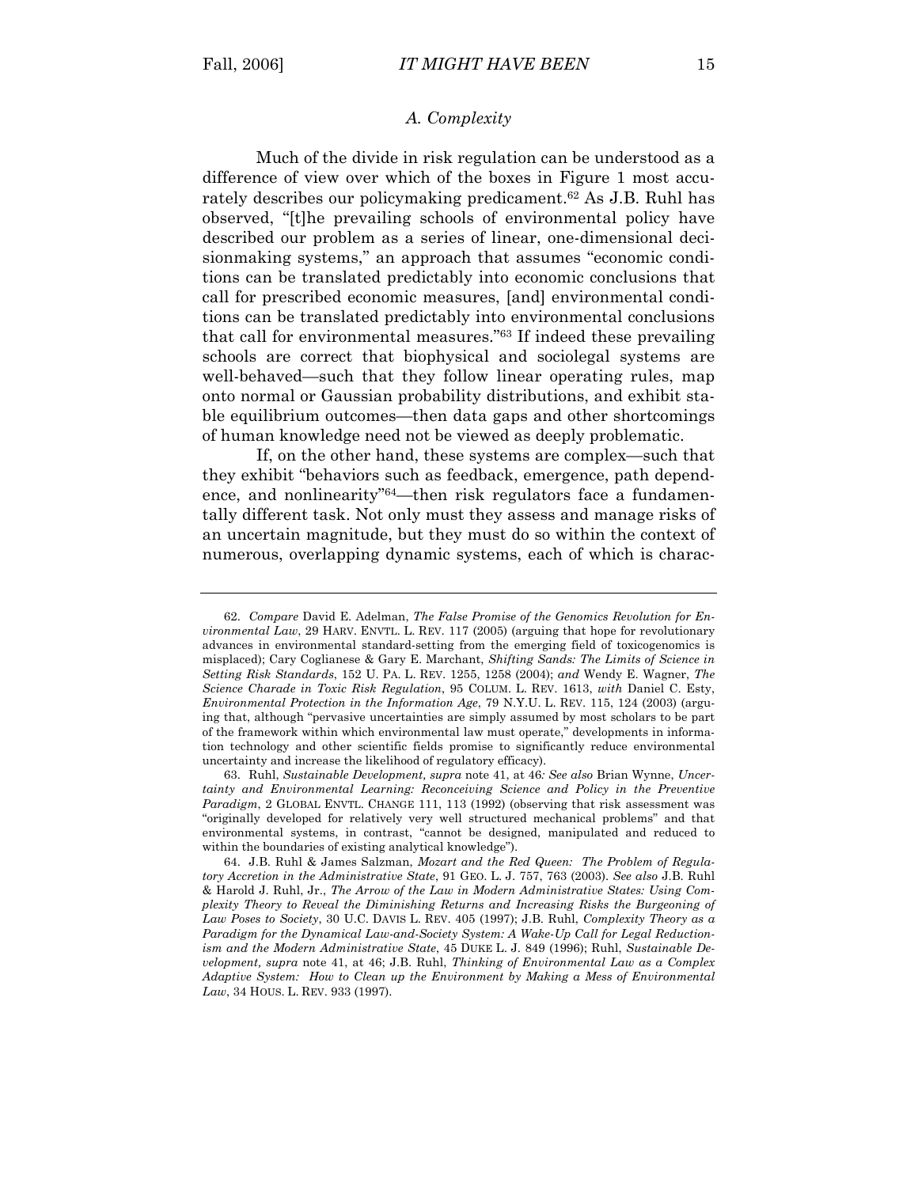### A. Complexity

Much of the divide in risk regulation can be understood as a difference of view over which of the boxes in Figure 1 most accurately describes our policymaking predicament.[62] As J.B. Ruhl has observed, "[t]he prevailing schools of environmental policy have described our problem as a series of linear, one-dimensional decisionmaking systems," an approach that assumes "economic conditions can be translated predictably into economic conclusions that call for prescribed economic measures, [and] environmental conditions can be translated predictably into environmental conclusions that call for environmental measures."[63] If indeed these prevailing schools are correct that biophysical and sociolegal systems are well-behaved—such that they follow linear operating rules, map onto normal or Gaussian probability distributions, and exhibit stable equilibrium outcomes—then data gaps and other shortcomings of human knowledge need not be viewed as deeply problematic.

If, on the other hand, these systems are complex—such that they exhibit "behaviors such as feedback, emergence, path dependence, and nonlinearity"[64]—then risk regulators face a fundamentally different task. Not only must they assess and manage risks of an uncertain magnitude, but they must do so within the context of numerous, overlapping dynamic systems, each of which is charac-

---

62. *Compare* David E. Adelman, *The False Promise of the Genomics Revolution for Environmental Law*, 29 HARV. ENVTL. L. REV. 117 (2005) (arguing that hope for revolutionary advances in environmental standard-setting from the emerging field of toxicogenomics is misplaced); Cary Coglianese & Gary E. Marchant, *Shifting Sands: The Limits of Science in Setting Risk Standards*, 152 U. PA. L. REV. 1255, 1258 (2004); *and* Wendy E. Wagner, *The Science Charade in Toxic Risk Regulation*, 95 COLUM. L. REV. 1613, *with* Daniel C. Esty, *Environmental Protection in the Information Age*, 79 N.Y.U. L. REV. 115, 124 (2003) (arguing that, although "pervasive uncertainties are simply assumed by most scholars to be part of the framework within which environmental law must operate," developments in information technology and other scientific fields promise to significantly reduce environmental uncertainty and increase the likelihood of regulatory efficacy).

63. Ruhl, *Sustainable Development, supra* note 41, at 46*; See also* Brian Wynne, *Uncertainty and Environmental Learning: Reconceiving Science and Policy in the Preventive Paradigm*, 2 GLOBAL ENVTL. CHANGE 111, 113 (1992) (observing that risk assessment was "originally developed for relatively very well structured mechanical problems" and that environmental systems, in contrast, "cannot be designed, manipulated and reduced to within the boundaries of existing analytical knowledge").

64. J.B. Ruhl & James Salzman, *Mozart and the Red Queen: The Problem of Regulatory Accretion in the Administrative State*, 91 GEO. L. J. 757, 763 (2003). *See also* J.B. Ruhl & Harold J. Ruhl, Jr., *The Arrow of the Law in Modern Administrative States: Using Complexity Theory to Reveal the Diminishing Returns and Increasing Risks the Burgeoning of Law Poses to Society*, 30 U.C. DAVIS L. REV. 405 (1997); J.B. Ruhl, *Complexity Theory as a Paradigm for the Dynamical Law-and-Society System: A Wake-Up Call for Legal Reductionism and the Modern Administrative State*, 45 DUKE L. J. 849 (1996); Ruhl, *Sustainable Development, supra* note 41, at 46; J.B. Ruhl, *Thinking of Environmental Law as a Complex Adaptive System: How to Clean up the Environment by Making a Mess of Environmental Law*, 34 HOUS. L. REV. 933 (1997).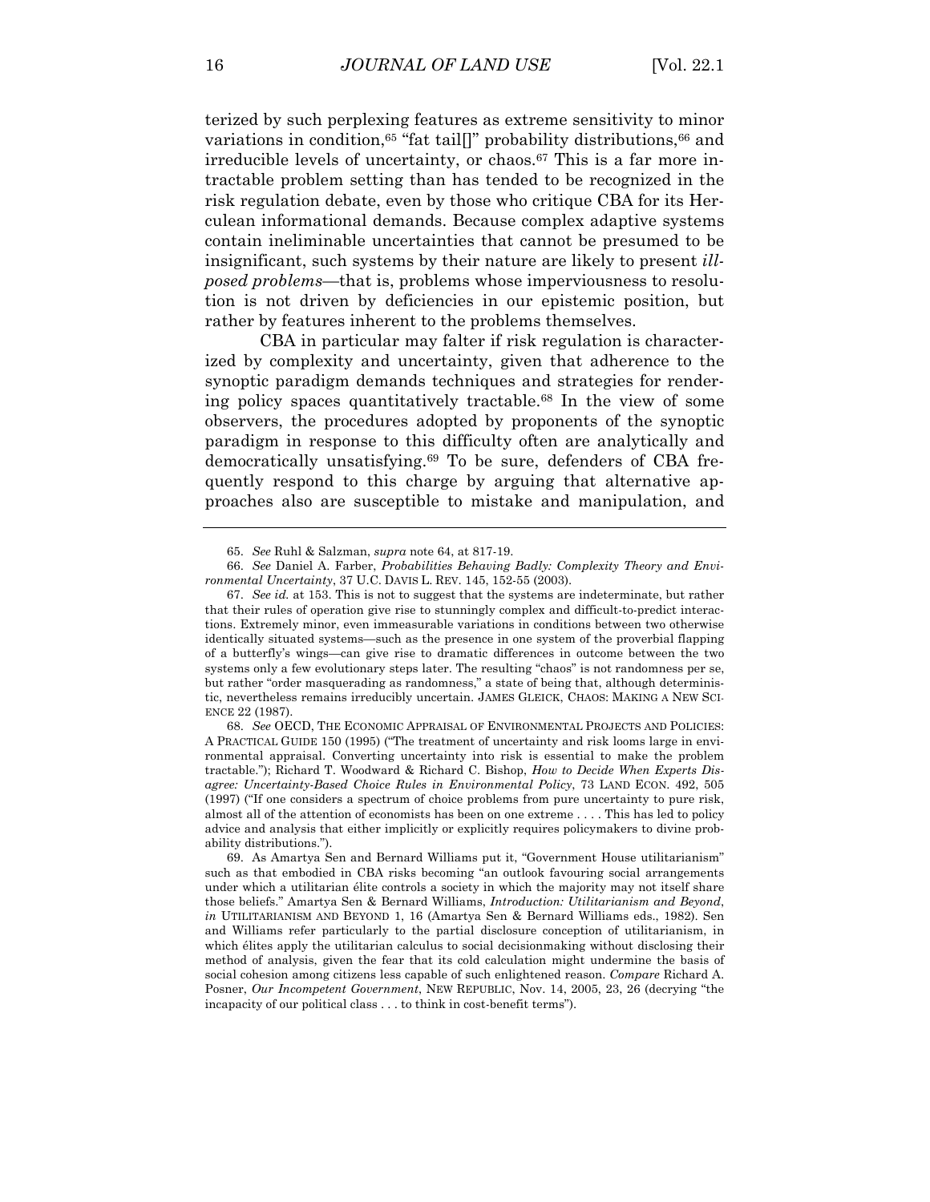terized by such perplexing features as extreme sensitivity to minor variations in condition,[65] "fat tail[]" probability distributions,[66] and irreducible levels of uncertainty, or chaos.[67] This is a far more intractable problem setting than has tended to be recognized in the risk regulation debate, even by those who critique CBA for its Herculean informational demands. Because complex adaptive systems contain ineliminable uncertainties that cannot be presumed to be insignificant, such systems by their nature are likely to present *ill-posed problems*—that is, problems whose imperviousness to resolution is not driven by deficiencies in our epistemic position, but rather by features inherent to the problems themselves.

CBA in particular may falter if risk regulation is characterized by complexity and uncertainty, given that adherence to the synoptic paradigm demands techniques and strategies for rendering policy spaces quantitatively tractable.[68] In the view of some observers, the procedures adopted by proponents of the synoptic paradigm in response to this difficulty often are analytically and democratically unsatisfying.[69] To be sure, defenders of CBA frequently respond to this charge by arguing that alternative approaches also are susceptible to mistake and manipulation, and

---

65. *See* Ruhl & Salzman, *supra* note 64, at 817-19.

66. *See* Daniel A. Farber, *Probabilities Behaving Badly: Complexity Theory and Environmental Uncertainty*, 37 U.C. DAVIS L. REV. 145, 152-55 (2003).

67. *See id.* at 153. This is not to suggest that the systems are indeterminate, but rather that their rules of operation give rise to stunningly complex and difficult-to-predict interactions. Extremely minor, even immeasurable variations in conditions between two otherwise identically situated systems—such as the presence in one system of the proverbial flapping of a butterfly's wings—can give rise to dramatic differences in outcome between the two systems only a few evolutionary steps later. The resulting "chaos" is not randomness per se, but rather "order masquerading as randomness," a state of being that, although deterministic, nevertheless remains irreducibly uncertain. JAMES GLEICK, CHAOS: MAKING A NEW SCIENCE 22 (1987).

68. *See* OECD, THE ECONOMIC APPRAISAL OF ENVIRONMENTAL PROJECTS AND POLICIES: A PRACTICAL GUIDE 150 (1995) ("The treatment of uncertainty and risk looms large in environmental appraisal. Converting uncertainty into risk is essential to make the problem tractable."); Richard T. Woodward & Richard C. Bishop, *How to Decide When Experts Disagree: Uncertainty-Based Choice Rules in Environmental Policy*, 73 LAND ECON. 492, 505 (1997) ("If one considers a spectrum of choice problems from pure uncertainty to pure risk, almost all of the attention of economists has been on one extreme . . . . This has led to policy advice and analysis that either implicitly or explicitly requires policymakers to divine probability distributions.").

69. As Amartya Sen and Bernard Williams put it, "Government House utilitarianism" such as that embodied in CBA risks becoming "an outlook favouring social arrangements under which a utilitarian élite controls a society in which the majority may not itself share those beliefs." Amartya Sen & Bernard Williams, *Introduction: Utilitarianism and Beyond*, *in* UTILITARIANISM AND BEYOND 1, 16 (Amartya Sen & Bernard Williams eds., 1982). Sen and Williams refer particularly to the partial disclosure conception of utilitarianism, in which élites apply the utilitarian calculus to social decisionmaking without disclosing their method of analysis, given the fear that its cold calculation might undermine the basis of social cohesion among citizens less capable of such enlightened reason. *Compare* Richard A. Posner, *Our Incompetent Government*, NEW REPUBLIC, Nov. 14, 2005, 23, 26 (decrying "the incapacity of our political class . . . to think in cost-benefit terms").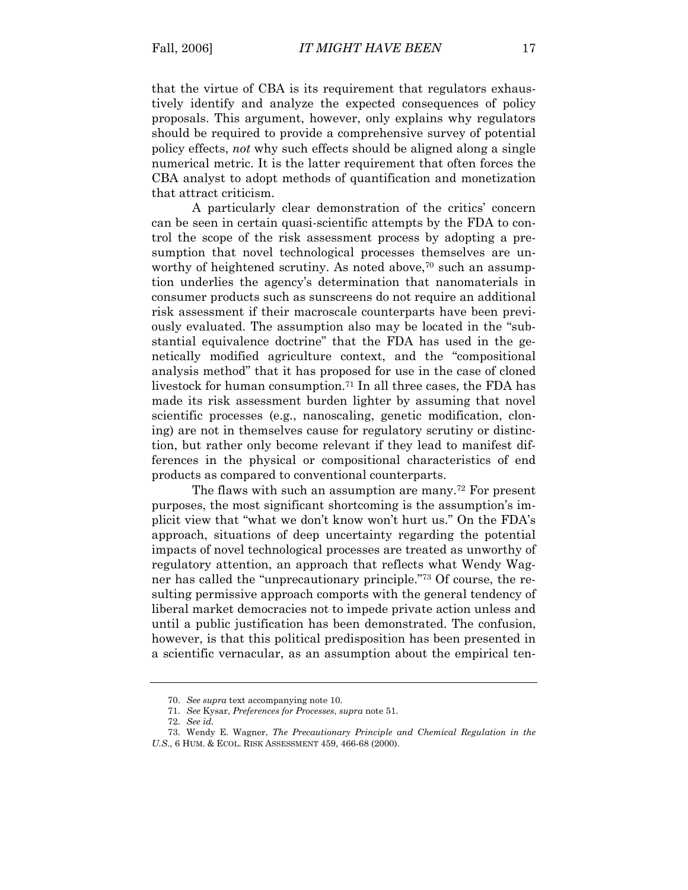that the virtue of CBA is its requirement that regulators exhaustively identify and analyze the expected consequences of policy proposals. This argument, however, only explains why regulators should be required to provide a comprehensive survey of potential policy effects, *not* why such effects should be aligned along a single numerical metric. It is the latter requirement that often forces the CBA analyst to adopt methods of quantification and monetization that attract criticism.

A particularly clear demonstration of the critics' concern can be seen in certain quasi-scientific attempts by the FDA to control the scope of the risk assessment process by adopting a presumption that novel technological processes themselves are unworthy of heightened scrutiny. As noted above,[70] such an assumption underlies the agency's determination that nanomaterials in consumer products such as sunscreens do not require an additional risk assessment if their macroscale counterparts have been previously evaluated. The assumption also may be located in the "substantial equivalence doctrine" that the FDA has used in the genetically modified agriculture context, and the "compositional analysis method" that it has proposed for use in the case of cloned livestock for human consumption.[71] In all three cases, the FDA has made its risk assessment burden lighter by assuming that novel scientific processes (e.g., nanoscaling, genetic modification, cloning) are not in themselves cause for regulatory scrutiny or distinction, but rather only become relevant if they lead to manifest differences in the physical or compositional characteristics of end products as compared to conventional counterparts.

The flaws with such an assumption are many.[72] For present purposes, the most significant shortcoming is the assumption's implicit view that "what we don't know won't hurt us." On the FDA's approach, situations of deep uncertainty regarding the potential impacts of novel technological processes are treated as unworthy of regulatory attention, an approach that reflects what Wendy Wagner has called the "unprecautionary principle."[73] Of course, the resulting permissive approach comports with the general tendency of liberal market democracies not to impede private action unless and until a public justification has been demonstrated. The confusion, however, is that this political predisposition has been presented in a scientific vernacular, as an assumption about the empirical ten-

---

70. *See supra* text accompanying note 10.

71. *See* Kysar, *Preferences for Processes*, *supra* note 51.

72. *See id.*

73. Wendy E. Wagner, *The Precautionary Principle and Chemical Regulation in the U.S.*, 6 HUM. & ECOL. RISK ASSESSMENT 459, 466-68 (2000).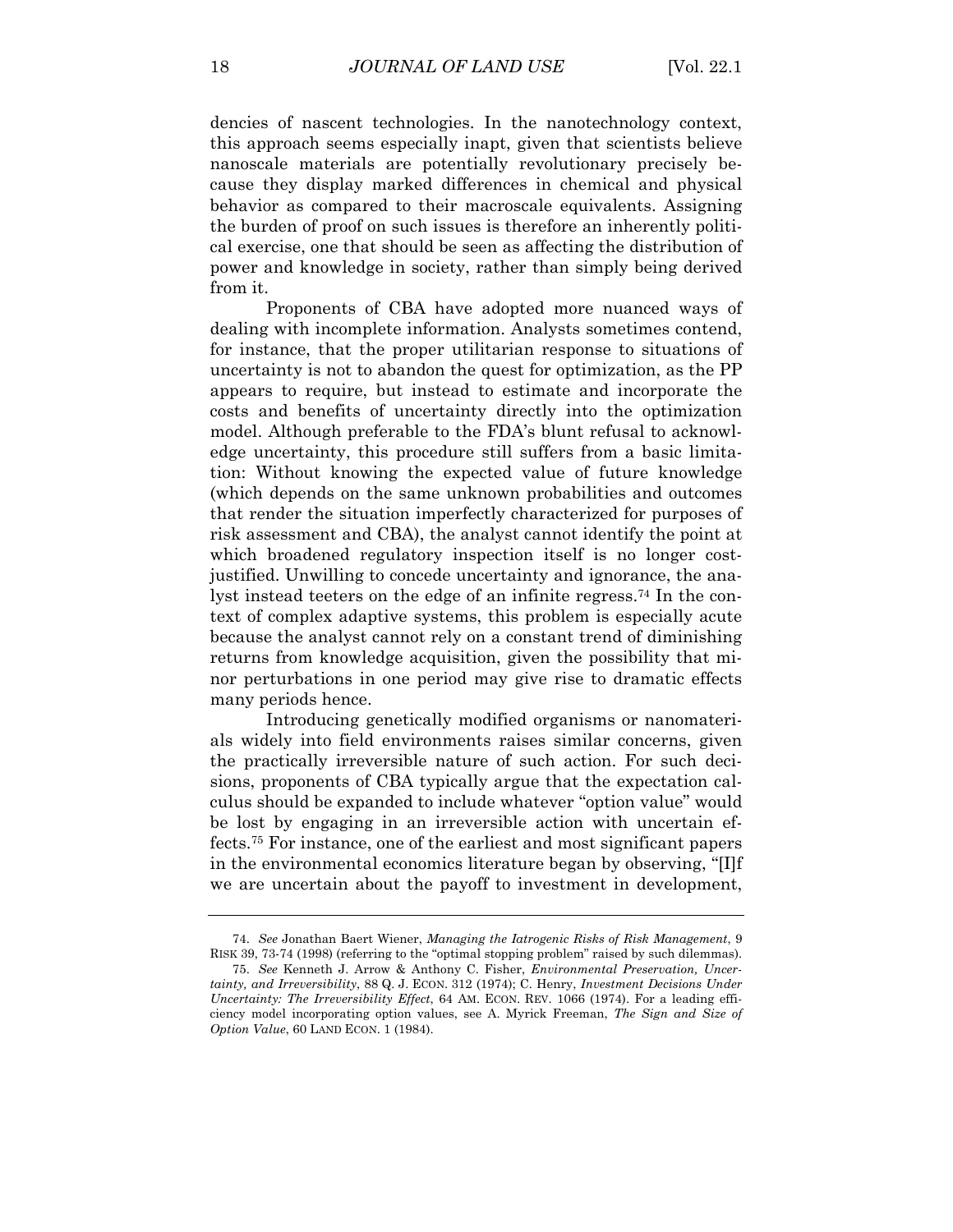dencies of nascent technologies. In the nanotechnology context, this approach seems especially inapt, given that scientists believe nanoscale materials are potentially revolutionary precisely because they display marked differences in chemical and physical behavior as compared to their macroscale equivalents. Assigning the burden of proof on such issues is therefore an inherently political exercise, one that should be seen as affecting the distribution of power and knowledge in society, rather than simply being derived from it.

Proponents of CBA have adopted more nuanced ways of dealing with incomplete information. Analysts sometimes contend, for instance, that the proper utilitarian response to situations of uncertainty is not to abandon the quest for optimization, as the PP appears to require, but instead to estimate and incorporate the costs and benefits of uncertainty directly into the optimization model. Although preferable to the FDA's blunt refusal to acknowledge uncertainty, this procedure still suffers from a basic limitation: Without knowing the expected value of future knowledge (which depends on the same unknown probabilities and outcomes that render the situation imperfectly characterized for purposes of risk assessment and CBA), the analyst cannot identify the point at which broadened regulatory inspection itself is no longer cost-justified. Unwilling to concede uncertainty and ignorance, the analyst instead teeters on the edge of an infinite regress.[74] In the context of complex adaptive systems, this problem is especially acute because the analyst cannot rely on a constant trend of diminishing returns from knowledge acquisition, given the possibility that minor perturbations in one period may give rise to dramatic effects many periods hence.

Introducing genetically modified organisms or nanomaterials widely into field environments raises similar concerns, given the practically irreversible nature of such action. For such decisions, proponents of CBA typically argue that the expectation calculus should be expanded to include whatever "option value" would be lost by engaging in an irreversible action with uncertain effects.[75] For instance, one of the earliest and most significant papers in the environmental economics literature began by observing, "[I]f we are uncertain about the payoff to investment in development,

---

74. *See* Jonathan Baert Wiener, *Managing the Iatrogenic Risks of Risk Management*, 9 RISK 39, 73-74 (1998) (referring to the "optimal stopping problem" raised by such dilemmas).

75. *See* Kenneth J. Arrow & Anthony C. Fisher, *Environmental Preservation, Uncertainty, and Irreversibility*, 88 Q. J. ECON. 312 (1974); C. Henry, *Investment Decisions Under Uncertainty: The Irreversibility Effect*, 64 AM. ECON. REV. 1066 (1974). For a leading efficiency model incorporating option values, see A. Myrick Freeman, *The Sign and Size of Option Value*, 60 LAND ECON. 1 (1984).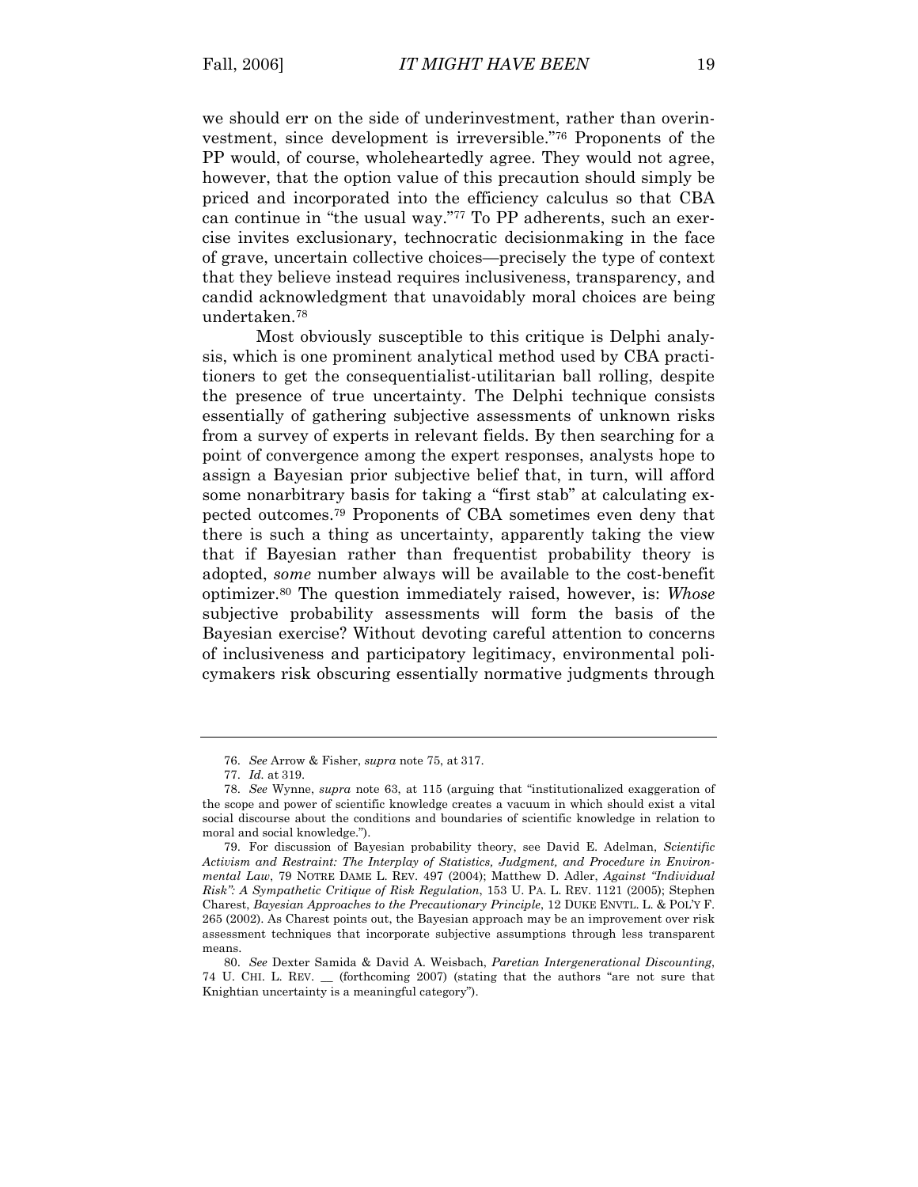we should err on the side of underinvestment, rather than overinvestment, since development is irreversible."[76] Proponents of the PP would, of course, wholeheartedly agree. They would not agree, however, that the option value of this precaution should simply be priced and incorporated into the efficiency calculus so that CBA can continue in "the usual way."[77] To PP adherents, such an exercise invites exclusionary, technocratic decisionmaking in the face of grave, uncertain collective choices—precisely the type of context that they believe instead requires inclusiveness, transparency, and candid acknowledgment that unavoidably moral choices are being undertaken.[78]

Most obviously susceptible to this critique is Delphi analysis, which is one prominent analytical method used by CBA practitioners to get the consequentialist-utilitarian ball rolling, despite the presence of true uncertainty. The Delphi technique consists essentially of gathering subjective assessments of unknown risks from a survey of experts in relevant fields. By then searching for a point of convergence among the expert responses, analysts hope to assign a Bayesian prior subjective belief that, in turn, will afford some nonarbitrary basis for taking a "first stab" at calculating expected outcomes.[79] Proponents of CBA sometimes even deny that there is such a thing as uncertainty, apparently taking the view that if Bayesian rather than frequentist probability theory is adopted, *some* number always will be available to the cost-benefit optimizer.[80] The question immediately raised, however, is: *Whose* subjective probability assessments will form the basis of the Bayesian exercise? Without devoting careful attention to concerns of inclusiveness and participatory legitimacy, environmental policymakers risk obscuring essentially normative judgments through

---

76. *See* Arrow & Fisher, *supra* note 75, at 317.

77. *Id.* at 319.

78. *See* Wynne, *supra* note 63, at 115 (arguing that "institutionalized exaggeration of the scope and power of scientific knowledge creates a vacuum in which should exist a vital social discourse about the conditions and boundaries of scientific knowledge in relation to moral and social knowledge.").

79. For discussion of Bayesian probability theory, see David E. Adelman, *Scientific Activism and Restraint: The Interplay of Statistics, Judgment, and Procedure in Environmental Law*, 79 NOTRE DAME L. REV. 497 (2004); Matthew D. Adler, *Against "Individual Risk": A Sympathetic Critique of Risk Regulation*, 153 U. PA. L. REV. 1121 (2005); Stephen Charest, *Bayesian Approaches to the Precautionary Principle*, 12 DUKE ENVTL. L. & POL'Y F. 265 (2002). As Charest points out, the Bayesian approach may be an improvement over risk assessment techniques that incorporate subjective assumptions through less transparent means.

80. *See* Dexter Samida & David A. Weisbach, *Paretian Intergenerational Discounting*, 74 U. CHI. L. REV. __ (forthcoming 2007) (stating that the authors "are not sure that Knightian uncertainty is a meaningful category").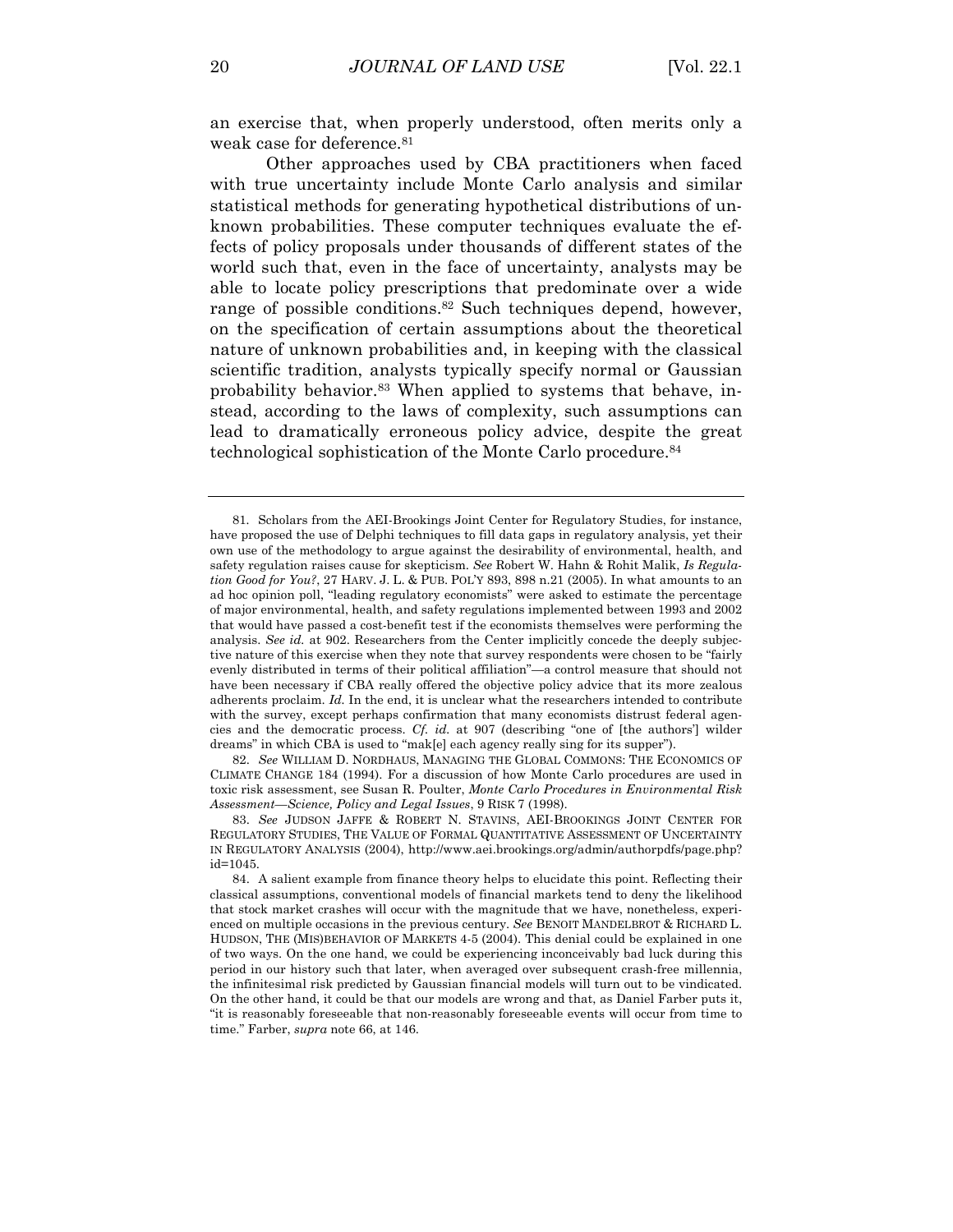an exercise that, when properly understood, often merits only a weak case for deference.[81]

Other approaches used by CBA practitioners when faced with true uncertainty include Monte Carlo analysis and similar statistical methods for generating hypothetical distributions of unknown probabilities. These computer techniques evaluate the effects of policy proposals under thousands of different states of the world such that, even in the face of uncertainty, analysts may be able to locate policy prescriptions that predominate over a wide range of possible conditions.[82] Such techniques depend, however, on the specification of certain assumptions about the theoretical nature of unknown probabilities and, in keeping with the classical scientific tradition, analysts typically specify normal or Gaussian probability behavior.[83] When applied to systems that behave, instead, according to the laws of complexity, such assumptions can lead to dramatically erroneous policy advice, despite the great technological sophistication of the Monte Carlo procedure.[84]

---

81. Scholars from the AEI-Brookings Joint Center for Regulatory Studies, for instance, have proposed the use of Delphi techniques to fill data gaps in regulatory analysis, yet their own use of the methodology to argue against the desirability of environmental, health, and safety regulation raises cause for skepticism. *See* Robert W. Hahn & Rohit Malik, *Is Regulation Good for You?*, 27 HARV. J. L. & PUB. POL'Y 893, 898 n.21 (2005). In what amounts to an ad hoc opinion poll, "leading regulatory economists" were asked to estimate the percentage of major environmental, health, and safety regulations implemented between 1993 and 2002 that would have passed a cost-benefit test if the economists themselves were performing the analysis. *See id.* at 902. Researchers from the Center implicitly concede the deeply subjective nature of this exercise when they note that survey respondents were chosen to be "fairly evenly distributed in terms of their political affiliation"—a control measure that should not have been necessary if CBA really offered the objective policy advice that its more zealous adherents proclaim. *Id.* In the end, it is unclear what the researchers intended to contribute with the survey, except perhaps confirmation that many economists distrust federal agencies and the democratic process. *Cf. id.* at 907 (describing "one of [the authors'] wilder dreams" in which CBA is used to "mak[e] each agency really sing for its supper").

82. *See* WILLIAM D. NORDHAUS, MANAGING THE GLOBAL COMMONS: THE ECONOMICS OF CLIMATE CHANGE 184 (1994). For a discussion of how Monte Carlo procedures are used in toxic risk assessment, see Susan R. Poulter, *Monte Carlo Procedures in Environmental Risk Assessment—Science, Policy and Legal Issues*, 9 RISK 7 (1998).

83. *See* JUDSON JAFFE & ROBERT N. STAVINS, AEI-BROOKINGS JOINT CENTER FOR REGULATORY STUDIES, THE VALUE OF FORMAL QUANTITATIVE ASSESSMENT OF UNCERTAINTY IN REGULATORY ANALYSIS (2004), http://www.aei.brookings.org/admin/authorpdfs/page.php?id=1045.

84. A salient example from finance theory helps to elucidate this point. Reflecting their classical assumptions, conventional models of financial markets tend to deny the likelihood that stock market crashes will occur with the magnitude that we have, nonetheless, experienced on multiple occasions in the previous century. *See* BENOIT MANDELBROT & RICHARD L. HUDSON, THE (MIS)BEHAVIOR OF MARKETS 4-5 (2004). This denial could be explained in one of two ways. On the one hand, we could be experiencing inconceivably bad luck during this period in our history such that later, when averaged over subsequent crash-free millennia, the infinitesimal risk predicted by Gaussian financial models will turn out to be vindicated. On the other hand, it could be that our models are wrong and that, as Daniel Farber puts it, "it is reasonably foreseeable that non-reasonably foreseeable events will occur from time to time." Farber, *supra* note 66, at 146.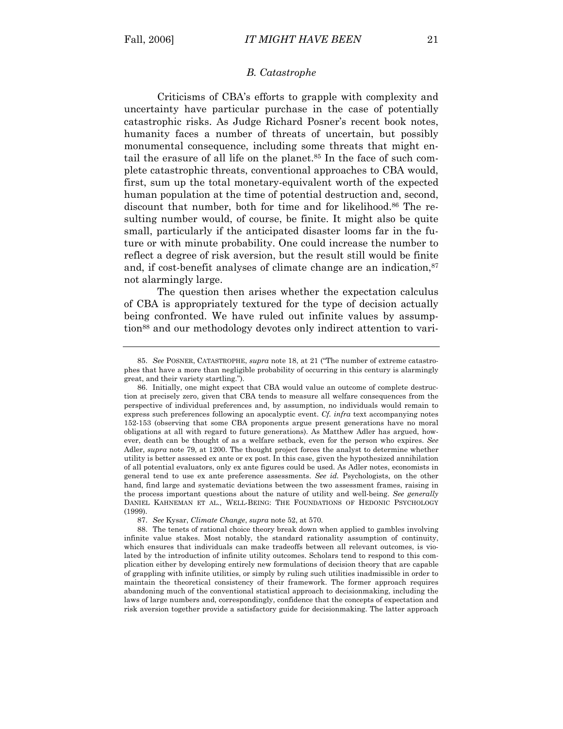### *B. Catastrophe*

Criticisms of CBA's efforts to grapple with complexity and uncertainty have particular purchase in the case of potentially catastrophic risks. As Judge Richard Posner's recent book notes, humanity faces a number of threats of uncertain, but possibly monumental consequence, including some threats that might entail the erasure of all life on the planet.[85] In the face of such complete catastrophic threats, conventional approaches to CBA would, first, sum up the total monetary-equivalent worth of the expected human population at the time of potential destruction and, second, discount that number, both for time and for likelihood.[86] The resulting number would, of course, be finite. It might also be quite small, particularly if the anticipated disaster looms far in the future or with minute probability. One could increase the number to reflect a degree of risk aversion, but the result still would be finite and, if cost-benefit analyses of climate change are an indication,[87] not alarmingly large.

The question then arises whether the expectation calculus of CBA is appropriately textured for the type of decision actually being confronted. We have ruled out infinite values by assumption[88] and our methodology devotes only indirect attention to vari-

---

85. *See* POSNER, CATASTROPHE, *supra* note 18, at 21 ("The number of extreme catastrophes that have a more than negligible probability of occurring in this century is alarmingly great, and their variety startling.").

86. Initially, one might expect that CBA would value an outcome of complete destruction at precisely zero, given that CBA tends to measure all welfare consequences from the perspective of individual preferences and, by assumption, no individuals would remain to express such preferences following an apocalyptic event. *Cf. infra* text accompanying notes 152-153 (observing that some CBA proponents argue present generations have no moral obligations at all with regard to future generations). As Matthew Adler has argued, however, death can be thought of as a welfare setback, even for the person who expires. *See* Adler, *supra* note 79, at 1200. The thought project forces the analyst to determine whether utility is better assessed ex ante or ex post. In this case, given the hypothesized annihilation of all potential evaluators, only ex ante figures could be used. As Adler notes, economists in general tend to use ex ante preference assessments. *See id.* Psychologists, on the other hand, find large and systematic deviations between the two assessment frames, raising in the process important questions about the nature of utility and well-being. *See generally* DANIEL KAHNEMAN ET AL., WELL-BEING: THE FOUNDATIONS OF HEDONIC PSYCHOLOGY (1999).

87. *See* Kysar, *Climate Change*, *supra* note 52, at 570.

88. The tenets of rational choice theory break down when applied to gambles involving infinite value stakes. Most notably, the standard rationality assumption of continuity, which ensures that individuals can make tradeoffs between all relevant outcomes, is violated by the introduction of infinite utility outcomes. Scholars tend to respond to this complication either by developing entirely new formulations of decision theory that are capable of grappling with infinite utilities, or simply by ruling such utilities inadmissible in order to maintain the theoretical consistency of their framework. The former approach requires abandoning much of the conventional statistical approach to decisionmaking, including the laws of large numbers and, correspondingly, confidence that the concepts of expectation and risk aversion together provide a satisfactory guide for decisionmaking. The latter approach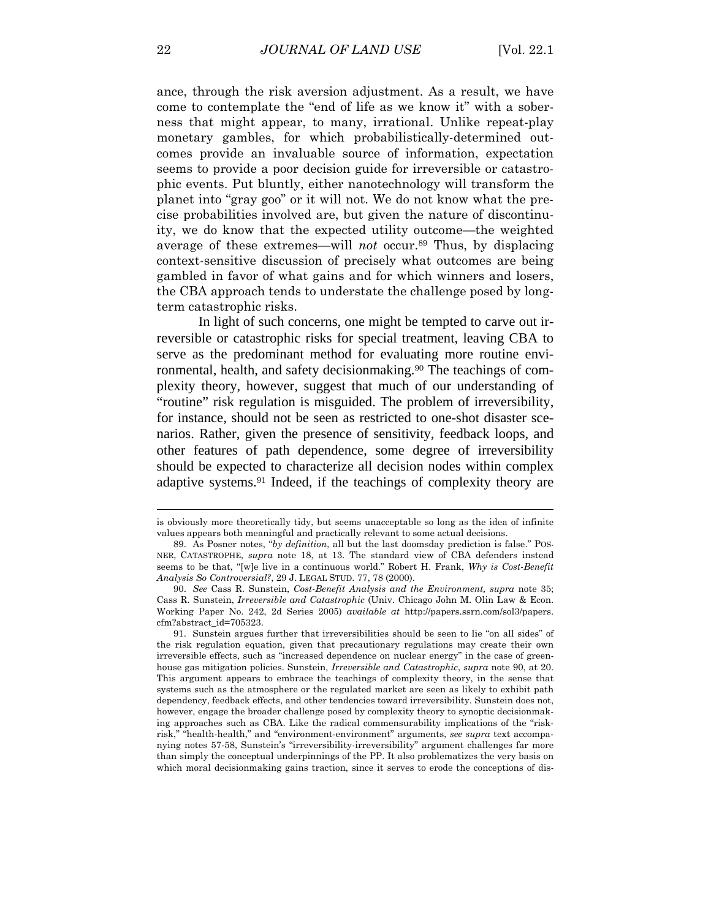ance, through the risk aversion adjustment. As a result, we have come to contemplate the "end of life as we know it" with a soberness that might appear, to many, irrational. Unlike repeat-play monetary gambles, for which probabilistically-determined outcomes provide an invaluable source of information, expectation seems to provide a poor decision guide for irreversible or catastrophic events. Put bluntly, either nanotechnology will transform the planet into "gray goo" or it will not. We do not know what the precise probabilities involved are, but given the nature of discontinuity, we do know that the expected utility outcome—the weighted average of these extremes—will *not* occur.[89] Thus, by displacing context-sensitive discussion of precisely what outcomes are being gambled in favor of what gains and for which winners and losers, the CBA approach tends to understate the challenge posed by long-term catastrophic risks.

In light of such concerns, one might be tempted to carve out irreversible or catastrophic risks for special treatment, leaving CBA to serve as the predominant method for evaluating more routine environmental, health, and safety decisionmaking.[90] The teachings of complexity theory, however, suggest that much of our understanding of "routine" risk regulation is misguided. The problem of irreversibility, for instance, should not be seen as restricted to one-shot disaster scenarios. Rather, given the presence of sensitivity, feedback loops, and other features of path dependence, some degree of irreversibility should be expected to characterize all decision nodes within complex adaptive systems.[91] Indeed, if the teachings of complexity theory are

---

is obviously more theoretically tidy, but seems unacceptable so long as the idea of infinite values appears both meaningful and practically relevant to some actual decisions.

89. As Posner notes, "*by definition*, all but the last doomsday prediction is false." POSNER, CATASTROPHE, *supra* note 18, at 13. The standard view of CBA defenders instead seems to be that, "[w]e live in a continuous world." Robert H. Frank, *Why is Cost-Benefit Analysis So Controversial?*, 29 J. LEGAL STUD. 77, 78 (2000).

90. *See* Cass R. Sunstein, *Cost-Benefit Analysis and the Environment, supra* note 35; Cass R. Sunstein, *Irreversible and Catastrophic* (Univ. Chicago John M. Olin Law & Econ. Working Paper No. 242, 2d Series 2005) *available at* http://papers.ssrn.com/sol3/papers.cfm?abstract_id=705323.

91. Sunstein argues further that irreversibilities should be seen to lie "on all sides" of the risk regulation equation, given that precautionary regulations may create their own irreversible effects, such as "increased dependence on nuclear energy" in the case of greenhouse gas mitigation policies. Sunstein, *Irreversible and Catastrophic*, *supra* note 90, at 20. This argument appears to embrace the teachings of complexity theory, in the sense that systems such as the atmosphere or the regulated market are seen as likely to exhibit path dependency, feedback effects, and other tendencies toward irreversibility. Sunstein does not, however, engage the broader challenge posed by complexity theory to synoptic decisionmaking approaches such as CBA. Like the radical commensurability implications of the "risk-risk," "health-health," and "environment-environment" arguments, *see supra* text accompanying notes 57-58, Sunstein's "irreversibility-irreversibility" argument challenges far more than simply the conceptual underpinnings of the PP. It also problematizes the very basis on which moral decisionmaking gains traction, since it serves to erode the conceptions of dis-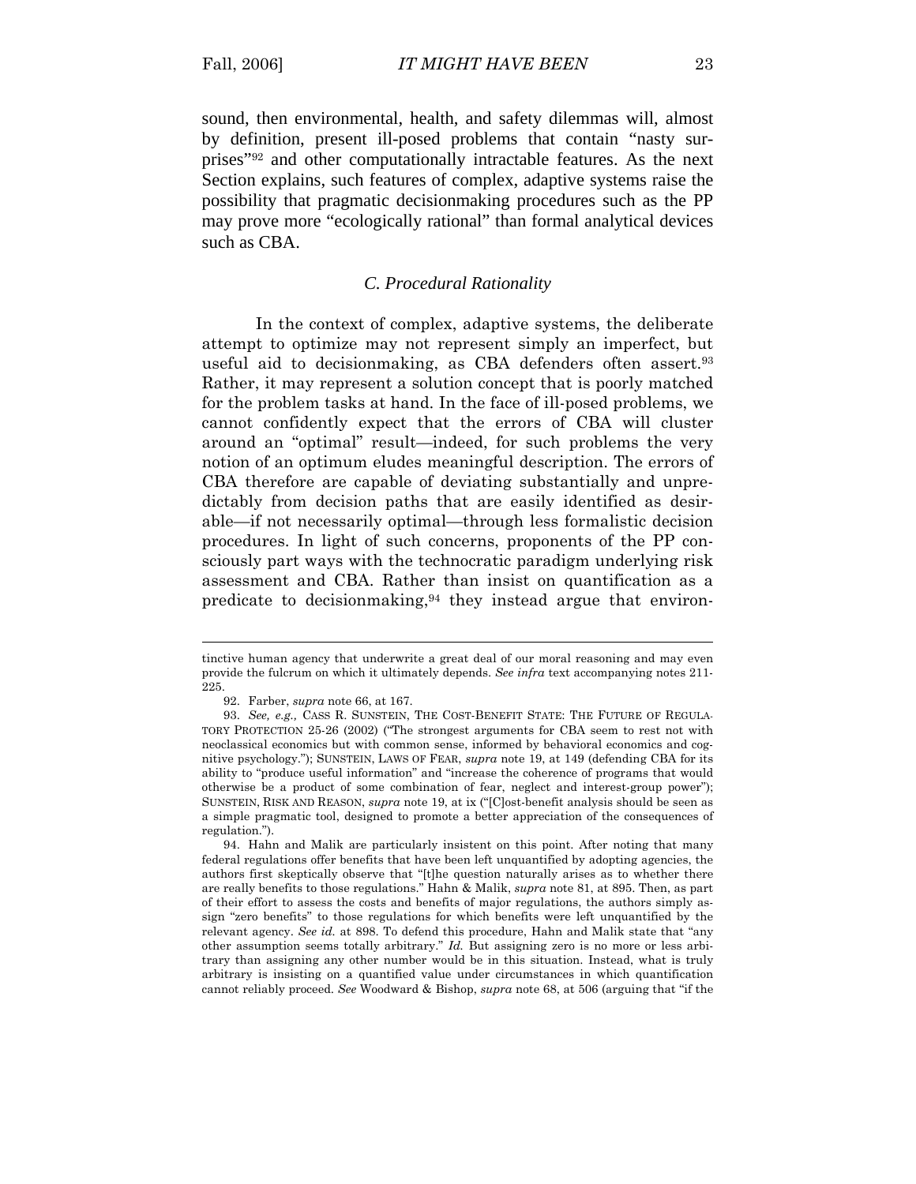sound, then environmental, health, and safety dilemmas will, almost by definition, present ill-posed problems that contain "nasty surprises"[92] and other computationally intractable features. As the next Section explains, such features of complex, adaptive systems raise the possibility that pragmatic decisionmaking procedures such as the PP may prove more "ecologically rational" than formal analytical devices such as CBA.

### *C. Procedural Rationality*

In the context of complex, adaptive systems, the deliberate attempt to optimize may not represent simply an imperfect, but useful aid to decisionmaking, as CBA defenders often assert.[93] Rather, it may represent a solution concept that is poorly matched for the problem tasks at hand. In the face of ill-posed problems, we cannot confidently expect that the errors of CBA will cluster around an "optimal" result—indeed, for such problems the very notion of an optimum eludes meaningful description. The errors of CBA therefore are capable of deviating substantially and unpredictably from decision paths that are easily identified as desirable—if not necessarily optimal—through less formalistic decision procedures. In light of such concerns, proponents of the PP consciously part ways with the technocratic paradigm underlying risk assessment and CBA. Rather than insist on quantification as a predicate to decisionmaking,[94] they instead argue that environ-

---

tinctive human agency that underwrite a great deal of our moral reasoning and may even provide the fulcrum on which it ultimately depends. *See infra* text accompanying notes 211-225.

92. Farber, *supra* note 66, at 167.

93. *See, e.g.,* CASS R. SUNSTEIN, THE COST-BENEFIT STATE: THE FUTURE OF REGULATORY PROTECTION 25-26 (2002) ("The strongest arguments for CBA seem to rest not with neoclassical economics but with common sense, informed by behavioral economics and cognitive psychology."); SUNSTEIN, LAWS OF FEAR, *supra* note 19, at 149 (defending CBA for its ability to "produce useful information" and "increase the coherence of programs that would otherwise be a product of some combination of fear, neglect and interest-group power"); SUNSTEIN, RISK AND REASON, *supra* note 19, at ix ("[C]ost-benefit analysis should be seen as a simple pragmatic tool, designed to promote a better appreciation of the consequences of regulation.").

94. Hahn and Malik are particularly insistent on this point. After noting that many federal regulations offer benefits that have been left unquantified by adopting agencies, the authors first skeptically observe that "[t]he question naturally arises as to whether there are really benefits to those regulations." Hahn & Malik, *supra* note 81, at 895. Then, as part of their effort to assess the costs and benefits of major regulations, the authors simply assign "zero benefits" to those regulations for which benefits were left unquantified by the relevant agency. *See id.* at 898. To defend this procedure, Hahn and Malik state that "any other assumption seems totally arbitrary." *Id.* But assigning zero is no more or less arbitrary than assigning any other number would be in this situation. Instead, what is truly arbitrary is insisting on a quantified value under circumstances in which quantification cannot reliably proceed. *See* Woodward & Bishop, *supra* note 68, at 506 (arguing that "if the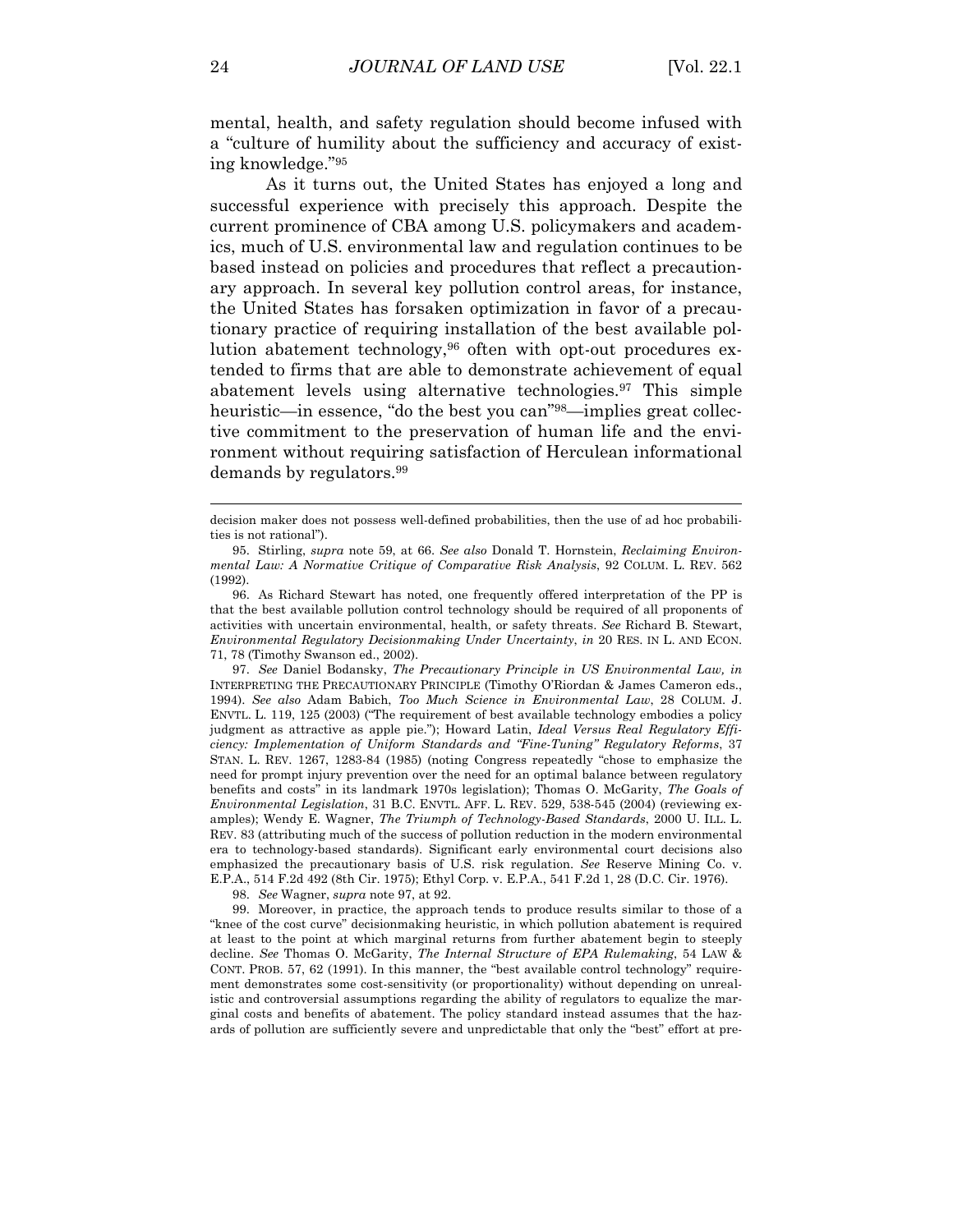mental, health, and safety regulation should become infused with a "culture of humility about the sufficiency and accuracy of existing knowledge."[95]

As it turns out, the United States has enjoyed a long and successful experience with precisely this approach. Despite the current prominence of CBA among U.S. policymakers and academics, much of U.S. environmental law and regulation continues to be based instead on policies and procedures that reflect a precautionary approach. In several key pollution control areas, for instance, the United States has forsaken optimization in favor of a precautionary practice of requiring installation of the best available pollution abatement technology,[96] often with opt-out procedures extended to firms that are able to demonstrate achievement of equal abatement levels using alternative technologies.[97] This simple heuristic—in essence, "do the best you can"[98]—implies great collective commitment to the preservation of human life and the environment without requiring satisfaction of Herculean informational demands by regulators.[99]

---

decision maker does not possess well-defined probabilities, then the use of ad hoc probabilities is not rational").

95. Stirling, *supra* note 59, at 66. *See also* Donald T. Hornstein, *Reclaiming Environmental Law: A Normative Critique of Comparative Risk Analysis*, 92 COLUM. L. REV. 562 (1992).

96. As Richard Stewart has noted, one frequently offered interpretation of the PP is that the best available pollution control technology should be required of all proponents of activities with uncertain environmental, health, or safety threats. *See* Richard B. Stewart, *Environmental Regulatory Decisionmaking Under Uncertainty*, *in* 20 RES. IN L. AND ECON. 71, 78 (Timothy Swanson ed., 2002).

97. *See* Daniel Bodansky, *The Precautionary Principle in US Environmental Law, in* INTERPRETING THE PRECAUTIONARY PRINCIPLE (Timothy O'Riordan & James Cameron eds., 1994). *See also* Adam Babich, *Too Much Science in Environmental Law*, 28 COLUM. J. ENVTL. L. 119, 125 (2003) ("The requirement of best available technology embodies a policy judgment as attractive as apple pie."); Howard Latin, *Ideal Versus Real Regulatory Efficiency: Implementation of Uniform Standards and "Fine-Tuning" Regulatory Reforms*, 37 STAN. L. REV. 1267, 1283-84 (1985) (noting Congress repeatedly "chose to emphasize the need for prompt injury prevention over the need for an optimal balance between regulatory benefits and costs" in its landmark 1970s legislation); Thomas O. McGarity, *The Goals of Environmental Legislation*, 31 B.C. ENVTL. AFF. L. REV. 529, 538-545 (2004) (reviewing examples); Wendy E. Wagner, *The Triumph of Technology-Based Standards*, 2000 U. ILL. L. REV. 83 (attributing much of the success of pollution reduction in the modern environmental era to technology-based standards). Significant early environmental court decisions also emphasized the precautionary basis of U.S. risk regulation. *See* Reserve Mining Co. v. E.P.A., 514 F.2d 492 (8th Cir. 1975); Ethyl Corp. v. E.P.A., 541 F.2d 1, 28 (D.C. Cir. 1976).

98. *See* Wagner, *supra* note 97, at 92.

99. Moreover, in practice, the approach tends to produce results similar to those of a "knee of the cost curve" decisionmaking heuristic, in which pollution abatement is required at least to the point at which marginal returns from further abatement begin to steeply decline. *See* Thomas O. McGarity, *The Internal Structure of EPA Rulemaking*, 54 LAW & CONT. PROB. 57, 62 (1991). In this manner, the "best available control technology" requirement demonstrates some cost-sensitivity (or proportionality) without depending on unrealistic and controversial assumptions regarding the ability of regulators to equalize the marginal costs and benefits of abatement. The policy standard instead assumes that the hazards of pollution are sufficiently severe and unpredictable that only the "best" effort at pre-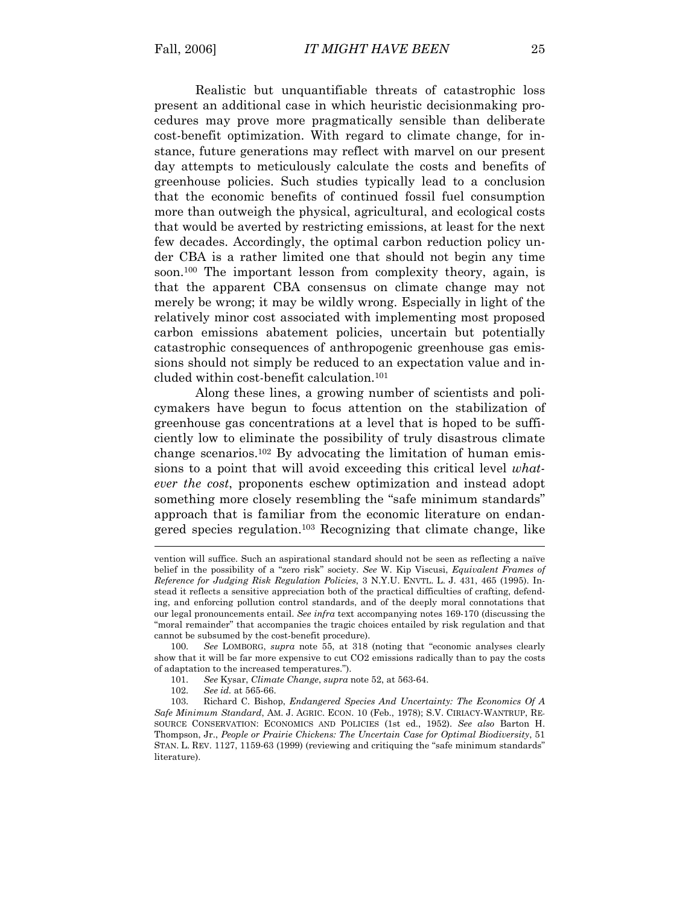Realistic but unquantifiable threats of catastrophic loss present an additional case in which heuristic decisionmaking procedures may prove more pragmatically sensible than deliberate cost-benefit optimization. With regard to climate change, for instance, future generations may reflect with marvel on our present day attempts to meticulously calculate the costs and benefits of greenhouse policies. Such studies typically lead to a conclusion that the economic benefits of continued fossil fuel consumption more than outweigh the physical, agricultural, and ecological costs that would be averted by restricting emissions, at least for the next few decades. Accordingly, the optimal carbon reduction policy under CBA is a rather limited one that should not begin any time soon.[100] The important lesson from complexity theory, again, is that the apparent CBA consensus on climate change may not merely be wrong; it may be wildly wrong. Especially in light of the relatively minor cost associated with implementing most proposed carbon emissions abatement policies, uncertain but potentially catastrophic consequences of anthropogenic greenhouse gas emissions should not simply be reduced to an expectation value and included within cost-benefit calculation.[101]

Along these lines, a growing number of scientists and policymakers have begun to focus attention on the stabilization of greenhouse gas concentrations at a level that is hoped to be sufficiently low to eliminate the possibility of truly disastrous climate change scenarios.[102] By advocating the limitation of human emissions to a point that will avoid exceeding this critical level *whatever the cost*, proponents eschew optimization and instead adopt something more closely resembling the "safe minimum standards" approach that is familiar from the economic literature on endangered species regulation.[103] Recognizing that climate change, like

---

vention will suffice. Such an aspirational standard should not be seen as reflecting a naïve belief in the possibility of a "zero risk" society. *See* W. Kip Viscusi, *Equivalent Frames of Reference for Judging Risk Regulation Policies*, 3 N.Y.U. ENVTL. L. J. 431, 465 (1995). Instead it reflects a sensitive appreciation both of the practical difficulties of crafting, defending, and enforcing pollution control standards, and of the deeply moral connotations that our legal pronouncements entail. *See infra* text accompanying notes 169-170 (discussing the "moral remainder" that accompanies the tragic choices entailed by risk regulation and that cannot be subsumed by the cost-benefit procedure).

100. *See* LOMBORG, *supra* note 55, at 318 (noting that "economic analyses clearly show that it will be far more expensive to cut CO2 emissions radically than to pay the costs of adaptation to the increased temperatures.").

101. *See* Kysar, *Climate Change*, *supra* note 52, at 563-64.

102. *See id.* at 565-66.

103. Richard C. Bishop, *Endangered Species And Uncertainty: The Economics Of A Safe Minimum Standard*, AM. J. AGRIC. ECON. 10 (Feb., 1978); S.V. CIRIACY-WANTRUP, RESOURCE CONSERVATION: ECONOMICS AND POLICIES (1st ed., 1952). *See also* Barton H. Thompson, Jr., *People or Prairie Chickens: The Uncertain Case for Optimal Biodiversity*, 51 STAN. L. REV. 1127, 1159-63 (1999) (reviewing and critiquing the "safe minimum standards" literature).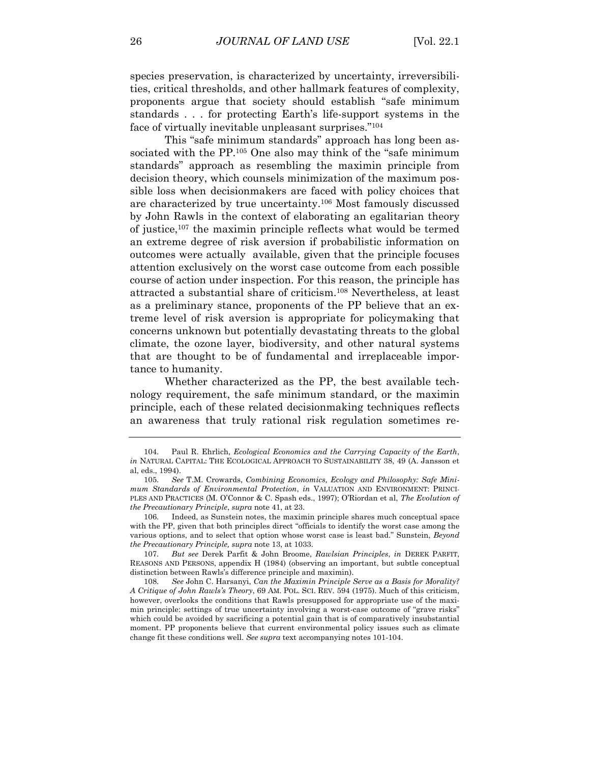species preservation, is characterized by uncertainty, irreversibilities, critical thresholds, and other hallmark features of complexity, proponents argue that society should establish "safe minimum standards . . . for protecting Earth's life-support systems in the face of virtually inevitable unpleasant surprises."[104]

This "safe minimum standards" approach has long been associated with the PP.[105] One also may think of the "safe minimum standards" approach as resembling the maximin principle from decision theory, which counsels minimization of the maximum possible loss when decisionmakers are faced with policy choices that are characterized by true uncertainty.[106] Most famously discussed by John Rawls in the context of elaborating an egalitarian theory of justice,[107] the maximin principle reflects what would be termed an extreme degree of risk aversion if probabilistic information on outcomes were actually available, given that the principle focuses attention exclusively on the worst case outcome from each possible course of action under inspection. For this reason, the principle has attracted a substantial share of criticism.[108] Nevertheless, at least as a preliminary stance, proponents of the PP believe that an extreme level of risk aversion is appropriate for policymaking that concerns unknown but potentially devastating threats to the global climate, the ozone layer, biodiversity, and other natural systems that are thought to be of fundamental and irreplaceable importance to humanity.

Whether characterized as the PP, the best available technology requirement, the safe minimum standard, or the maximin principle, each of these related decisionmaking techniques reflects an awareness that truly rational risk regulation sometimes re-

---

104. Paul R. Ehrlich, *Ecological Economics and the Carrying Capacity of the Earth*, *in* NATURAL CAPITAL: THE ECOLOGICAL APPROACH TO SUSTAINABILITY 38, 49 (A. Jansson et al, eds., 1994).

105. *See* T.M. Crowards, *Combining Economics, Ecology and Philosophy: Safe Minimum Standards of Environmental Protection*, *in* VALUATION AND ENVIRONMENT: PRINCIPLES AND PRACTICES (M. O'Connor & C. Spash eds., 1997); O'Riordan et al, *The Evolution of the Precautionary Principle*, *supra* note 41, at 23.

106. Indeed, as Sunstein notes, the maximin principle shares much conceptual space with the PP, given that both principles direct "officials to identify the worst case among the various options, and to select that option whose worst case is least bad." Sunstein, *Beyond the Precautionary Principle, supra* note 13, at 1033.

107. *But see* Derek Parfit & John Broome, *Rawlsian Principles*, *in* DEREK PARFIT, REASONS AND PERSONS, appendix H (1984) (observing an important, but subtle conceptual distinction between Rawls's difference principle and maximin).

108. *See* John C. Harsanyi, *Can the Maximin Principle Serve as a Basis for Morality? A Critique of John Rawls's Theory*, 69 AM. POL. SCI. REV. 594 (1975). Much of this criticism, however, overlooks the conditions that Rawls presupposed for appropriate use of the maximin principle: settings of true uncertainty involving a worst-case outcome of "grave risks" which could be avoided by sacrificing a potential gain that is of comparatively insubstantial moment. PP proponents believe that current environmental policy issues such as climate change fit these conditions well. *See supra* text accompanying notes 101-104.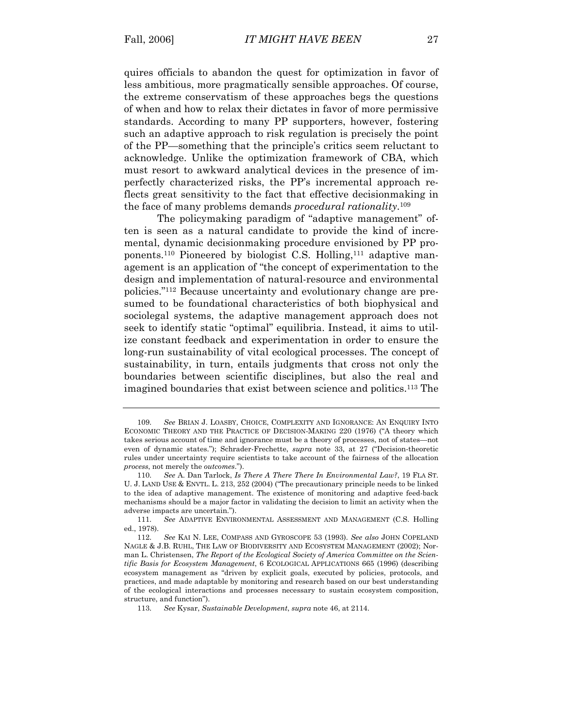quires officials to abandon the quest for optimization in favor of less ambitious, more pragmatically sensible approaches. Of course, the extreme conservatism of these approaches begs the questions of when and how to relax their dictates in favor of more permissive standards. According to many PP supporters, however, fostering such an adaptive approach to risk regulation is precisely the point of the PP—something that the principle's critics seem reluctant to acknowledge. Unlike the optimization framework of CBA, which must resort to awkward analytical devices in the presence of imperfectly characterized risks, the PP's incremental approach reflects great sensitivity to the fact that effective decisionmaking in the face of many problems demands *procedural rationality*.[109]

The policymaking paradigm of "adaptive management" often is seen as a natural candidate to provide the kind of incremental, dynamic decisionmaking procedure envisioned by PP proponents.[110] Pioneered by biologist C.S. Holling,[111] adaptive management is an application of "the concept of experimentation to the design and implementation of natural-resource and environmental policies."[112] Because uncertainty and evolutionary change are presumed to be foundational characteristics of both biophysical and sociolegal systems, the adaptive management approach does not seek to identify static "optimal" equilibria. Instead, it aims to utilize constant feedback and experimentation in order to ensure the long-run sustainability of vital ecological processes. The concept of sustainability, in turn, entails judgments that cross not only the boundaries between scientific disciplines, but also the real and imagined boundaries that exist between science and politics.[113] The

---

109. *See* BRIAN J. LOASBY, CHOICE, COMPLEXITY AND IGNORANCE: AN ENQUIRY INTO ECONOMIC THEORY AND THE PRACTICE OF DECISION-MAKING 220 (1976) ("A theory which takes serious account of time and ignorance must be a theory of processes, not of states—not even of dynamic states."); Schrader-Frechette, *supra* note 33, at 27 ("Decision-theoretic rules under uncertainty require scientists to take account of the fairness of the allocation *process*, not merely the *outcomes*.").

110. *See* A. Dan Tarlock, *Is There A There There In Environmental Law?*, 19 FLA ST. U. J. LAND USE & ENVTL. L. 213, 252 (2004) ("The precautionary principle needs to be linked to the idea of adaptive management. The existence of monitoring and adaptive feed-back mechanisms should be a major factor in validating the decision to limit an activity when the adverse impacts are uncertain.").

111. *See* ADAPTIVE ENVIRONMENTAL ASSESSMENT AND MANAGEMENT (C.S. Holling ed., 1978).

112. *See* KAI N. LEE, COMPASS AND GYROSCOPE 53 (1993). *See also* JOHN COPELAND NAGLE & J.B. RUHL, THE LAW OF BIODIVERSITY AND ECOSYSTEM MANAGEMENT (2002); Norman L. Christensen, *The Report of the Ecological Society of America Committee on the Scientific Basis for Ecosystem Management*, 6 ECOLOGICAL APPLICATIONS 665 (1996) (describing ecosystem management as "driven by explicit goals, executed by policies, protocols, and practices, and made adaptable by monitoring and research based on our best understanding of the ecological interactions and processes necessary to sustain ecosystem composition, structure, and function").

113. *See* Kysar, *Sustainable Development*, *supra* note 46, at 2114.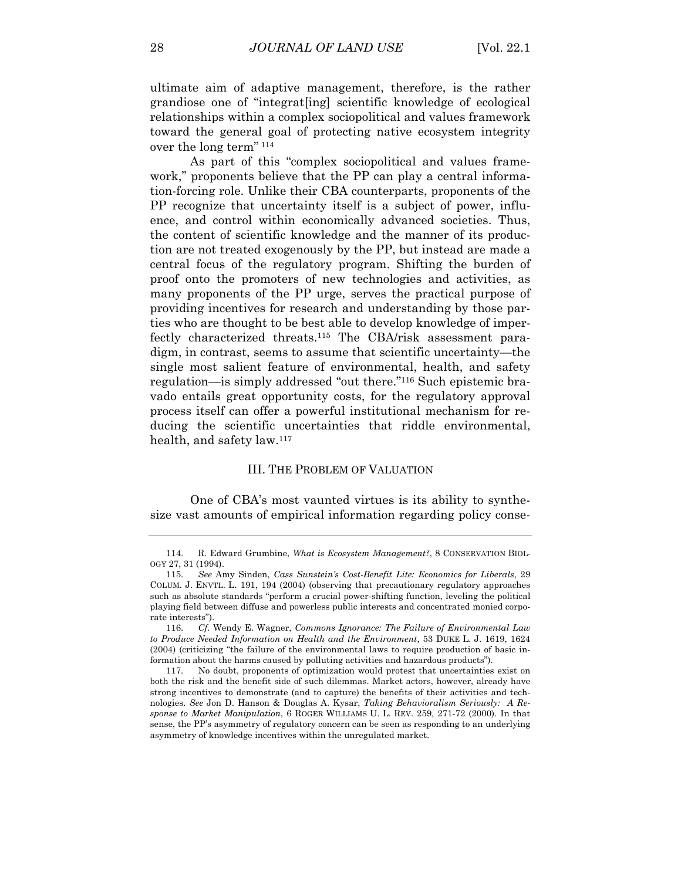ultimate aim of adaptive management, therefore, is the rather grandiose one of "integrat[ing] scientific knowledge of ecological relationships within a complex sociopolitical and values framework toward the general goal of protecting native ecosystem integrity over the long term" [114]

As part of this "complex sociopolitical and values framework," proponents believe that the PP can play a central information-forcing role. Unlike their CBA counterparts, proponents of the PP recognize that uncertainty itself is a subject of power, influence, and control within economically advanced societies. Thus, the content of scientific knowledge and the manner of its production are not treated exogenously by the PP, but instead are made a central focus of the regulatory program. Shifting the burden of proof onto the promoters of new technologies and activities, as many proponents of the PP urge, serves the practical purpose of providing incentives for research and understanding by those parties who are thought to be best able to develop knowledge of imperfectly characterized threats.[115] The CBA/risk assessment paradigm, in contrast, seems to assume that scientific uncertainty—the single most salient feature of environmental, health, and safety regulation—is simply addressed "out there."[116] Such epistemic bravado entails great opportunity costs, for the regulatory approval process itself can offer a powerful institutional mechanism for reducing the scientific uncertainties that riddle environmental, health, and safety law.[117]

## III. The Problem of Valuation

One of CBA's most vaunted virtues is its ability to synthesize vast amounts of empirical information regarding policy conse-

---

114. R. Edward Grumbine, *What is Ecosystem Management?*, 8 CONSERVATION BIOLOGY 27, 31 (1994).

115. *See* Amy Sinden, *Cass Sunstein's Cost-Benefit Lite: Economics for Liberals*, 29 COLUM. J. ENVTL. L. 191, 194 (2004) (observing that precautionary regulatory approaches such as absolute standards "perform a crucial power-shifting function, leveling the political playing field between diffuse and powerless public interests and concentrated monied corporate interests").

116. *Cf.* Wendy E. Wagner, *Commons Ignorance: The Failure of Environmental Law to Produce Needed Information on Health and the Environment*, 53 DUKE L. J. 1619, 1624 (2004) (criticizing "the failure of the environmental laws to require production of basic information about the harms caused by polluting activities and hazardous products").

117. No doubt, proponents of optimization would protest that uncertainties exist on both the risk and the benefit side of such dilemmas. Market actors, however, already have strong incentives to demonstrate (and to capture) the benefits of their activities and technologies. *See* Jon D. Hanson & Douglas A. Kysar, *Taking Behavioralism Seriously: A Response to Market Manipulation*, 6 ROGER WILLIAMS U. L. REV. 259, 271-72 (2000). In that sense, the PP's asymmetry of regulatory concern can be seen as responding to an underlying asymmetry of knowledge incentives within the unregulated market.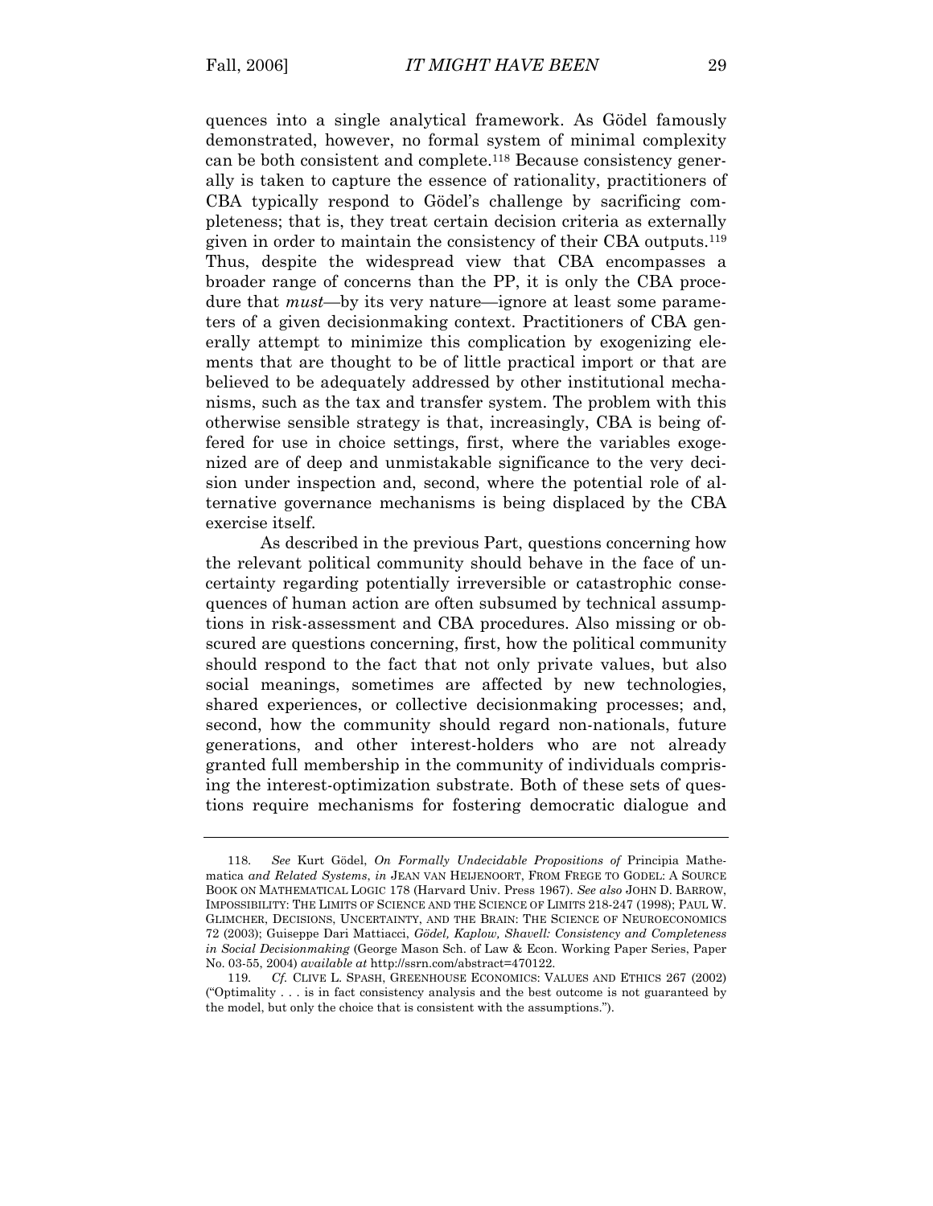quences into a single analytical framework. As Gödel famously demonstrated, however, no formal system of minimal complexity can be both consistent and complete.[118] Because consistency generally is taken to capture the essence of rationality, practitioners of CBA typically respond to Gödel's challenge by sacrificing completeness; that is, they treat certain decision criteria as externally given in order to maintain the consistency of their CBA outputs.[119] Thus, despite the widespread view that CBA encompasses a broader range of concerns than the PP, it is only the CBA procedure that *must*—by its very nature—ignore at least some parameters of a given decisionmaking context. Practitioners of CBA generally attempt to minimize this complication by exogenizing elements that are thought to be of little practical import or that are believed to be adequately addressed by other institutional mechanisms, such as the tax and transfer system. The problem with this otherwise sensible strategy is that, increasingly, CBA is being offered for use in choice settings, first, where the variables exogenized are of deep and unmistakable significance to the very decision under inspection and, second, where the potential role of alternative governance mechanisms is being displaced by the CBA exercise itself.

As described in the previous Part, questions concerning how the relevant political community should behave in the face of uncertainty regarding potentially irreversible or catastrophic consequences of human action are often subsumed by technical assumptions in risk-assessment and CBA procedures. Also missing or obscured are questions concerning, first, how the political community should respond to the fact that not only private values, but also social meanings, sometimes are affected by new technologies, shared experiences, or collective decisionmaking processes; and, second, how the community should regard non-nationals, future generations, and other interest-holders who are not already granted full membership in the community of individuals comprising the interest-optimization substrate. Both of these sets of questions require mechanisms for fostering democratic dialogue and

---

118. *See* Kurt Gödel, *On Formally Undecidable Propositions of* Principia Mathematica *and Related Systems*, *in* JEAN VAN HEIJENOORT, FROM FREGE TO GODEL: A SOURCE BOOK ON MATHEMATICAL LOGIC 178 (Harvard Univ. Press 1967). *See also* JOHN D. BARROW, IMPOSSIBILITY: THE LIMITS OF SCIENCE AND THE SCIENCE OF LIMITS 218-247 (1998); PAUL W. GLIMCHER, DECISIONS, UNCERTAINTY, AND THE BRAIN: THE SCIENCE OF NEUROECONOMICS 72 (2003); Guiseppe Dari Mattiacci, *Gödel, Kaplow, Shavell: Consistency and Completeness in Social Decisionmaking* (George Mason Sch. of Law & Econ. Working Paper Series, Paper No. 03-55, 2004) *available at* http://ssrn.com/abstract=470122.

119. *Cf.* CLIVE L. SPASH, GREENHOUSE ECONOMICS: VALUES AND ETHICS 267 (2002) ("Optimality . . . is in fact consistency analysis and the best outcome is not guaranteed by the model, but only the choice that is consistent with the assumptions.").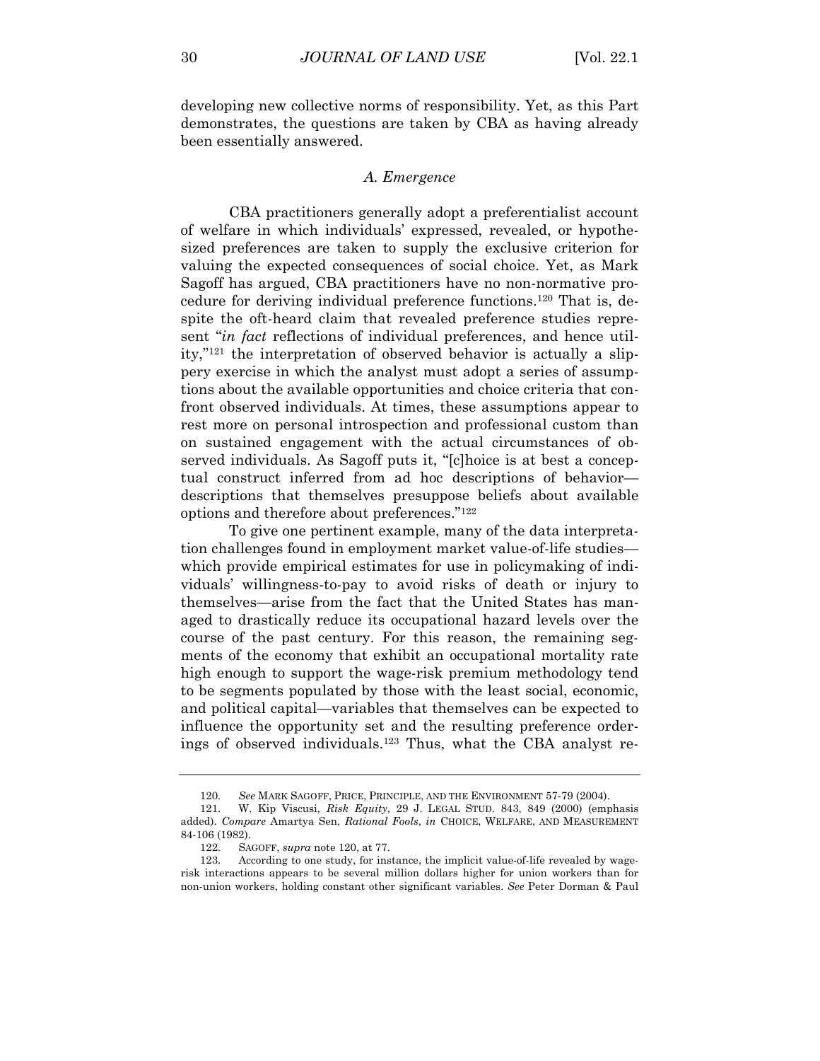developing new collective norms of responsibility. Yet, as this Part demonstrates, the questions are taken by CBA as having already been essentially answered.

### *A. Emergence*

CBA practitioners generally adopt a preferentialist account of welfare in which individuals' expressed, revealed, or hypothesized preferences are taken to supply the exclusive criterion for valuing the expected consequences of social choice. Yet, as Mark Sagoff has argued, CBA practitioners have no non-normative procedure for deriving individual preference functions.[120] That is, despite the oft-heard claim that revealed preference studies represent "*in fact* reflections of individual preferences, and hence utility,"[121] the interpretation of observed behavior is actually a slippery exercise in which the analyst must adopt a series of assumptions about the available opportunities and choice criteria that confront observed individuals. At times, these assumptions appear to rest more on personal introspection and professional custom than on sustained engagement with the actual circumstances of observed individuals. As Sagoff puts it, "[c]hoice is at best a conceptual construct inferred from ad hoc descriptions of behavior—descriptions that themselves presuppose beliefs about available options and therefore about preferences."[122]

To give one pertinent example, many of the data interpretation challenges found in employment market value-of-life studies—which provide empirical estimates for use in policymaking of individuals' willingness-to-pay to avoid risks of death or injury to themselves—arise from the fact that the United States has managed to drastically reduce its occupational hazard levels over the course of the past century. For this reason, the remaining segments of the economy that exhibit an occupational mortality rate high enough to support the wage-risk premium methodology tend to be segments populated by those with the least social, economic, and political capital—variables that themselves can be expected to influence the opportunity set and the resulting preference orderings of observed individuals.[123] Thus, what the CBA analyst re-

---

120. *See* MARK SAGOFF, PRICE, PRINCIPLE, AND THE ENVIRONMENT 57-79 (2004).

121. W. Kip Viscusi, *Risk Equity*, 29 J. LEGAL STUD. 843, 849 (2000) (emphasis added). *Compare* Amartya Sen, *Rational Fools*, *in* CHOICE, WELFARE, AND MEASUREMENT 84-106 (1982).

122. SAGOFF, *supra* note 120, at 77.

123. According to one study, for instance, the implicit value-of-life revealed by wage-risk interactions appears to be several million dollars higher for union workers than for non-union workers, holding constant other significant variables. *See* Peter Dorman & Paul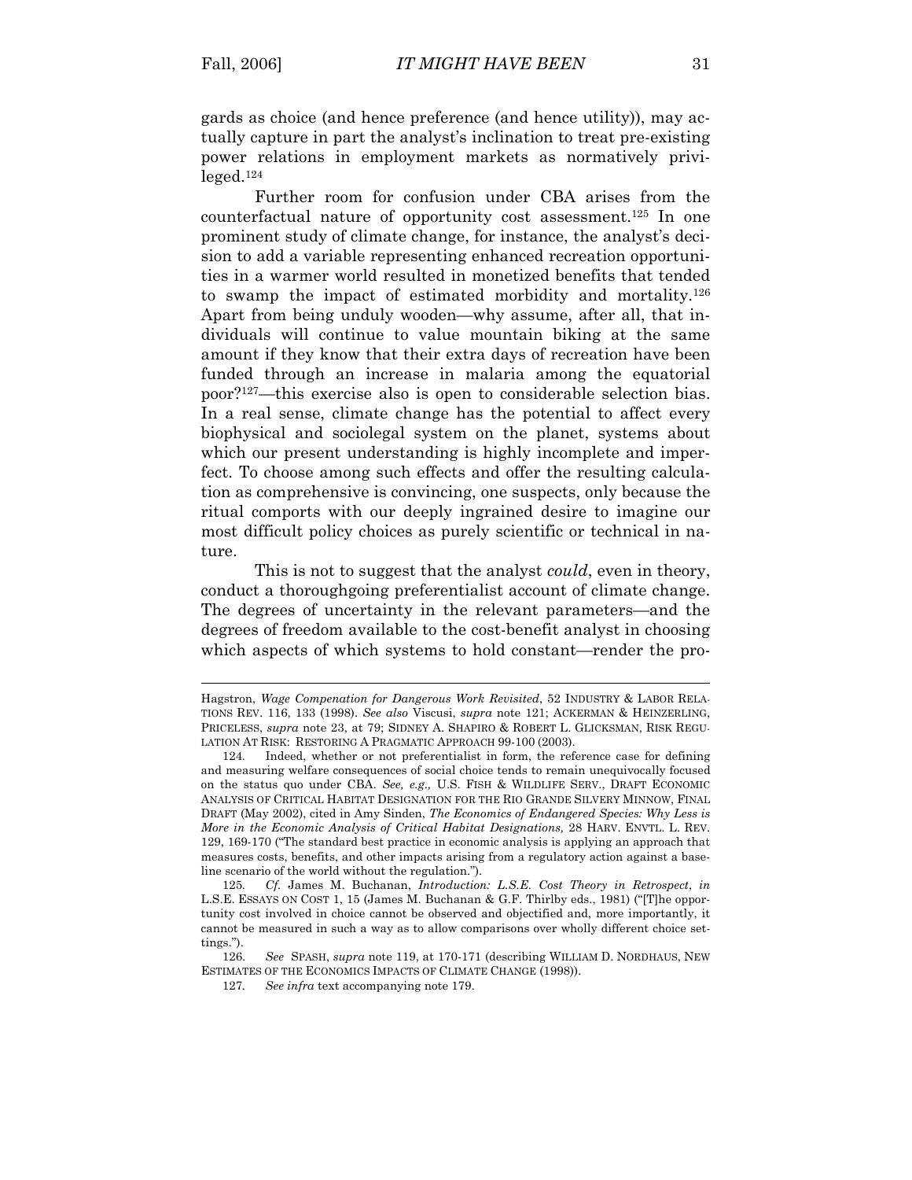gards as choice (and hence preference (and hence utility)), may actually capture in part the analyst's inclination to treat pre-existing power relations in employment markets as normatively privileged.[124]

Further room for confusion under CBA arises from the counterfactual nature of opportunity cost assessment.[125] In one prominent study of climate change, for instance, the analyst's decision to add a variable representing enhanced recreation opportunities in a warmer world resulted in monetized benefits that tended to swamp the impact of estimated morbidity and mortality.[126] Apart from being unduly wooden—why assume, after all, that individuals will continue to value mountain biking at the same amount if they know that their extra days of recreation have been funded through an increase in malaria among the equatorial poor?[127]—this exercise also is open to considerable selection bias. In a real sense, climate change has the potential to affect every biophysical and sociolegal system on the planet, systems about which our present understanding is highly incomplete and imperfect. To choose among such effects and offer the resulting calculation as comprehensive is convincing, one suspects, only because the ritual comports with our deeply ingrained desire to imagine our most difficult policy choices as purely scientific or technical in nature.

This is not to suggest that the analyst *could*, even in theory, conduct a thoroughgoing preferentialist account of climate change. The degrees of uncertainty in the relevant parameters—and the degrees of freedom available to the cost-benefit analyst in choosing which aspects of which systems to hold constant—render the pro-

---

Hagstron, *Wage Compenation for Dangerous Work Revisited*, 52 INDUSTRY & LABOR RELATIONS REV. 116, 133 (1998). *See also* Viscusi, *supra* note 121; ACKERMAN & HEINZERLING, PRICELESS, *supra* note 23, at 79; SIDNEY A. SHAPIRO & ROBERT L. GLICKSMAN, RISK REGULATION AT RISK: RESTORING A PRAGMATIC APPROACH 99-100 (2003).

124. Indeed, whether or not preferentialist in form, the reference case for defining and measuring welfare consequences of social choice tends to remain unequivocally focused on the status quo under CBA. *See, e.g.,* U.S. FISH & WILDLIFE SERV., DRAFT ECONOMIC ANALYSIS OF CRITICAL HABITAT DESIGNATION FOR THE RIO GRANDE SILVERY MINNOW, FINAL DRAFT (May 2002), cited in Amy Sinden, *The Economics of Endangered Species: Why Less is More in the Economic Analysis of Critical Habitat Designations,* 28 HARV. ENVTL. L. REV. 129, 169-170 ("The standard best practice in economic analysis is applying an approach that measures costs, benefits, and other impacts arising from a regulatory action against a baseline scenario of the world without the regulation.").

125. *Cf.* James M. Buchanan, *Introduction: L.S.E. Cost Theory in Retrospect*, *in* L.S.E. ESSAYS ON COST 1, 15 (James M. Buchanan & G.F. Thirlby eds., 1981) ("[T]he opportunity cost involved in choice cannot be observed and objectified and, more importantly, it cannot be measured in such a way as to allow comparisons over wholly different choice settings.").

126. *See* SPASH, *supra* note 119, at 170-171 (describing WILLIAM D. NORDHAUS, NEW ESTIMATES OF THE ECONOMICS IMPACTS OF CLIMATE CHANGE (1998)).

127. *See infra* text accompanying note 179.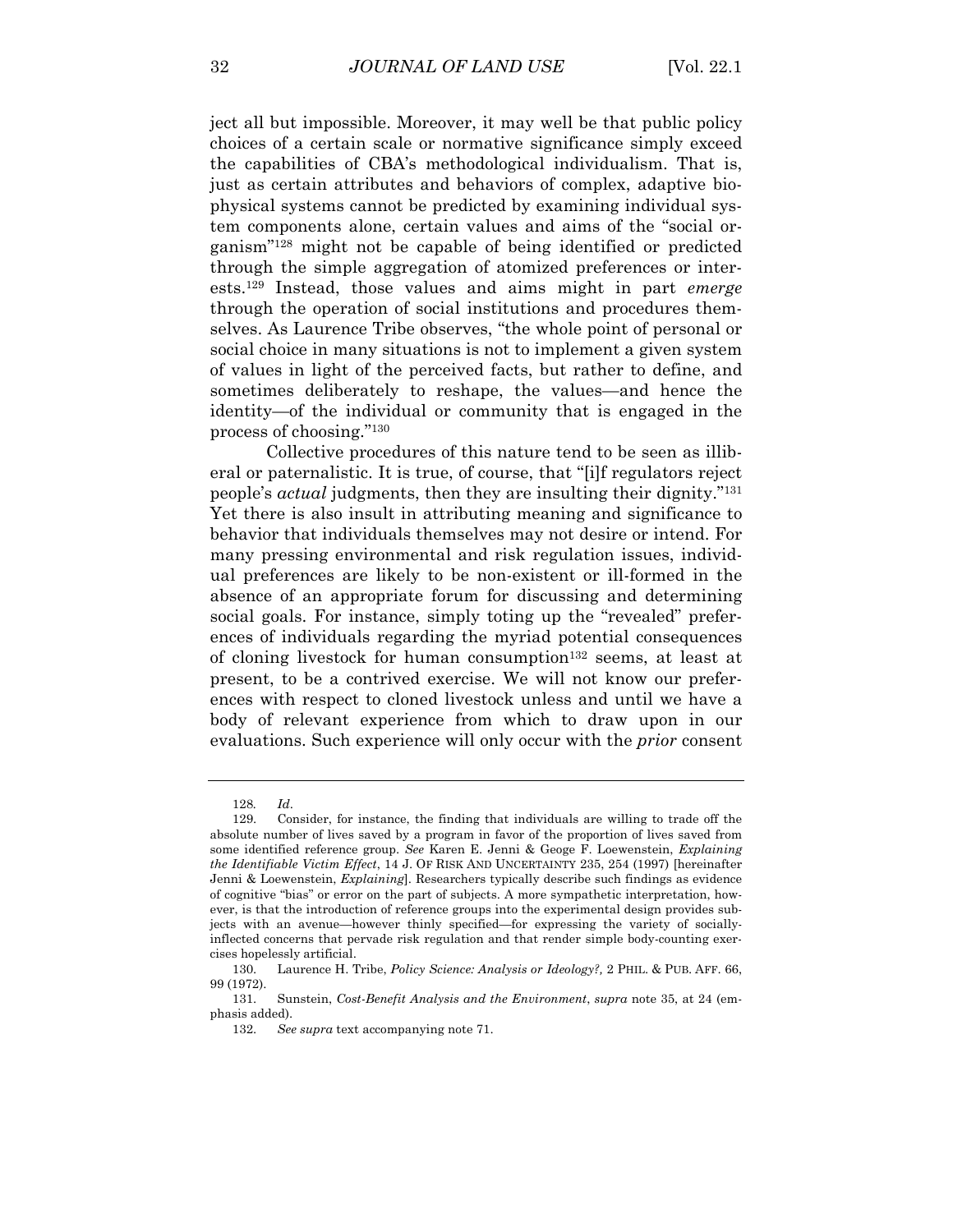ject all but impossible. Moreover, it may well be that public policy choices of a certain scale or normative significance simply exceed the capabilities of CBA's methodological individualism. That is, just as certain attributes and behaviors of complex, adaptive biophysical systems cannot be predicted by examining individual system components alone, certain values and aims of the "social organism"[128] might not be capable of being identified or predicted through the simple aggregation of atomized preferences or interests.[129] Instead, those values and aims might in part *emerge* through the operation of social institutions and procedures themselves. As Laurence Tribe observes, "the whole point of personal or social choice in many situations is not to implement a given system of values in light of the perceived facts, but rather to define, and sometimes deliberately to reshape, the values—and hence the identity—of the individual or community that is engaged in the process of choosing."[130]

Collective procedures of this nature tend to be seen as illiberal or paternalistic. It is true, of course, that "[i]f regulators reject people's *actual* judgments, then they are insulting their dignity."[131] Yet there is also insult in attributing meaning and significance to behavior that individuals themselves may not desire or intend. For many pressing environmental and risk regulation issues, individual preferences are likely to be non-existent or ill-formed in the absence of an appropriate forum for discussing and determining social goals. For instance, simply toting up the "revealed" preferences of individuals regarding the myriad potential consequences of cloning livestock for human consumption[132] seems, at least at present, to be a contrived exercise. We will not know our preferences with respect to cloned livestock unless and until we have a body of relevant experience from which to draw upon in our evaluations. Such experience will only occur with the *prior* consent

---

128. *Id*.

129. Consider, for instance, the finding that individuals are willing to trade off the absolute number of lives saved by a program in favor of the proportion of lives saved from some identified reference group. *See* Karen E. Jenni & Geoge F. Loewenstein, *Explaining the Identifiable Victim Effect*, 14 J. OF RISK AND UNCERTAINTY 235, 254 (1997) [hereinafter Jenni & Loewenstein, *Explaining*]. Researchers typically describe such findings as evidence of cognitive "bias" or error on the part of subjects. A more sympathetic interpretation, however, is that the introduction of reference groups into the experimental design provides subjects with an avenue—however thinly specified—for expressing the variety of socially-inflected concerns that pervade risk regulation and that render simple body-counting exercises hopelessly artificial.

130. Laurence H. Tribe, *Policy Science: Analysis or Ideology?,* 2 PHIL. & PUB. AFF. 66, 99 (1972).

131. Sunstein, *Cost-Benefit Analysis and the Environment*, *supra* note 35, at 24 (emphasis added).

132. *See supra* text accompanying note 71.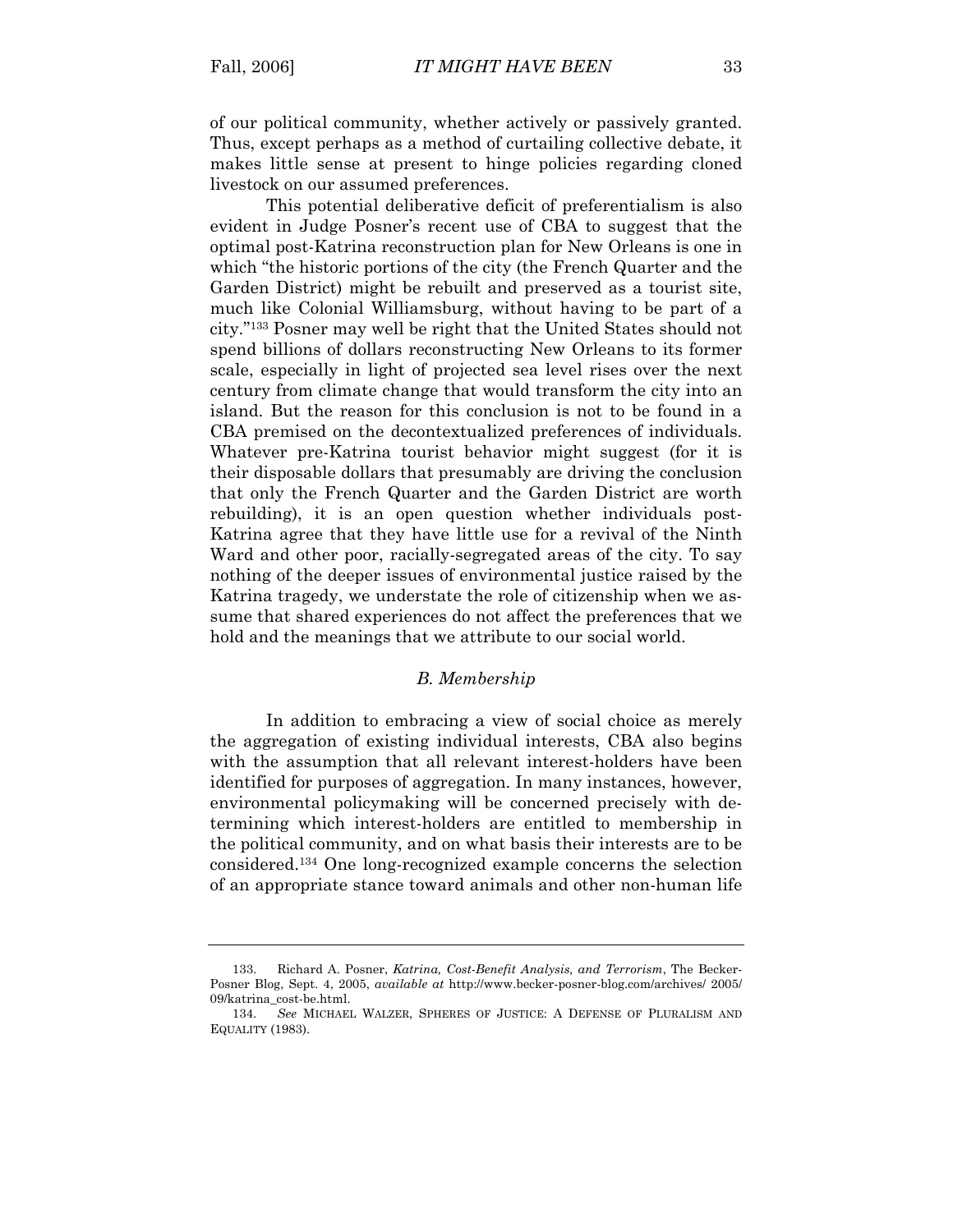of our political community, whether actively or passively granted. Thus, except perhaps as a method of curtailing collective debate, it makes little sense at present to hinge policies regarding cloned livestock on our assumed preferences.

This potential deliberative deficit of preferentialism is also evident in Judge Posner's recent use of CBA to suggest that the optimal post-Katrina reconstruction plan for New Orleans is one in which "the historic portions of the city (the French Quarter and the Garden District) might be rebuilt and preserved as a tourist site, much like Colonial Williamsburg, without having to be part of a city."[133] Posner may well be right that the United States should not spend billions of dollars reconstructing New Orleans to its former scale, especially in light of projected sea level rises over the next century from climate change that would transform the city into an island. But the reason for this conclusion is not to be found in a CBA premised on the decontextualized preferences of individuals. Whatever pre-Katrina tourist behavior might suggest (for it is their disposable dollars that presumably are driving the conclusion that only the French Quarter and the Garden District are worth rebuilding), it is an open question whether individuals post-Katrina agree that they have little use for a revival of the Ninth Ward and other poor, racially-segregated areas of the city. To say nothing of the deeper issues of environmental justice raised by the Katrina tragedy, we understate the role of citizenship when we assume that shared experiences do not affect the preferences that we hold and the meanings that we attribute to our social world.

### *B. Membership*

In addition to embracing a view of social choice as merely the aggregation of existing individual interests, CBA also begins with the assumption that all relevant interest-holders have been identified for purposes of aggregation. In many instances, however, environmental policymaking will be concerned precisely with determining which interest-holders are entitled to membership in the political community, and on what basis their interests are to be considered.[134] One long-recognized example concerns the selection of an appropriate stance toward animals and other non-human life

---

133. Richard A. Posner, *Katrina, Cost-Benefit Analysis, and Terrorism*, The Becker-Posner Blog, Sept. 4, 2005, *available at* http://www.becker-posner-blog.com/archives/ 2005/09/katrina_cost-be.html.

134. *See* MICHAEL WALZER, SPHERES OF JUSTICE: A DEFENSE OF PLURALISM AND EQUALITY (1983).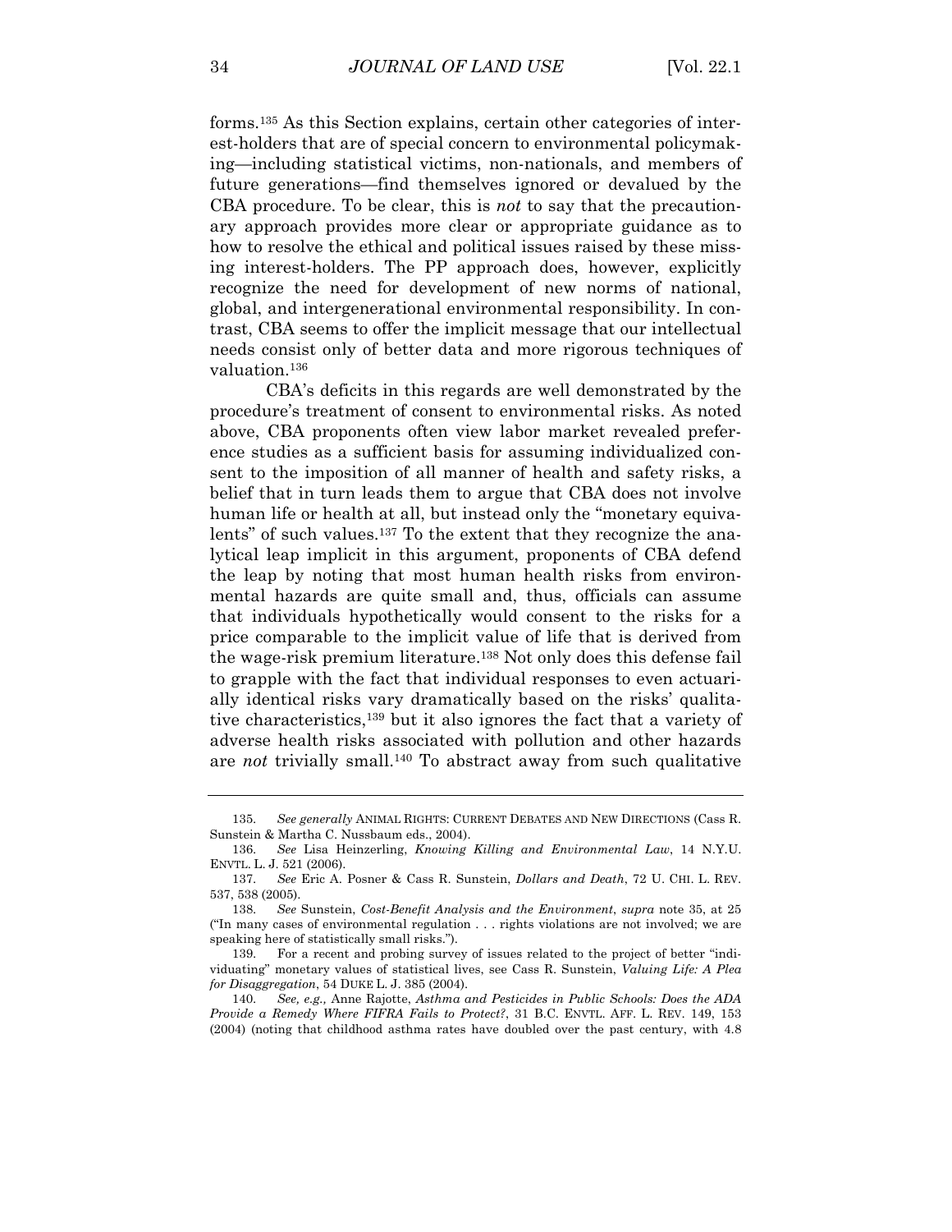forms.[135] As this Section explains, certain other categories of interest-holders that are of special concern to environmental policymaking—including statistical victims, non-nationals, and members of future generations—find themselves ignored or devalued by the CBA procedure. To be clear, this is *not* to say that the precautionary approach provides more clear or appropriate guidance as to how to resolve the ethical and political issues raised by these missing interest-holders. The PP approach does, however, explicitly recognize the need for development of new norms of national, global, and intergenerational environmental responsibility. In contrast, CBA seems to offer the implicit message that our intellectual needs consist only of better data and more rigorous techniques of valuation.[136]

CBA's deficits in this regards are well demonstrated by the procedure's treatment of consent to environmental risks. As noted above, CBA proponents often view labor market revealed preference studies as a sufficient basis for assuming individualized consent to the imposition of all manner of health and safety risks, a belief that in turn leads them to argue that CBA does not involve human life or health at all, but instead only the "monetary equivalents" of such values.[137] To the extent that they recognize the analytical leap implicit in this argument, proponents of CBA defend the leap by noting that most human health risks from environmental hazards are quite small and, thus, officials can assume that individuals hypothetically would consent to the risks for a price comparable to the implicit value of life that is derived from the wage-risk premium literature.[138] Not only does this defense fail to grapple with the fact that individual responses to even actuarially identical risks vary dramatically based on the risks' qualitative characteristics,[139] but it also ignores the fact that a variety of adverse health risks associated with pollution and other hazards are *not* trivially small.[140] To abstract away from such qualitative

---

135. *See generally* ANIMAL RIGHTS: CURRENT DEBATES AND NEW DIRECTIONS (Cass R. Sunstein & Martha C. Nussbaum eds., 2004).

136. *See* Lisa Heinzerling, *Knowing Killing and Environmental Law*, 14 N.Y.U. ENVTL. L. J. 521 (2006).

137. *See* Eric A. Posner & Cass R. Sunstein, *Dollars and Death*, 72 U. CHI. L. REV. 537, 538 (2005).

138. *See* Sunstein, *Cost-Benefit Analysis and the Environment*, *supra* note 35, at 25 ("In many cases of environmental regulation . . . rights violations are not involved; we are speaking here of statistically small risks.").

139. For a recent and probing survey of issues related to the project of better "individuating" monetary values of statistical lives, see Cass R. Sunstein, *Valuing Life: A Plea for Disaggregation*, 54 DUKE L. J. 385 (2004).

140. *See, e.g.,* Anne Rajotte, *Asthma and Pesticides in Public Schools: Does the ADA Provide a Remedy Where FIFRA Fails to Protect?*, 31 B.C. ENVTL. AFF. L. REV. 149, 153 (2004) (noting that childhood asthma rates have doubled over the past century, with 4.8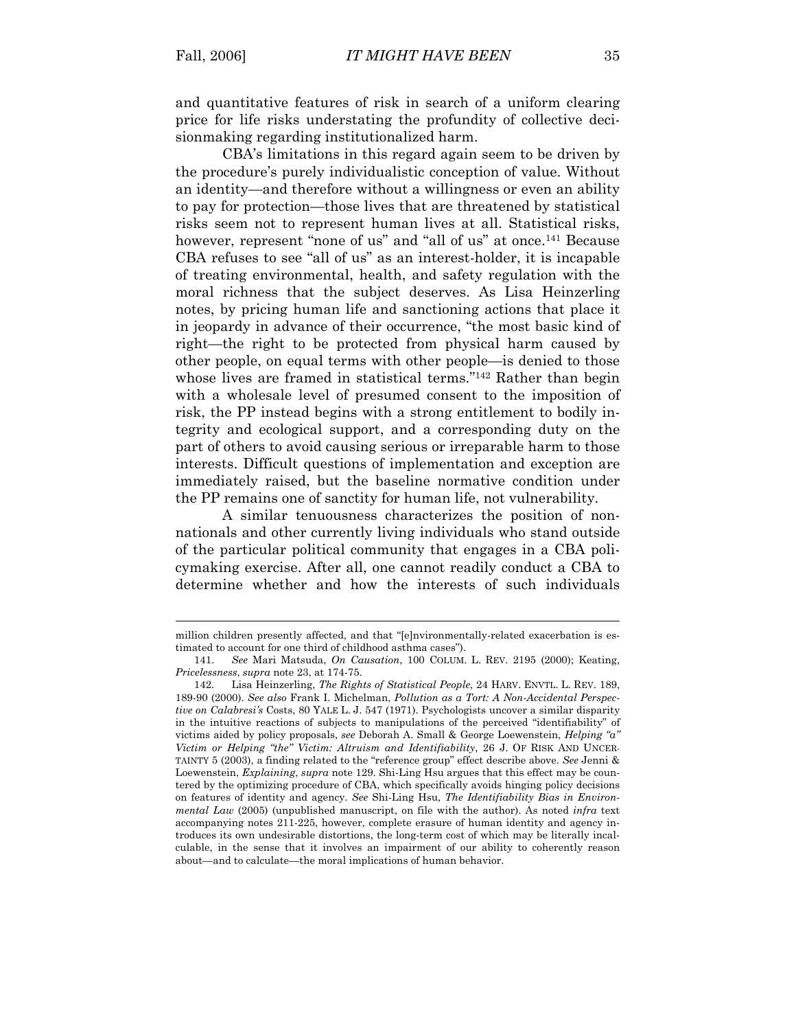and quantitative features of risk in search of a uniform clearing price for life risks understating the profundity of collective decisionmaking regarding institutionalized harm.

CBA's limitations in this regard again seem to be driven by the procedure's purely individualistic conception of value. Without an identity—and therefore without a willingness or even an ability to pay for protection—those lives that are threatened by statistical risks seem not to represent human lives at all. Statistical risks, however, represent "none of us" and "all of us" at once.[141] Because CBA refuses to see "all of us" as an interest-holder, it is incapable of treating environmental, health, and safety regulation with the moral richness that the subject deserves. As Lisa Heinzerling notes, by pricing human life and sanctioning actions that place it in jeopardy in advance of their occurrence, "the most basic kind of right—the right to be protected from physical harm caused by other people, on equal terms with other people—is denied to those whose lives are framed in statistical terms."[142] Rather than begin with a wholesale level of presumed consent to the imposition of risk, the PP instead begins with a strong entitlement to bodily integrity and ecological support, and a corresponding duty on the part of others to avoid causing serious or irreparable harm to those interests. Difficult questions of implementation and exception are immediately raised, but the baseline normative condition under the PP remains one of sanctity for human life, not vulnerability.

A similar tenuousness characterizes the position of nonnationals and other currently living individuals who stand outside of the particular political community that engages in a CBA policymaking exercise. After all, one cannot readily conduct a CBA to determine whether and how the interests of such individuals

---

million children presently affected, and that "[e]nvironmentally-related exacerbation is estimated to account for one third of childhood asthma cases").

141. *See* Mari Matsuda, *On Causation*, 100 COLUM. L. REV. 2195 (2000); Keating, *Pricelessness*, *supra* note 23, at 174-75.

142. Lisa Heinzerling, *The Rights of Statistical People*, 24 HARV. ENVTL. L. REV. 189, 189-90 (2000). *See also* Frank I. Michelman, *Pollution as a Tort: A Non-Accidental Perspective on Calabresi's* Costs, 80 YALE L. J. 547 (1971). Psychologists uncover a similar disparity in the intuitive reactions of subjects to manipulations of the perceived "identifiability" of victims aided by policy proposals, *see* Deborah A. Small & George Loewenstein, *Helping "a" Victim or Helping "the" Victim: Altruism and Identifiability*, 26 J. OF RISK AND UNCERTAINTY 5 (2003), a finding related to the "reference group" effect describe above. *See* Jenni & Loewenstein, *Explaining*, *supra* note 129. Shi-Ling Hsu argues that this effect may be countered by the optimizing procedure of CBA, which specifically avoids hinging policy decisions on features of identity and agency. *See* Shi-Ling Hsu, *The Identifiability Bias in Environmental Law* (2005) (unpublished manuscript, on file with the author). As noted *infra* text accompanying notes 211-225, however, complete erasure of human identity and agency introduces its own undesirable distortions, the long-term cost of which may be literally incalculable, in the sense that it involves an impairment of our ability to coherently reason about—and to calculate—the moral implications of human behavior.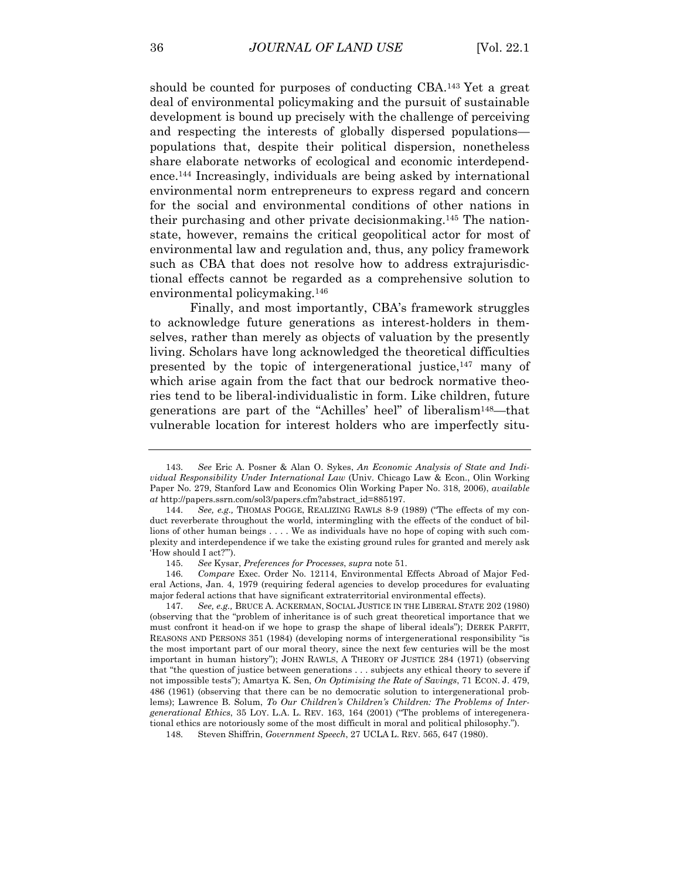should be counted for purposes of conducting CBA.[143] Yet a great deal of environmental policymaking and the pursuit of sustainable development is bound up precisely with the challenge of perceiving and respecting the interests of globally dispersed populations—populations that, despite their political dispersion, nonetheless share elaborate networks of ecological and economic interdependence.[144] Increasingly, individuals are being asked by international environmental norm entrepreneurs to express regard and concern for the social and environmental conditions of other nations in their purchasing and other private decisionmaking.[145] The nation-state, however, remains the critical geopolitical actor for most of environmental law and regulation and, thus, any policy framework such as CBA that does not resolve how to address extrajurisdictional effects cannot be regarded as a comprehensive solution to environmental policymaking.[146]

Finally, and most importantly, CBA's framework struggles to acknowledge future generations as interest-holders in themselves, rather than merely as objects of valuation by the presently living. Scholars have long acknowledged the theoretical difficulties presented by the topic of intergenerational justice,[147] many of which arise again from the fact that our bedrock normative theories tend to be liberal-individualistic in form. Like children, future generations are part of the "Achilles' heel" of liberalism[148]—that vulnerable location for interest holders who are imperfectly situ-

---

143. *See* Eric A. Posner & Alan O. Sykes, *An Economic Analysis of State and Individual Responsibility Under International Law* (Univ. Chicago Law & Econ., Olin Working Paper No. 279, Stanford Law and Economics Olin Working Paper No. 318, 2006), *available at* http://papers.ssrn.com/sol3/papers.cfm?abstract_id=885197.

144. *See, e.g.,* THOMAS POGGE, REALIZING RAWLS 8-9 (1989) ("The effects of my conduct reverberate throughout the world, intermingling with the effects of the conduct of billions of other human beings . . . . We as individuals have no hope of coping with such complexity and interdependence if we take the existing ground rules for granted and merely ask 'How should I act?'").

145. *See* Kysar, *Preferences for Processes*, *supra* note 51.

146. *Compare* Exec. Order No. 12114, Environmental Effects Abroad of Major Federal Actions, Jan. 4, 1979 (requiring federal agencies to develop procedures for evaluating major federal actions that have significant extraterritorial environmental effects).

147. *See, e.g.,* BRUCE A. ACKERMAN, SOCIAL JUSTICE IN THE LIBERAL STATE 202 (1980) (observing that the "problem of inheritance is of such great theoretical importance that we must confront it head-on if we hope to grasp the shape of liberal ideals"); DEREK PARFIT, REASONS AND PERSONS 351 (1984) (developing norms of intergenerational responsibility "is the most important part of our moral theory, since the next few centuries will be the most important in human history"); JOHN RAWLS, A THEORY OF JUSTICE 284 (1971) (observing that "the question of justice between generations . . . subjects any ethical theory to severe if not impossible tests"); Amartya K. Sen, *On Optimising the Rate of Savings*, 71 ECON. J. 479, 486 (1961) (observing that there can be no democratic solution to intergenerational problems); Lawrence B. Solum, *To Our Children's Children's Children: The Problems of Intergenerational Ethics*, 35 LOY. L.A. L. REV. 163, 164 (2001) ("The problems of interegenerational ethics are notoriously some of the most difficult in moral and political philosophy.").

148. Steven Shiffrin, *Government Speech*, 27 UCLA L. REV. 565, 647 (1980).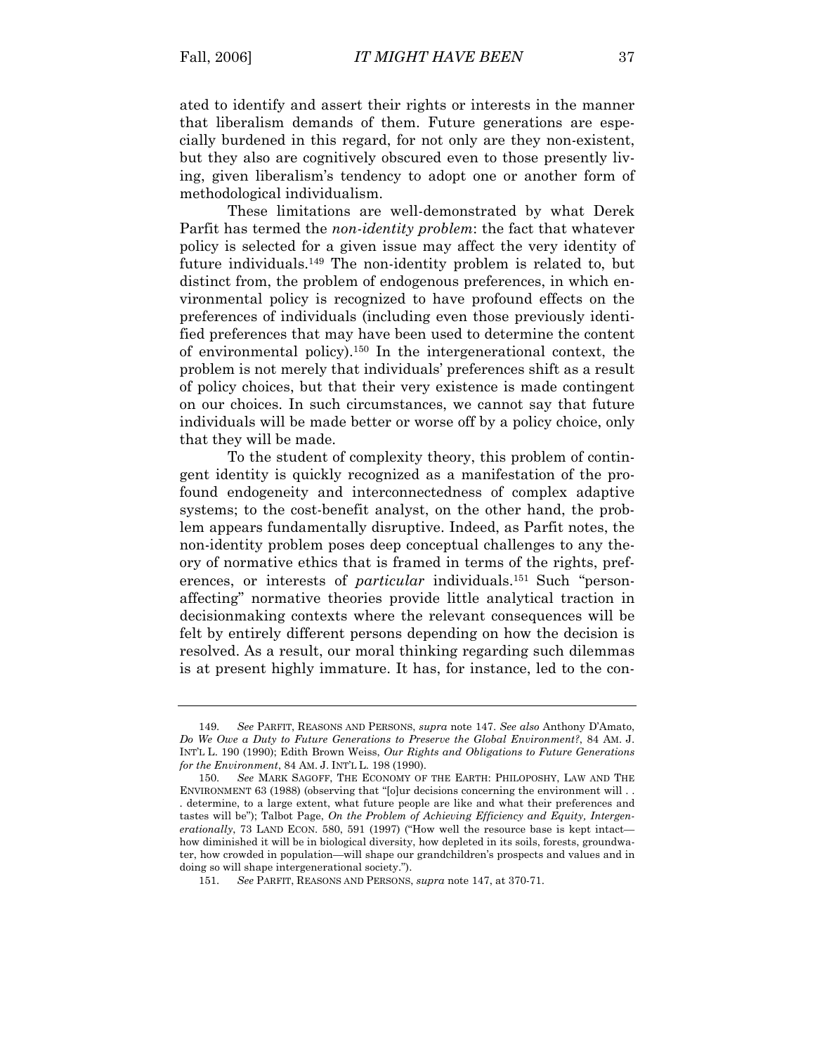ated to identify and assert their rights or interests in the manner that liberalism demands of them. Future generations are especially burdened in this regard, for not only are they non-existent, but they also are cognitively obscured even to those presently living, given liberalism's tendency to adopt one or another form of methodological individualism.

These limitations are well-demonstrated by what Derek Parfit has termed the *non-identity problem*: the fact that whatever policy is selected for a given issue may affect the very identity of future individuals.[149] The non-identity problem is related to, but distinct from, the problem of endogenous preferences, in which environmental policy is recognized to have profound effects on the preferences of individuals (including even those previously identified preferences that may have been used to determine the content of environmental policy).[150] In the intergenerational context, the problem is not merely that individuals' preferences shift as a result of policy choices, but that their very existence is made contingent on our choices. In such circumstances, we cannot say that future individuals will be made better or worse off by a policy choice, only that they will be made.

To the student of complexity theory, this problem of contingent identity is quickly recognized as a manifestation of the profound endogeneity and interconnectedness of complex adaptive systems; to the cost-benefit analyst, on the other hand, the problem appears fundamentally disruptive. Indeed, as Parfit notes, the non-identity problem poses deep conceptual challenges to any theory of normative ethics that is framed in terms of the rights, preferences, or interests of *particular* individuals.[151] Such "person-affecting" normative theories provide little analytical traction in decisionmaking contexts where the relevant consequences will be felt by entirely different persons depending on how the decision is resolved. As a result, our moral thinking regarding such dilemmas is at present highly immature. It has, for instance, led to the con-

---

149. *See* PARFIT, REASONS AND PERSONS, *supra* note 147. *See also* Anthony D'Amato, *Do We Owe a Duty to Future Generations to Preserve the Global Environment?*, 84 AM. J. INT'L L. 190 (1990); Edith Brown Weiss, *Our Rights and Obligations to Future Generations for the Environment*, 84 AM. J. INT'L L. 198 (1990).

150. *See* MARK SAGOFF, THE ECONOMY OF THE EARTH: PHILOPOSHY, LAW AND THE ENVIRONMENT 63 (1988) (observing that "[o]ur decisions concerning the environment will . . . determine, to a large extent, what future people are like and what their preferences and tastes will be"); Talbot Page, *On the Problem of Achieving Efficiency and Equity, Intergenerationally*, 73 LAND ECON. 580, 591 (1997) ("How well the resource base is kept intact—how diminished it will be in biological diversity, how depleted in its soils, forests, groundwater, how crowded in population—will shape our grandchildren's prospects and values and in doing so will shape intergenerational society.").

151. *See* PARFIT, REASONS AND PERSONS, *supra* note 147, at 370-71.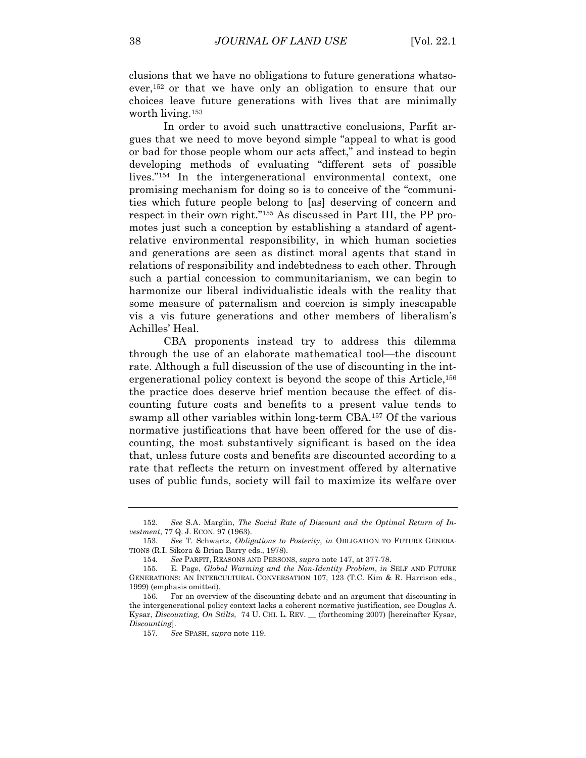clusions that we have no obligations to future generations whatsoever,[152] or that we have only an obligation to ensure that our choices leave future generations with lives that are minimally worth living.[153]

In order to avoid such unattractive conclusions, Parfit argues that we need to move beyond simple "appeal to what is good or bad for those people whom our acts affect," and instead to begin developing methods of evaluating "different sets of possible lives."[154] In the intergenerational environmental context, one promising mechanism for doing so is to conceive of the "communities which future people belong to [as] deserving of concern and respect in their own right."[155] As discussed in Part III, the PP promotes just such a conception by establishing a standard of agent-relative environmental responsibility, in which human societies and generations are seen as distinct moral agents that stand in relations of responsibility and indebtedness to each other. Through such a partial concession to communitarianism, we can begin to harmonize our liberal individualistic ideals with the reality that some measure of paternalism and coercion is simply inescapable vis a vis future generations and other members of liberalism's Achilles' Heal.

CBA proponents instead try to address this dilemma through the use of an elaborate mathematical tool—the discount rate. Although a full discussion of the use of discounting in the intergenerational policy context is beyond the scope of this Article,[156] the practice does deserve brief mention because the effect of discounting future costs and benefits to a present value tends to swamp all other variables within long-term CBA.[157] Of the various normative justifications that have been offered for the use of discounting, the most substantively significant is based on the idea that, unless future costs and benefits are discounted according to a rate that reflects the return on investment offered by alternative uses of public funds, society will fail to maximize its welfare over

---

152. *See* S.A. Marglin, *The Social Rate of Discount and the Optimal Return of Investment*, 77 Q. J. ECON. 97 (1963).

153. *See* T. Schwartz, *Obligations to Posterity*, *in* OBLIGATION TO FUTURE GENERATIONS (R.I. Sikora & Brian Barry eds., 1978).

154. *See* PARFIT, REASONS AND PERSONS, *supra* note 147, at 377-78.

155. E. Page, *Global Warming and the Non-Identity Problem*, *in* SELF AND FUTURE GENERATIONS: AN INTERCULTURAL CONVERSATION 107, 123 (T.C. Kim & R. Harrison eds., 1999) (emphasis omitted).

156. For an overview of the discounting debate and an argument that discounting in the intergenerational policy context lacks a coherent normative justification, see Douglas A. Kysar, *Discounting, On Stilts*, 74 U. CHI. L. REV. __ (forthcoming 2007) [hereinafter Kysar, *Discounting*].

157. *See* SPASH, *supra* note 119.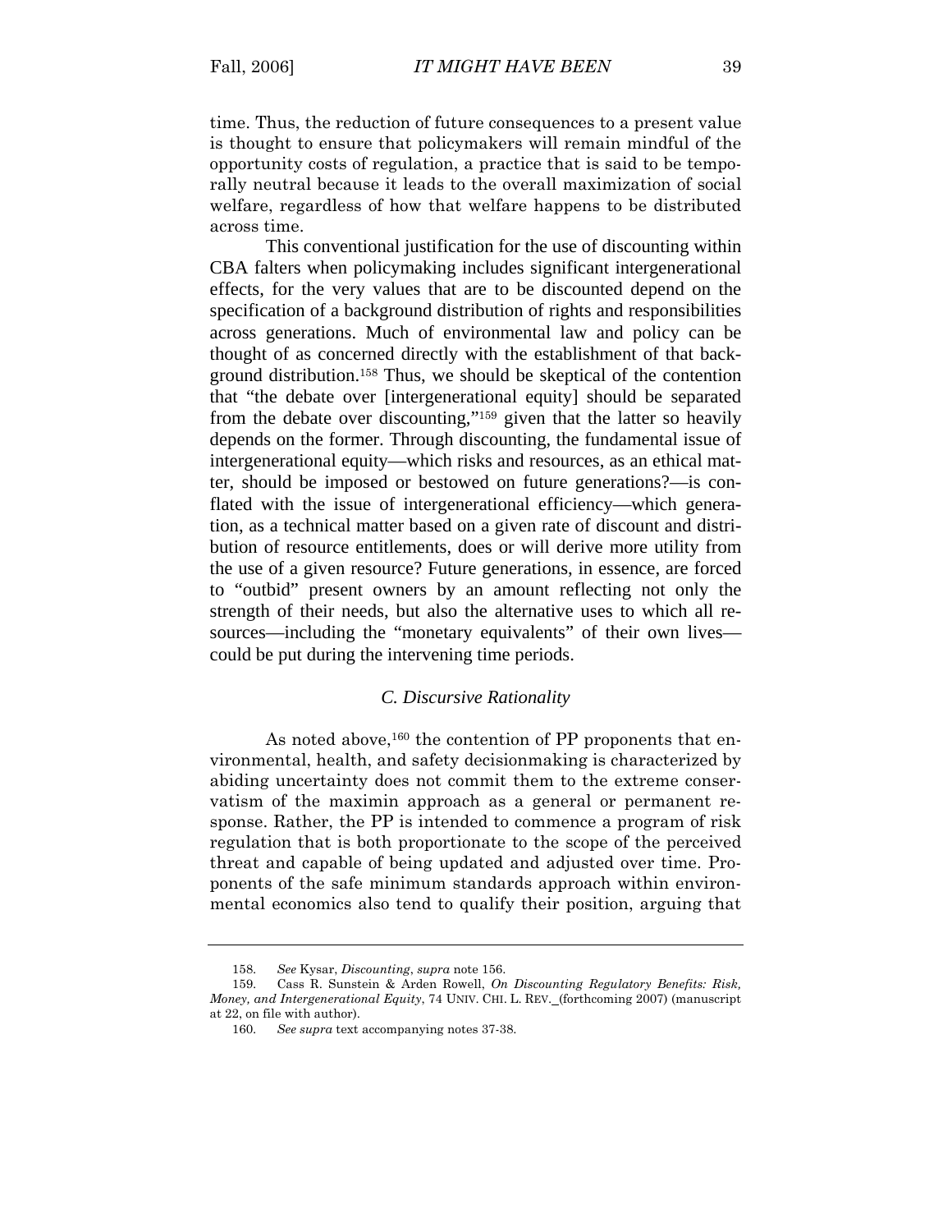time. Thus, the reduction of future consequences to a present value is thought to ensure that policymakers will remain mindful of the opportunity costs of regulation, a practice that is said to be temporally neutral because it leads to the overall maximization of social welfare, regardless of how that welfare happens to be distributed across time.

This conventional justification for the use of discounting within CBA falters when policymaking includes significant intergenerational effects, for the very values that are to be discounted depend on the specification of a background distribution of rights and responsibilities across generations. Much of environmental law and policy can be thought of as concerned directly with the establishment of that background distribution.[158] Thus, we should be skeptical of the contention that "the debate over [intergenerational equity] should be separated from the debate over discounting,"[159] given that the latter so heavily depends on the former. Through discounting, the fundamental issue of intergenerational equity—which risks and resources, as an ethical matter, should be imposed or bestowed on future generations?—is conflated with the issue of intergenerational efficiency—which generation, as a technical matter based on a given rate of discount and distribution of resource entitlements, does or will derive more utility from the use of a given resource? Future generations, in essence, are forced to "outbid" present owners by an amount reflecting not only the strength of their needs, but also the alternative uses to which all resources—including the "monetary equivalents" of their own lives—could be put during the intervening time periods.

### *C. Discursive Rationality*

As noted above,[160] the contention of PP proponents that environmental, health, and safety decisionmaking is characterized by abiding uncertainty does not commit them to the extreme conservatism of the maximin approach as a general or permanent response. Rather, the PP is intended to commence a program of risk regulation that is both proportionate to the scope of the perceived threat and capable of being updated and adjusted over time. Proponents of the safe minimum standards approach within environmental economics also tend to qualify their position, arguing that

---

158. *See* Kysar, *Discounting*, *supra* note 156.

159. Cass R. Sunstein & Arden Rowell, *On Discounting Regulatory Benefits: Risk, Money, and Intergenerational Equity*, 74 UNIV. CHI. L. REV._(forthcoming 2007) (manuscript at 22, on file with author).

160. *See supra* text accompanying notes 37-38.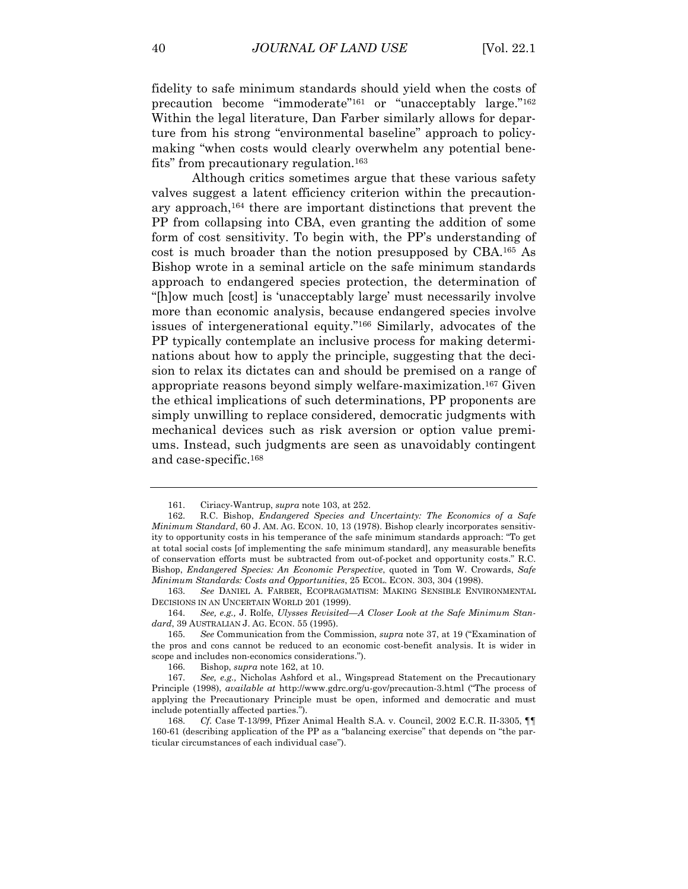fidelity to safe minimum standards should yield when the costs of precaution become "immoderate"[161] or "unacceptably large."[162] Within the legal literature, Dan Farber similarly allows for departure from his strong "environmental baseline" approach to policymaking "when costs would clearly overwhelm any potential benefits" from precautionary regulation.[163]

Although critics sometimes argue that these various safety valves suggest a latent efficiency criterion within the precautionary approach,[164] there are important distinctions that prevent the PP from collapsing into CBA, even granting the addition of some form of cost sensitivity. To begin with, the PP's understanding of cost is much broader than the notion presupposed by CBA.[165] As Bishop wrote in a seminal article on the safe minimum standards approach to endangered species protection, the determination of "[h]ow much [cost] is 'unacceptably large' must necessarily involve more than economic analysis, because endangered species involve issues of intergenerational equity."[166] Similarly, advocates of the PP typically contemplate an inclusive process for making determinations about how to apply the principle, suggesting that the decision to relax its dictates can and should be premised on a range of appropriate reasons beyond simply welfare-maximization.[167] Given the ethical implications of such determinations, PP proponents are simply unwilling to replace considered, democratic judgments with mechanical devices such as risk aversion or option value premiums. Instead, such judgments are seen as unavoidably contingent and case-specific.[168]

---

161. Ciriacy-Wantrup, *supra* note 103, at 252.

162. R.C. Bishop, *Endangered Species and Uncertainty: The Economics of a Safe Minimum Standard*, 60 J. AM. AG. ECON. 10, 13 (1978). Bishop clearly incorporates sensitivity to opportunity costs in his temperance of the safe minimum standards approach: "To get at total social costs [of implementing the safe minimum standard], any measurable benefits of conservation efforts must be subtracted from out-of-pocket and opportunity costs." R.C. Bishop, *Endangered Species: An Economic Perspective*, quoted in Tom W. Crowards, *Safe Minimum Standards: Costs and Opportunities*, 25 ECOL. ECON. 303, 304 (1998).

163. *See* DANIEL A. FARBER, ECOPRAGMATISM: MAKING SENSIBLE ENVIRONMENTAL DECISIONS IN AN UNCERTAIN WORLD 201 (1999).

164. *See, e.g.,* J. Rolfe, *Ulysses Revisited—A Closer Look at the Safe Minimum Standard*, 39 AUSTRALIAN J. AG. ECON. 55 (1995).

165. *See* Communication from the Commission, *supra* note 37, at 19 ("Examination of the pros and cons cannot be reduced to an economic cost-benefit analysis. It is wider in scope and includes non-economics considerations.").

166. Bishop, *supra* note 162, at 10.

167. *See, e.g.,* Nicholas Ashford et al., Wingspread Statement on the Precautionary Principle (1998), *available at* http://www.gdrc.org/u-gov/precaution-3.html ("The process of applying the Precautionary Principle must be open, informed and democratic and must include potentially affected parties.").

168. *Cf.* Case T-13/99, Pfizer Animal Health S.A. v. Council, 2002 E.C.R. II-3305, ¶¶ 160-61 (describing application of the PP as a "balancing exercise" that depends on "the particular circumstances of each individual case").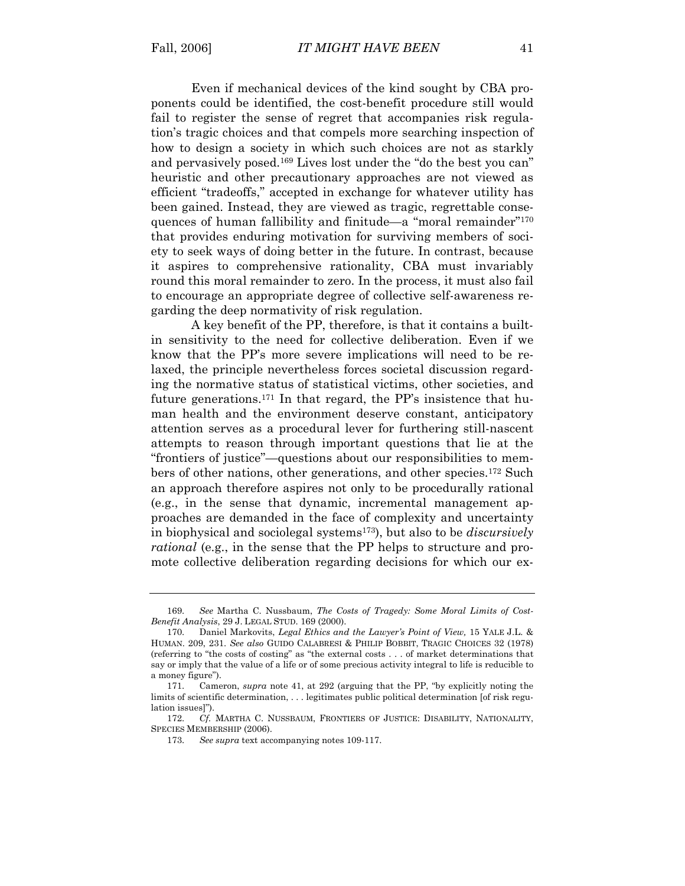Even if mechanical devices of the kind sought by CBA proponents could be identified, the cost-benefit procedure still would fail to register the sense of regret that accompanies risk regulation's tragic choices and that compels more searching inspection of how to design a society in which such choices are not as starkly and pervasively posed.[169] Lives lost under the "do the best you can" heuristic and other precautionary approaches are not viewed as efficient "tradeoffs," accepted in exchange for whatever utility has been gained. Instead, they are viewed as tragic, regrettable consequences of human fallibility and finitude—a "moral remainder"[170] that provides enduring motivation for surviving members of society to seek ways of doing better in the future. In contrast, because it aspires to comprehensive rationality, CBA must invariably round this moral remainder to zero. In the process, it must also fail to encourage an appropriate degree of collective self-awareness regarding the deep normativity of risk regulation.

A key benefit of the PP, therefore, is that it contains a built-in sensitivity to the need for collective deliberation. Even if we know that the PP's more severe implications will need to be relaxed, the principle nevertheless forces societal discussion regarding the normative status of statistical victims, other societies, and future generations.[171] In that regard, the PP's insistence that human health and the environment deserve constant, anticipatory attention serves as a procedural lever for furthering still-nascent attempts to reason through important questions that lie at the "frontiers of justice"—questions about our responsibilities to members of other nations, other generations, and other species.[172] Such an approach therefore aspires not only to be procedurally rational (e.g., in the sense that dynamic, incremental management approaches are demanded in the face of complexity and uncertainty in biophysical and sociolegal systems[173]), but also to be *discursively rational* (e.g., in the sense that the PP helps to structure and promote collective deliberation regarding decisions for which our ex-

---

169. *See* Martha C. Nussbaum, *The Costs of Tragedy: Some Moral Limits of Cost-Benefit Analysis*, 29 J. LEGAL STUD. 169 (2000).

170. Daniel Markovits, *Legal Ethics and the Lawyer's Point of View,* 15 YALE J.L. & HUMAN. 209, 231. *See also* GUIDO CALABRESI & PHILIP BOBBIT, TRAGIC CHOICES 32 (1978) (referring to "the costs of costing" as "the external costs . . . of market determinations that say or imply that the value of a life or of some precious activity integral to life is reducible to a money figure").

171. Cameron, *supra* note 41, at 292 (arguing that the PP, "by explicitly noting the limits of scientific determination, . . . legitimates public political determination [of risk regulation issues]").

172. *Cf.* MARTHA C. NUSSBAUM, FRONTIERS OF JUSTICE: DISABILITY, NATIONALITY, SPECIES MEMBERSHIP (2006).

173. *See supra* text accompanying notes 109-117.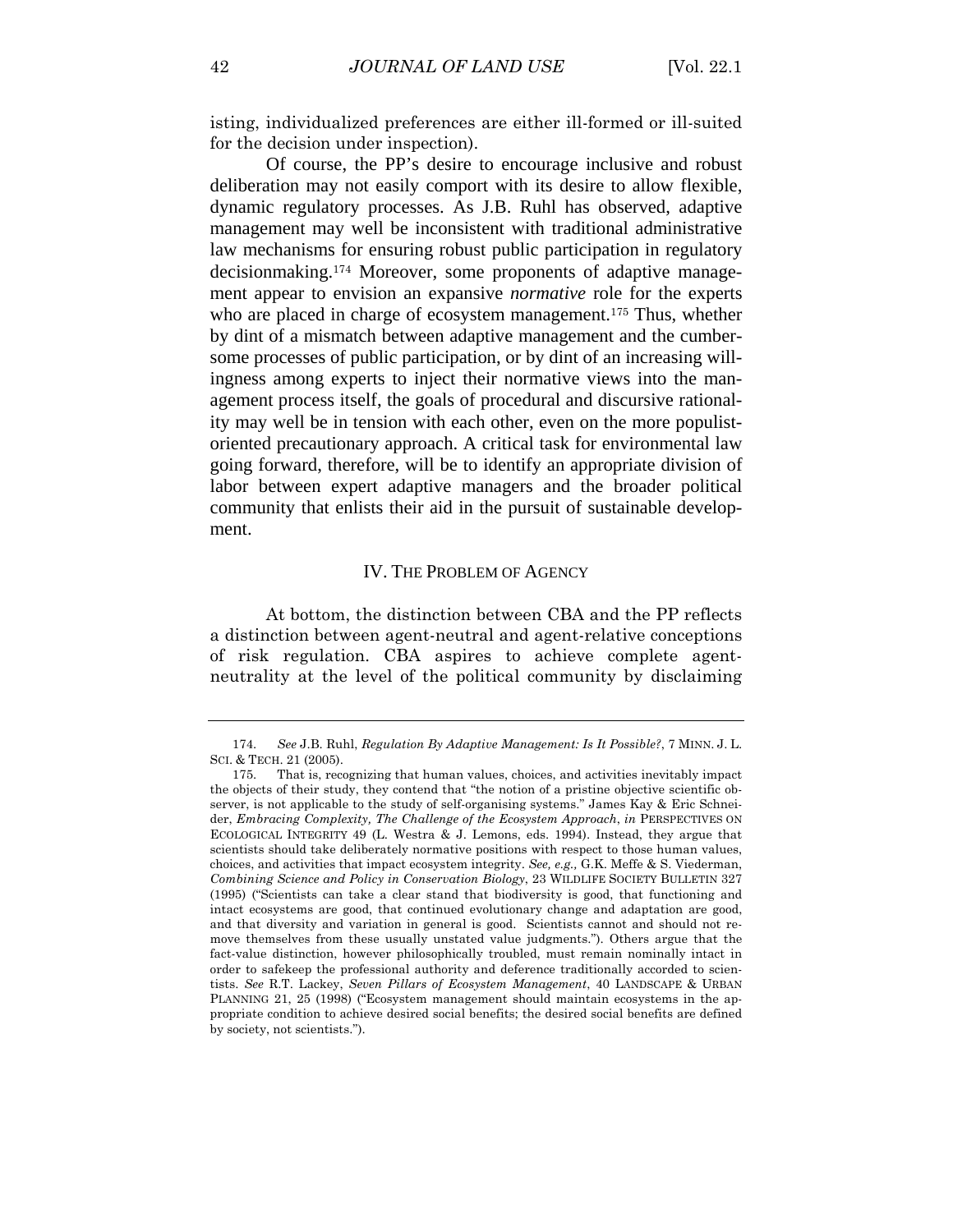isting, individualized preferences are either ill-formed or ill-suited for the decision under inspection).

Of course, the PP's desire to encourage inclusive and robust deliberation may not easily comport with its desire to allow flexible, dynamic regulatory processes. As J.B. Ruhl has observed, adaptive management may well be inconsistent with traditional administrative law mechanisms for ensuring robust public participation in regulatory decisionmaking.[174] Moreover, some proponents of adaptive management appear to envision an expansive *normative* role for the experts who are placed in charge of ecosystem management.[175] Thus, whether by dint of a mismatch between adaptive management and the cumbersome processes of public participation, or by dint of an increasing willingness among experts to inject their normative views into the management process itself, the goals of procedural and discursive rationality may well be in tension with each other, even on the more populist-oriented precautionary approach. A critical task for environmental law going forward, therefore, will be to identify an appropriate division of labor between expert adaptive managers and the broader political community that enlists their aid in the pursuit of sustainable development.

## IV. THE PROBLEM OF AGENCY

At bottom, the distinction between CBA and the PP reflects a distinction between agent-neutral and agent-relative conceptions of risk regulation. CBA aspires to achieve complete agent-neutrality at the level of the political community by disclaiming

---

174. *See* J.B. Ruhl, *Regulation By Adaptive Management: Is It Possible?*, 7 MINN. J. L. SCI. & TECH. 21 (2005).

175. That is, recognizing that human values, choices, and activities inevitably impact the objects of their study, they contend that "the notion of a pristine objective scientific observer, is not applicable to the study of self-organising systems." James Kay & Eric Schneider, *Embracing Complexity, The Challenge of the Ecosystem Approach*, *in* PERSPECTIVES ON ECOLOGICAL INTEGRITY 49 (L. Westra & J. Lemons, eds. 1994). Instead, they argue that scientists should take deliberately normative positions with respect to those human values, choices, and activities that impact ecosystem integrity. *See, e.g.*, G.K. Meffe & S. Viederman, *Combining Science and Policy in Conservation Biology*, 23 WILDLIFE SOCIETY BULLETIN 327 (1995) ("Scientists can take a clear stand that biodiversity is good, that functioning and intact ecosystems are good, that continued evolutionary change and adaptation are good, and that diversity and variation in general is good. Scientists cannot and should not remove themselves from these usually unstated value judgments."). Others argue that the fact-value distinction, however philosophically troubled, must remain nominally intact in order to safekeep the professional authority and deference traditionally accorded to scientists. *See* R.T. Lackey, *Seven Pillars of Ecosystem Management*, 40 LANDSCAPE & URBAN PLANNING 21, 25 (1998) ("Ecosystem management should maintain ecosystems in the appropriate condition to achieve desired social benefits; the desired social benefits are defined by society, not scientists.").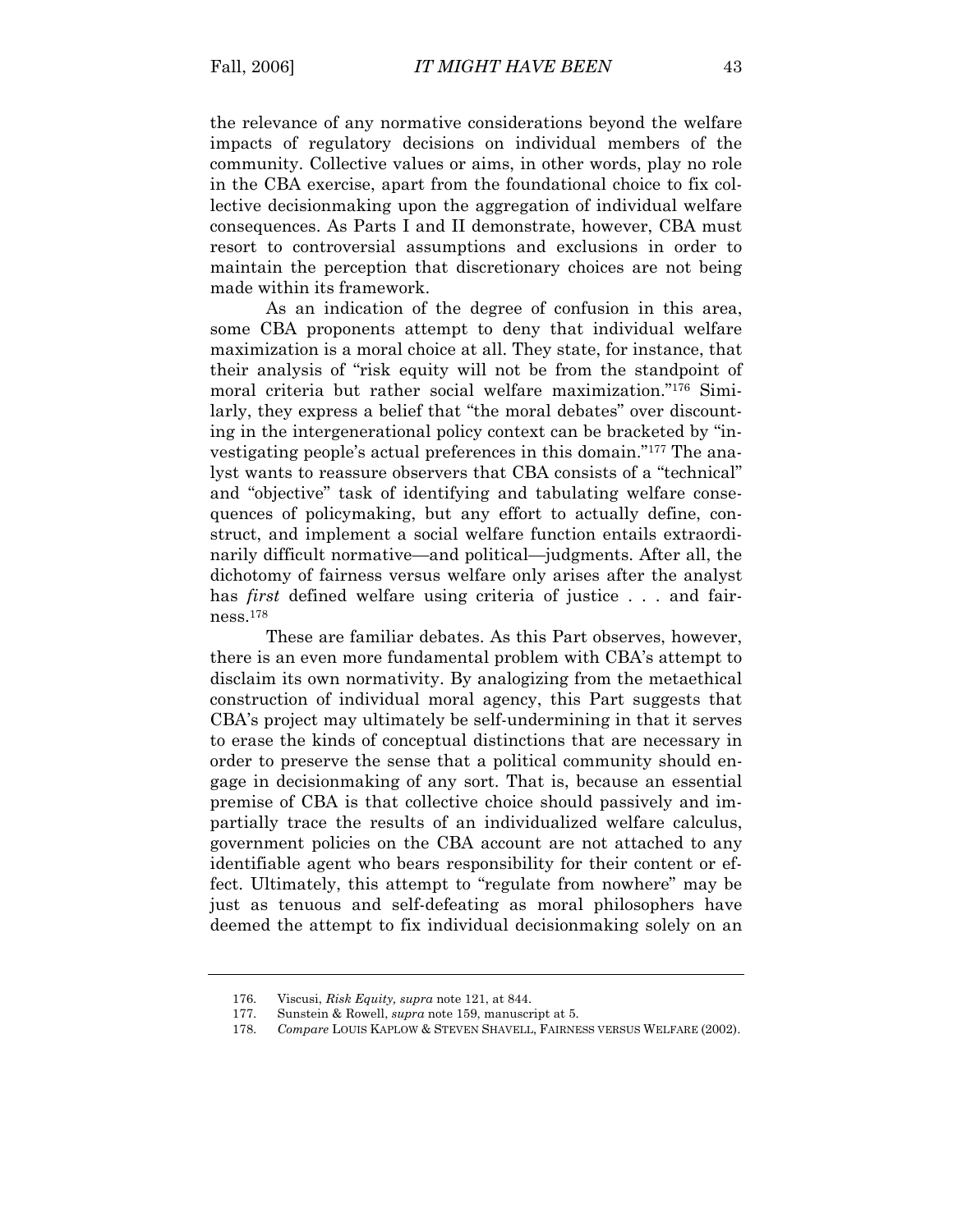the relevance of any normative considerations beyond the welfare impacts of regulatory decisions on individual members of the community. Collective values or aims, in other words, play no role in the CBA exercise, apart from the foundational choice to fix collective decisionmaking upon the aggregation of individual welfare consequences. As Parts I and II demonstrate, however, CBA must resort to controversial assumptions and exclusions in order to maintain the perception that discretionary choices are not being made within its framework.

As an indication of the degree of confusion in this area, some CBA proponents attempt to deny that individual welfare maximization is a moral choice at all. They state, for instance, that their analysis of "risk equity will not be from the standpoint of moral criteria but rather social welfare maximization."[176] Similarly, they express a belief that "the moral debates" over discounting in the intergenerational policy context can be bracketed by "investigating people's actual preferences in this domain."[177] The analyst wants to reassure observers that CBA consists of a "technical" and "objective" task of identifying and tabulating welfare consequences of policymaking, but any effort to actually define, construct, and implement a social welfare function entails extraordinarily difficult normative—and political—judgments. After all, the dichotomy of fairness versus welfare only arises after the analyst has *first* defined welfare using criteria of justice . . . and fairness.[178]

These are familiar debates. As this Part observes, however, there is an even more fundamental problem with CBA's attempt to disclaim its own normativity. By analogizing from the metaethical construction of individual moral agency, this Part suggests that CBA's project may ultimately be self-undermining in that it serves to erase the kinds of conceptual distinctions that are necessary in order to preserve the sense that a political community should engage in decisionmaking of any sort. That is, because an essential premise of CBA is that collective choice should passively and impartially trace the results of an individualized welfare calculus, government policies on the CBA account are not attached to any identifiable agent who bears responsibility for their content or effect. Ultimately, this attempt to "regulate from nowhere" may be just as tenuous and self-defeating as moral philosophers have deemed the attempt to fix individual decisionmaking solely on an

---

176. Viscusi, *Risk Equity, supra* note 121, at 844.

177. Sunstein & Rowell, *supra* note 159, manuscript at 5.

178. *Compare* LOUIS KAPLOW & STEVEN SHAVELL, FAIRNESS VERSUS WELFARE (2002).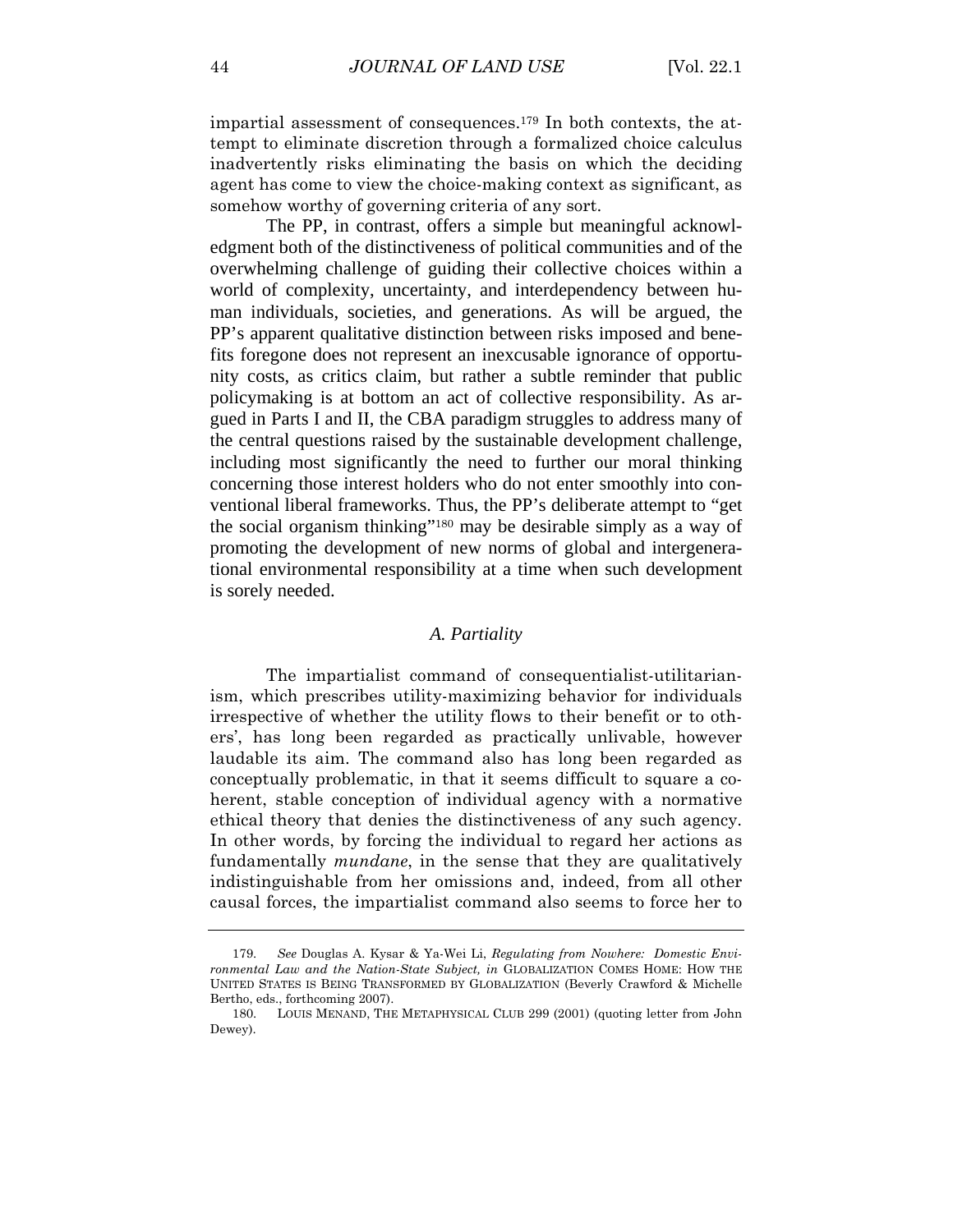impartial assessment of consequences.[179] In both contexts, the attempt to eliminate discretion through a formalized choice calculus inadvertently risks eliminating the basis on which the deciding agent has come to view the choice-making context as significant, as somehow worthy of governing criteria of any sort.

The PP, in contrast, offers a simple but meaningful acknowledgment both of the distinctiveness of political communities and of the overwhelming challenge of guiding their collective choices within a world of complexity, uncertainty, and interdependency between human individuals, societies, and generations. As will be argued, the PP's apparent qualitative distinction between risks imposed and benefits foregone does not represent an inexcusable ignorance of opportunity costs, as critics claim, but rather a subtle reminder that public policymaking is at bottom an act of collective responsibility. As argued in Parts I and II, the CBA paradigm struggles to address many of the central questions raised by the sustainable development challenge, including most significantly the need to further our moral thinking concerning those interest holders who do not enter smoothly into conventional liberal frameworks. Thus, the PP's deliberate attempt to "get the social organism thinking"[180] may be desirable simply as a way of promoting the development of new norms of global and intergenerational environmental responsibility at a time when such development is sorely needed.

### *A. Partiality*

The impartialist command of consequentialist-utilitarianism, which prescribes utility-maximizing behavior for individuals irrespective of whether the utility flows to their benefit or to others', has long been regarded as practically unlivable, however laudable its aim. The command also has long been regarded as conceptually problematic, in that it seems difficult to square a coherent, stable conception of individual agency with a normative ethical theory that denies the distinctiveness of any such agency. In other words, by forcing the individual to regard her actions as fundamentally *mundane*, in the sense that they are qualitatively indistinguishable from her omissions and, indeed, from all other causal forces, the impartialist command also seems to force her to

---

179. *See* Douglas A. Kysar & Ya-Wei Li, *Regulating from Nowhere: Domestic Environmental Law and the Nation-State Subject, in* GLOBALIZATION COMES HOME: HOW THE UNITED STATES IS BEING TRANSFORMED BY GLOBALIZATION (Beverly Crawford & Michelle Bertho, eds., forthcoming 2007).

180. LOUIS MENAND, THE METAPHYSICAL CLUB 299 (2001) (quoting letter from John Dewey).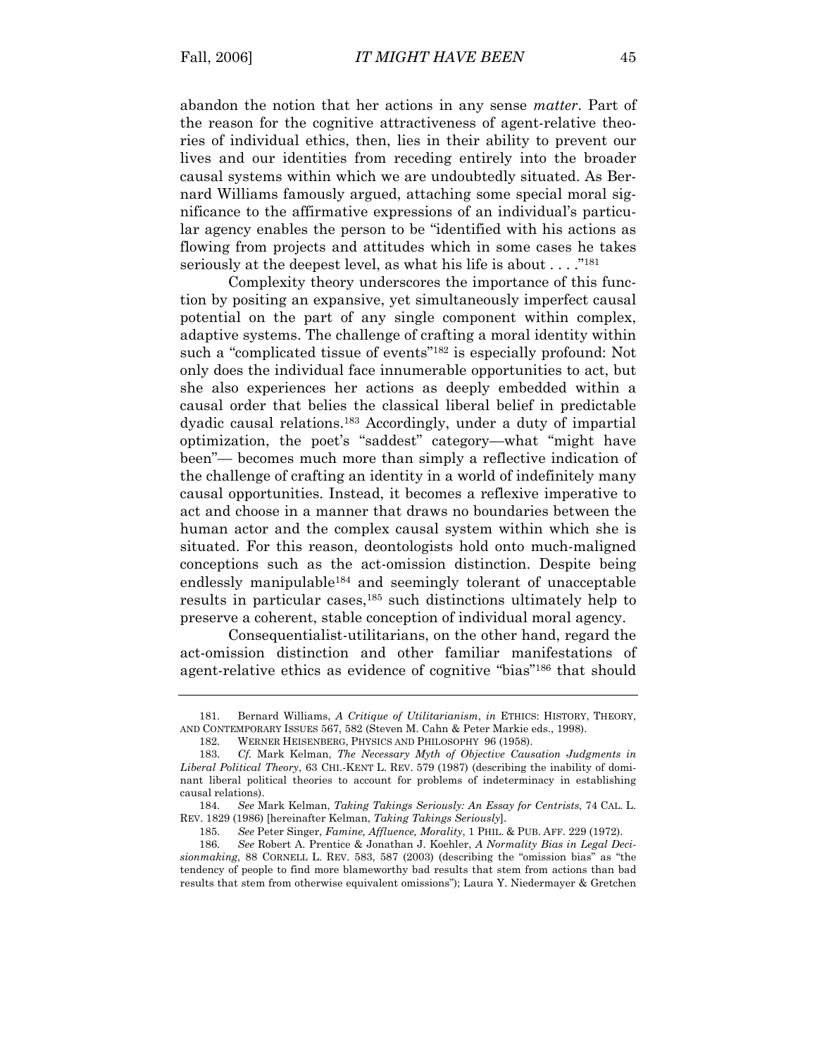abandon the notion that her actions in any sense *matter*. Part of the reason for the cognitive attractiveness of agent-relative theories of individual ethics, then, lies in their ability to prevent our lives and our identities from receding entirely into the broader causal systems within which we are undoubtedly situated. As Bernard Williams famously argued, attaching some special moral significance to the affirmative expressions of an individual's particular agency enables the person to be "identified with his actions as flowing from projects and attitudes which in some cases he takes seriously at the deepest level, as what his life is about . . . ."[181]

Complexity theory underscores the importance of this function by positing an expansive, yet simultaneously imperfect causal potential on the part of any single component within complex, adaptive systems. The challenge of crafting a moral identity within such a "complicated tissue of events"[182] is especially profound: Not only does the individual face innumerable opportunities to act, but she also experiences her actions as deeply embedded within a causal order that belies the classical liberal belief in predictable dyadic causal relations.[183] Accordingly, under a duty of impartial optimization, the poet's "saddest" category—what "might have been"— becomes much more than simply a reflective indication of the challenge of crafting an identity in a world of indefinitely many causal opportunities. Instead, it becomes a reflexive imperative to act and choose in a manner that draws no boundaries between the human actor and the complex causal system within which she is situated. For this reason, deontologists hold onto much-maligned conceptions such as the act-omission distinction. Despite being endlessly manipulable[184] and seemingly tolerant of unacceptable results in particular cases,[185] such distinctions ultimately help to preserve a coherent, stable conception of individual moral agency.

Consequentialist-utilitarians, on the other hand, regard the act-omission distinction and other familiar manifestations of agent-relative ethics as evidence of cognitive "bias"[186] that should

---

181. Bernard Williams, *A Critique of Utilitarianism*, *in* ETHICS: HISTORY, THEORY, AND CONTEMPORARY ISSUES 567, 582 (Steven M. Cahn & Peter Markie eds., 1998).

182. WERNER HEISENBERG, PHYSICS AND PHILOSOPHY 96 (1958).

183. *Cf.* Mark Kelman, *The Necessary Myth of Objective Causation Judgments in Liberal Political Theory*, 63 CHI.-KENT L. REV. 579 (1987) (describing the inability of dominant liberal political theories to account for problems of indeterminacy in establishing causal relations).

184. *See* Mark Kelman, *Taking Takings Seriously: An Essay for Centrists*, 74 CAL. L. REV. 1829 (1986) [hereinafter Kelman, *Taking Takings Seriously*].

185. *See* Peter Singer, *Famine, Affluence, Morality*, 1 PHIL. & PUB. AFF. 229 (1972).

186. *See* Robert A. Prentice & Jonathan J. Koehler, *A Normality Bias in Legal Decisionmaking*, 88 CORNELL L. REV. 583, 587 (2003) (describing the "omission bias" as "the tendency of people to find more blameworthy bad results that stem from actions than bad results that stem from otherwise equivalent omissions"); Laura Y. Niedermayer & Gretchen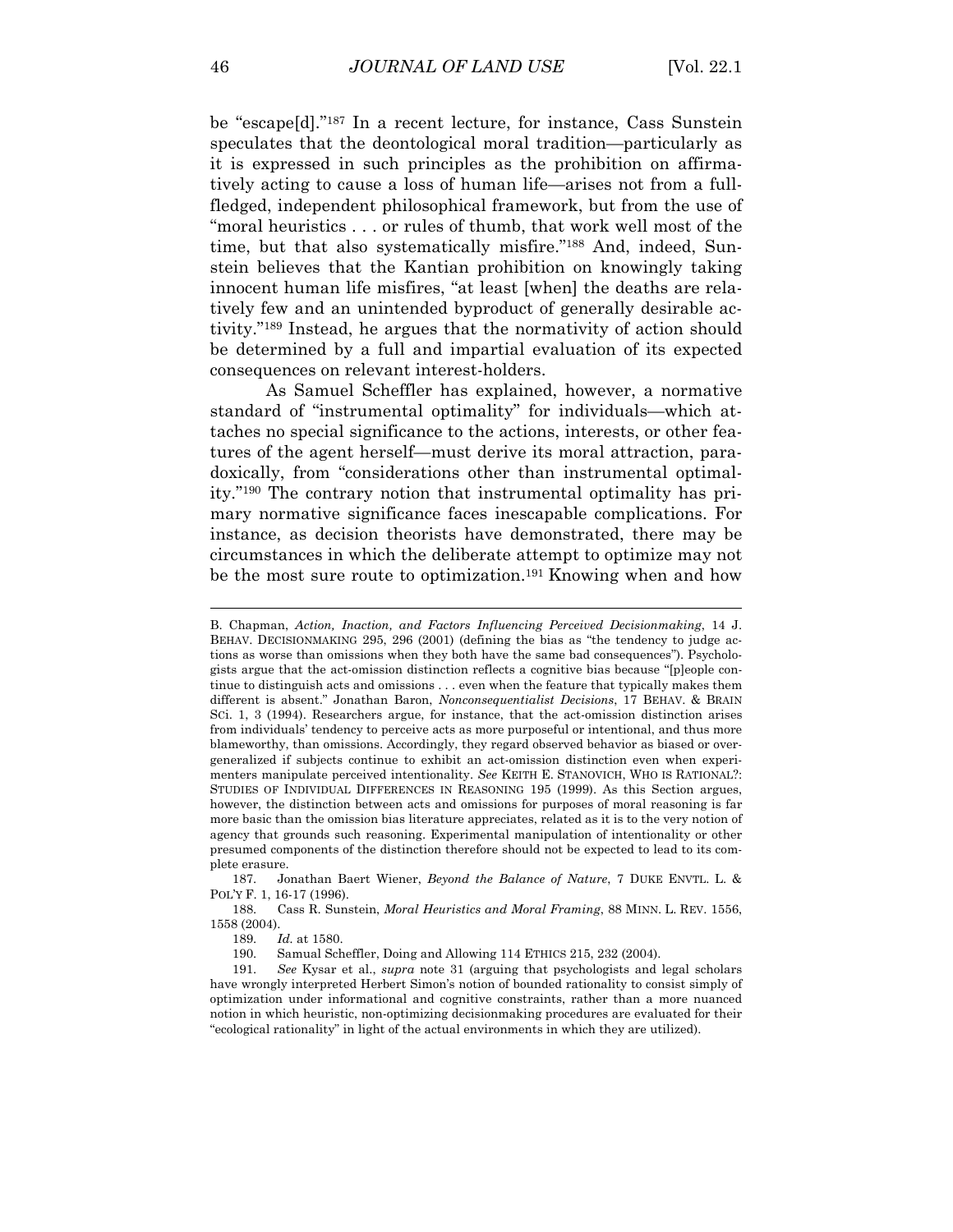be "escape[d]."[187] In a recent lecture, for instance, Cass Sunstein speculates that the deontological moral tradition—particularly as it is expressed in such principles as the prohibition on affirmatively acting to cause a loss of human life—arises not from a full-fledged, independent philosophical framework, but from the use of "moral heuristics . . . or rules of thumb, that work well most of the time, but that also systematically misfire."[188] And, indeed, Sunstein believes that the Kantian prohibition on knowingly taking innocent human life misfires, "at least [when] the deaths are relatively few and an unintended byproduct of generally desirable activity."[189] Instead, he argues that the normativity of action should be determined by a full and impartial evaluation of its expected consequences on relevant interest-holders.

As Samuel Scheffler has explained, however, a normative standard of "instrumental optimality" for individuals—which attaches no special significance to the actions, interests, or other features of the agent herself—must derive its moral attraction, paradoxically, from "considerations other than instrumental optimality."[190] The contrary notion that instrumental optimality has primary normative significance faces inescapable complications. For instance, as decision theorists have demonstrated, there may be circumstances in which the deliberate attempt to optimize may not be the most sure route to optimization.[191] Knowing when and how

---

B. Chapman, *Action, Inaction, and Factors Influencing Perceived Decisionmaking*, 14 J. BEHAV. DECISIONMAKING 295, 296 (2001) (defining the bias as "the tendency to judge actions as worse than omissions when they both have the same bad consequences"). Psychologists argue that the act-omission distinction reflects a cognitive bias because "[p]eople continue to distinguish acts and omissions . . . even when the feature that typically makes them different is absent." Jonathan Baron, *Nonconsequentialist Decisions*, 17 BEHAV. & BRAIN SCI. 1, 3 (1994). Researchers argue, for instance, that the act-omission distinction arises from individuals' tendency to perceive acts as more purposeful or intentional, and thus more blameworthy, than omissions. Accordingly, they regard observed behavior as biased or overgeneralized if subjects continue to exhibit an act-omission distinction even when experimenters manipulate perceived intentionality. *See* KEITH E. STANOVICH, WHO IS RATIONAL?: STUDIES OF INDIVIDUAL DIFFERENCES IN REASONING 195 (1999). As this Section argues, however, the distinction between acts and omissions for purposes of moral reasoning is far more basic than the omission bias literature appreciates, related as it is to the very notion of agency that grounds such reasoning. Experimental manipulation of intentionality or other presumed components of the distinction therefore should not be expected to lead to its complete erasure.

187. Jonathan Baert Wiener, *Beyond the Balance of Nature*, 7 DUKE ENVTL. L. & POL'Y F. 1, 16-17 (1996).

188. Cass R. Sunstein, *Moral Heuristics and Moral Framing*, 88 MINN. L. REV. 1556, 1558 (2004).

189. *Id.* at 1580.

190. Samual Scheffler, Doing and Allowing 114 ETHICS 215, 232 (2004).

191. *See* Kysar et al., *supra* note 31 (arguing that psychologists and legal scholars have wrongly interpreted Herbert Simon's notion of bounded rationality to consist simply of optimization under informational and cognitive constraints, rather than a more nuanced notion in which heuristic, non-optimizing decisionmaking procedures are evaluated for their "ecological rationality" in light of the actual environments in which they are utilized).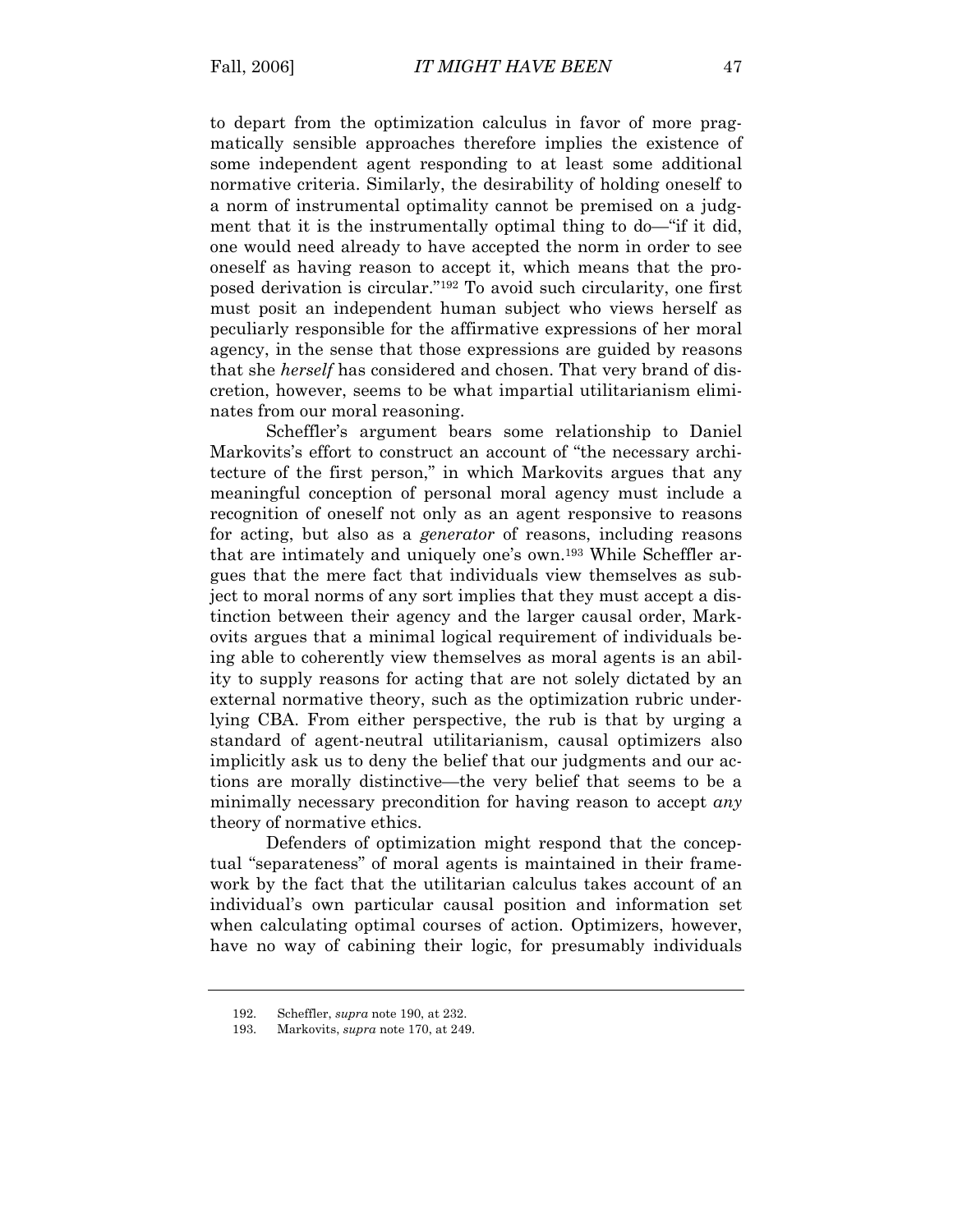to depart from the optimization calculus in favor of more pragmatically sensible approaches therefore implies the existence of some independent agent responding to at least some additional normative criteria. Similarly, the desirability of holding oneself to a norm of instrumental optimality cannot be premised on a judgment that it is the instrumentally optimal thing to do—"if it did, one would need already to have accepted the norm in order to see oneself as having reason to accept it, which means that the proposed derivation is circular."[192] To avoid such circularity, one first must posit an independent human subject who views herself as peculiarly responsible for the affirmative expressions of her moral agency, in the sense that those expressions are guided by reasons that she *herself* has considered and chosen. That very brand of discretion, however, seems to be what impartial utilitarianism eliminates from our moral reasoning.

Scheffler's argument bears some relationship to Daniel Markovits's effort to construct an account of "the necessary architecture of the first person," in which Markovits argues that any meaningful conception of personal moral agency must include a recognition of oneself not only as an agent responsive to reasons for acting, but also as a *generator* of reasons, including reasons that are intimately and uniquely one's own.[193] While Scheffler argues that the mere fact that individuals view themselves as subject to moral norms of any sort implies that they must accept a distinction between their agency and the larger causal order, Markovits argues that a minimal logical requirement of individuals being able to coherently view themselves as moral agents is an ability to supply reasons for acting that are not solely dictated by an external normative theory, such as the optimization rubric underlying CBA. From either perspective, the rub is that by urging a standard of agent-neutral utilitarianism, causal optimizers also implicitly ask us to deny the belief that our judgments and our actions are morally distinctive—the very belief that seems to be a minimally necessary precondition for having reason to accept *any* theory of normative ethics.

Defenders of optimization might respond that the conceptual "separateness" of moral agents is maintained in their framework by the fact that the utilitarian calculus takes account of an individual's own particular causal position and information set when calculating optimal courses of action. Optimizers, however, have no way of cabining their logic, for presumably individuals

---

192. Scheffler, *supra* note 190, at 232.

193. Markovits, *supra* note 170, at 249.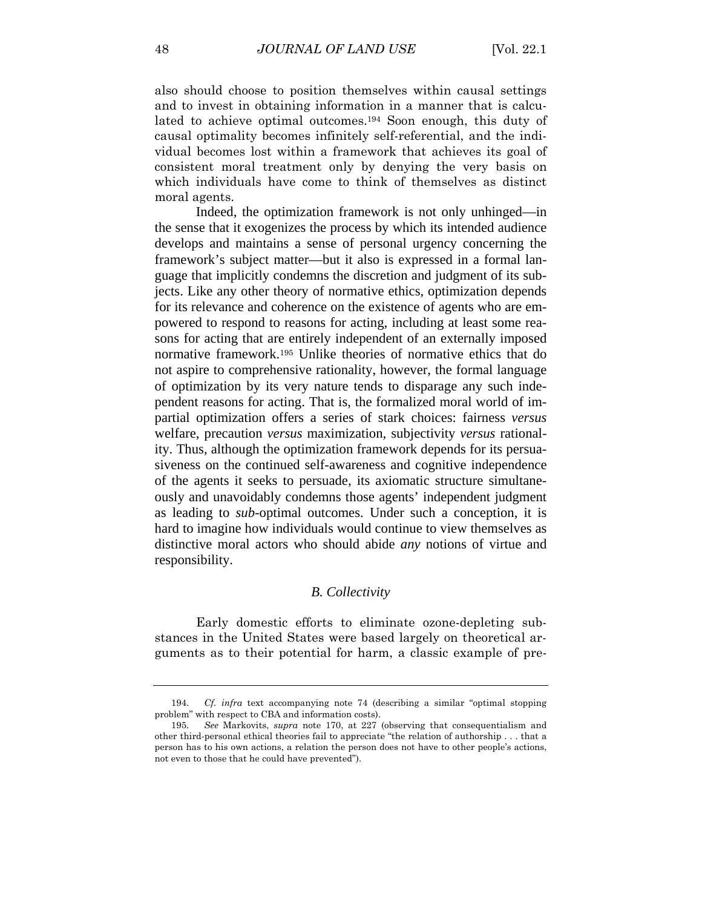also should choose to position themselves within causal settings and to invest in obtaining information in a manner that is calculated to achieve optimal outcomes.[194] Soon enough, this duty of causal optimality becomes infinitely self-referential, and the individual becomes lost within a framework that achieves its goal of consistent moral treatment only by denying the very basis on which individuals have come to think of themselves as distinct moral agents.

Indeed, the optimization framework is not only unhinged—in the sense that it exogenizes the process by which its intended audience develops and maintains a sense of personal urgency concerning the framework's subject matter—but it also is expressed in a formal language that implicitly condemns the discretion and judgment of its subjects. Like any other theory of normative ethics, optimization depends for its relevance and coherence on the existence of agents who are empowered to respond to reasons for acting, including at least some reasons for acting that are entirely independent of an externally imposed normative framework.[195] Unlike theories of normative ethics that do not aspire to comprehensive rationality, however, the formal language of optimization by its very nature tends to disparage any such independent reasons for acting. That is, the formalized moral world of impartial optimization offers a series of stark choices: fairness *versus* welfare, precaution *versus* maximization, subjectivity *versus* rationality. Thus, although the optimization framework depends for its persuasiveness on the continued self-awareness and cognitive independence of the agents it seeks to persuade, its axiomatic structure simultaneously and unavoidably condemns those agents' independent judgment as leading to *sub*-optimal outcomes. Under such a conception, it is hard to imagine how individuals would continue to view themselves as distinctive moral actors who should abide *any* notions of virtue and responsibility.

### *B. Collectivity*

Early domestic efforts to eliminate ozone-depleting substances in the United States were based largely on theoretical arguments as to their potential for harm, a classic example of pre-

---

194. *Cf. infra* text accompanying note 74 (describing a similar "optimal stopping problem" with respect to CBA and information costs).

195. *See* Markovits, *supra* note 170, at 227 (observing that consequentialism and other third-personal ethical theories fail to appreciate "the relation of authorship . . . that a person has to his own actions, a relation the person does not have to other people's actions, not even to those that he could have prevented").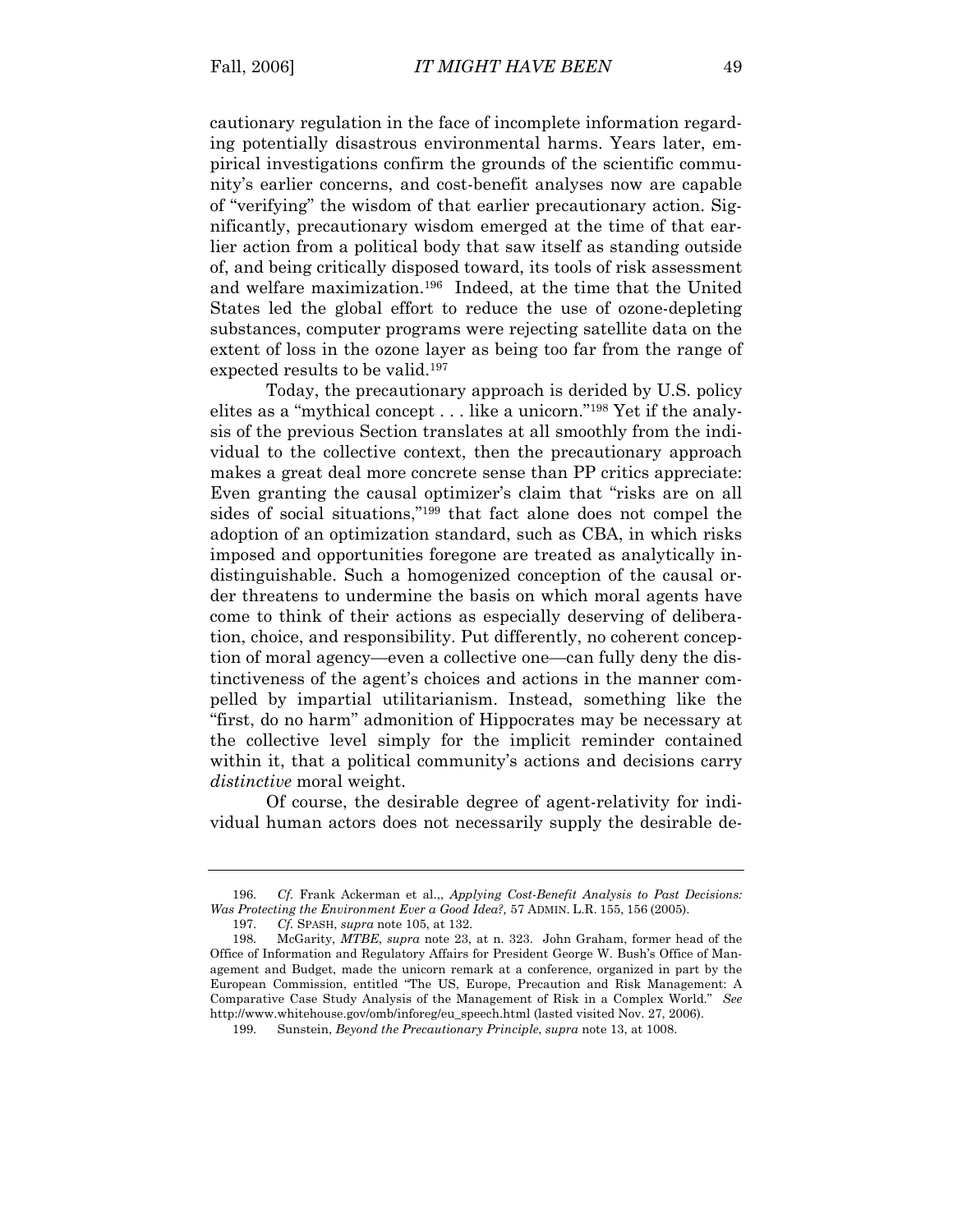cautionary regulation in the face of incomplete information regarding potentially disastrous environmental harms. Years later, empirical investigations confirm the grounds of the scientific community's earlier concerns, and cost-benefit analyses now are capable of "verifying" the wisdom of that earlier precautionary action. Significantly, precautionary wisdom emerged at the time of that earlier action from a political body that saw itself as standing outside of, and being critically disposed toward, its tools of risk assessment and welfare maximization.[196] Indeed, at the time that the United States led the global effort to reduce the use of ozone-depleting substances, computer programs were rejecting satellite data on the extent of loss in the ozone layer as being too far from the range of expected results to be valid.[197]

Today, the precautionary approach is derided by U.S. policy elites as a "mythical concept . . . like a unicorn."[198] Yet if the analysis of the previous Section translates at all smoothly from the individual to the collective context, then the precautionary approach makes a great deal more concrete sense than PP critics appreciate: Even granting the causal optimizer's claim that "risks are on all sides of social situations,"[199] that fact alone does not compel the adoption of an optimization standard, such as CBA, in which risks imposed and opportunities foregone are treated as analytically indistinguishable. Such a homogenized conception of the causal order threatens to undermine the basis on which moral agents have come to think of their actions as especially deserving of deliberation, choice, and responsibility. Put differently, no coherent conception of moral agency—even a collective one—can fully deny the distinctiveness of the agent's choices and actions in the manner compelled by impartial utilitarianism. Instead, something like the "first, do no harm" admonition of Hippocrates may be necessary at the collective level simply for the implicit reminder contained within it, that a political community's actions and decisions carry *distinctive* moral weight.

Of course, the desirable degree of agent-relativity for individual human actors does not necessarily supply the desirable de-

---

196. *Cf.* Frank Ackerman et al.,, *Applying Cost-Benefit Analysis to Past Decisions: Was Protecting the Environment Ever a Good Idea?,* 57 ADMIN. L.R. 155, 156 (2005).

197. *Cf.* SPASH, *supra* note 105, at 132.

198. McGarity, *MTBE*, *supra* note 23, at n. 323. John Graham, former head of the Office of Information and Regulatory Affairs for President George W. Bush's Office of Management and Budget, made the unicorn remark at a conference, organized in part by the European Commission, entitled "The US, Europe, Precaution and Risk Management: A Comparative Case Study Analysis of the Management of Risk in a Complex World." *See* http://www.whitehouse.gov/omb/inforeg/eu_speech.html (lasted visited Nov. 27, 2006).

199. Sunstein, *Beyond the Precautionary Principle*, *supra* note 13, at 1008.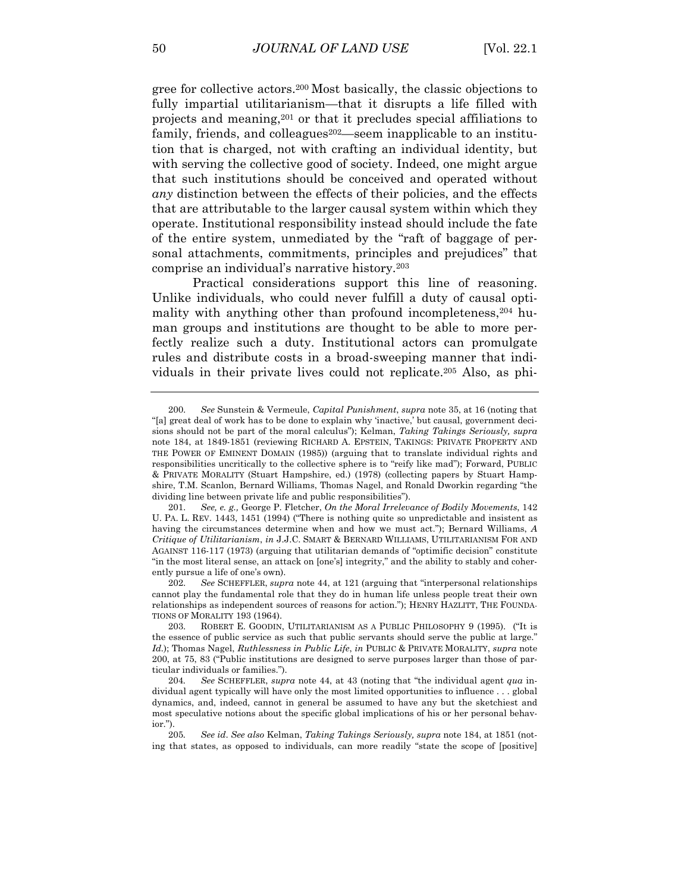gree for collective actors.[200] Most basically, the classic objections to fully impartial utilitarianism—that it disrupts a life filled with projects and meaning,[201] or that it precludes special affiliations to family, friends, and colleagues[202]—seem inapplicable to an institution that is charged, not with crafting an individual identity, but with serving the collective good of society. Indeed, one might argue that such institutions should be conceived and operated without *any* distinction between the effects of their policies, and the effects that are attributable to the larger causal system within which they operate. Institutional responsibility instead should include the fate of the entire system, unmediated by the "raft of baggage of personal attachments, commitments, principles and prejudices" that comprise an individual's narrative history.[203]

Practical considerations support this line of reasoning. Unlike individuals, who could never fulfill a duty of causal optimality with anything other than profound incompleteness,[204] human groups and institutions are thought to be able to more perfectly realize such a duty. Institutional actors can promulgate rules and distribute costs in a broad-sweeping manner that individuals in their private lives could not replicate.[205] Also, as phi-

---

200. *See* Sunstein & Vermeule, *Capital Punishment*, *supra* note 35, at 16 (noting that "[a] great deal of work has to be done to explain why 'inactive,' but causal, government decisions should not be part of the moral calculus"); Kelman, *Taking Takings Seriously, supra* note 184, at 1849-1851 (reviewing RICHARD A. EPSTEIN, TAKINGS: PRIVATE PROPERTY AND THE POWER OF EMINENT DOMAIN (1985)) (arguing that to translate individual rights and responsibilities uncritically to the collective sphere is to "reify like mad"); Forward, PUBLIC & PRIVATE MORALITY (Stuart Hampshire, ed.) (1978) (collecting papers by Stuart Hampshire, T.M. Scanlon, Bernard Williams, Thomas Nagel, and Ronald Dworkin regarding "the dividing line between private life and public responsibilities").

201. *See, e. g.,* George P. Fletcher, *On the Moral Irrelevance of Bodily Movements*, 142 U. PA. L. REV. 1443, 1451 (1994) ("There is nothing quite so unpredictable and insistent as having the circumstances determine when and how we must act."); Bernard Williams, *A Critique of Utilitarianism*, *in* J.J.C. SMART & BERNARD WILLIAMS, UTILITARIANISM FOR AND AGAINST 116-117 (1973) (arguing that utilitarian demands of "optimific decision" constitute "in the most literal sense, an attack on [one's] integrity," and the ability to stably and coherently pursue a life of one's own).

202. *See* SCHEFFLER, *supra* note 44, at 121 (arguing that "interpersonal relationships cannot play the fundamental role that they do in human life unless people treat their own relationships as independent sources of reasons for action."); HENRY HAZLITT, THE FOUNDATIONS OF MORALITY 193 (1964).

203. ROBERT E. GOODIN, UTILITARIANISM AS A PUBLIC PHILOSOPHY 9 (1995). ("It is the essence of public service as such that public servants should serve the public at large." *Id.*); Thomas Nagel, *Ruthlessness in Public Life*, *in* PUBLIC & PRIVATE MORALITY, *supra* note 200, at 75, 83 ("Public institutions are designed to serve purposes larger than those of particular individuals or families.").

204. *See* SCHEFFLER, *supra* note 44, at 43 (noting that "the individual agent *qua* individual agent typically will have only the most limited opportunities to influence . . . global dynamics, and, indeed, cannot in general be assumed to have any but the sketchiest and most speculative notions about the specific global implications of his or her personal behavior.").

205. *See id*. *See also* Kelman, *Taking Takings Seriously, supra* note 184, at 1851 (noting that states, as opposed to individuals, can more readily "state the scope of [positive]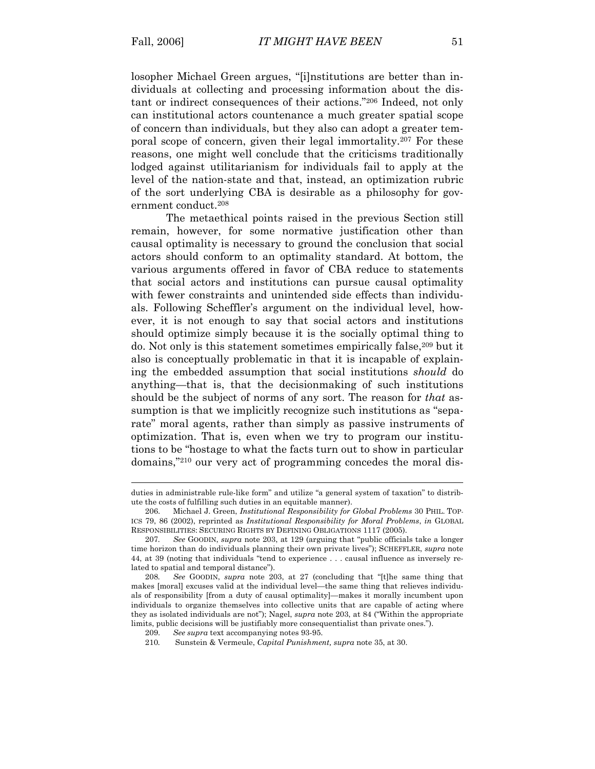losopher Michael Green argues, "[i]nstitutions are better than individuals at collecting and processing information about the distant or indirect consequences of their actions."[206] Indeed, not only can institutional actors countenance a much greater spatial scope of concern than individuals, but they also can adopt a greater temporal scope of concern, given their legal immortality.[207] For these reasons, one might well conclude that the criticisms traditionally lodged against utilitarianism for individuals fail to apply at the level of the nation-state and that, instead, an optimization rubric of the sort underlying CBA is desirable as a philosophy for government conduct.[208]

The metaethical points raised in the previous Section still remain, however, for some normative justification other than causal optimality is necessary to ground the conclusion that social actors should conform to an optimality standard. At bottom, the various arguments offered in favor of CBA reduce to statements that social actors and institutions can pursue causal optimality with fewer constraints and unintended side effects than individuals. Following Scheffler's argument on the individual level, however, it is not enough to say that social actors and institutions should optimize simply because it is the socially optimal thing to do. Not only is this statement sometimes empirically false,[209] but it also is conceptually problematic in that it is incapable of explaining the embedded assumption that social institutions *should* do anything—that is, that the decisionmaking of such institutions should be the subject of norms of any sort. The reason for *that* assumption is that we implicitly recognize such institutions as "separate" moral agents, rather than simply as passive instruments of optimization. That is, even when we try to program our institutions to be "hostage to what the facts turn out to show in particular domains,"[210] our very act of programming concedes the moral dis-

---

duties in administrable rule-like form" and utilize "a general system of taxation" to distribute the costs of fulfilling such duties in an equitable manner).

206. Michael J. Green, *Institutional Responsibility for Global Problems* 30 PHIL. TOPICS 79, 86 (2002), reprinted as *Institutional Responsibility for Moral Problems*, *in* GLOBAL RESPONSIBILITIES: SECURING RIGHTS BY DEFINING OBLIGATIONS 1117 (2005).

207. *See* GOODIN, *supra* note 203, at 129 (arguing that "public officials take a longer time horizon than do individuals planning their own private lives"); SCHEFFLER, *supra* note 44, at 39 (noting that individuals "tend to experience . . . causal influence as inversely related to spatial and temporal distance").

208. *See* GOODIN, *supra* note 203, at 27 (concluding that "[t]he same thing that makes [moral] excuses valid at the individual level—the same thing that relieves individuals of responsibility [from a duty of causal optimality]—makes it morally incumbent upon individuals to organize themselves into collective units that are capable of acting where they as isolated individuals are not"); Nagel, *supra* note 203, at 84 ("Within the appropriate limits, public decisions will be justifiably more consequentialist than private ones.").

209. *See supra* text accompanying notes 93-95.

210. Sunstein & Vermeule, *Capital Punishment, supra* note 35, at 30.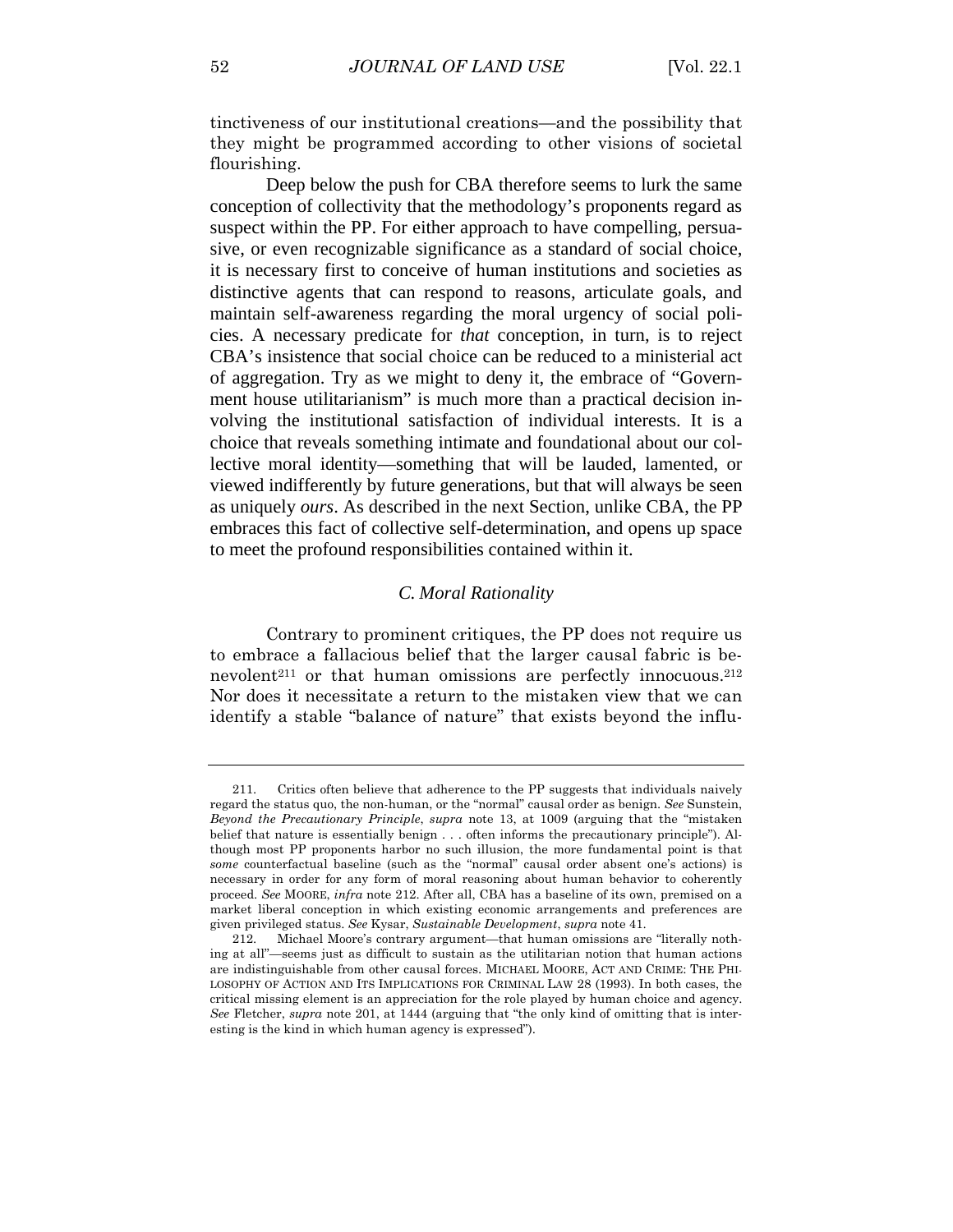tinctiveness of our institutional creations—and the possibility that they might be programmed according to other visions of societal flourishing.

Deep below the push for CBA therefore seems to lurk the same conception of collectivity that the methodology's proponents regard as suspect within the PP. For either approach to have compelling, persuasive, or even recognizable significance as a standard of social choice, it is necessary first to conceive of human institutions and societies as distinctive agents that can respond to reasons, articulate goals, and maintain self-awareness regarding the moral urgency of social policies. A necessary predicate for *that* conception, in turn, is to reject CBA's insistence that social choice can be reduced to a ministerial act of aggregation. Try as we might to deny it, the embrace of "Government house utilitarianism" is much more than a practical decision involving the institutional satisfaction of individual interests. It is a choice that reveals something intimate and foundational about our collective moral identity—something that will be lauded, lamented, or viewed indifferently by future generations, but that will always be seen as uniquely *ours*. As described in the next Section, unlike CBA, the PP embraces this fact of collective self-determination, and opens up space to meet the profound responsibilities contained within it.

### C. Moral Rationality

Contrary to prominent critiques, the PP does not require us to embrace a fallacious belief that the larger causal fabric is benevolent[211] or that human omissions are perfectly innocuous.[212] Nor does it necessitate a return to the mistaken view that we can identify a stable "balance of nature" that exists beyond the influ-

---

211. Critics often believe that adherence to the PP suggests that individuals naively regard the status quo, the non-human, or the "normal" causal order as benign. *See* Sunstein, *Beyond the Precautionary Principle*, *supra* note 13, at 1009 (arguing that the "mistaken belief that nature is essentially benign . . . often informs the precautionary principle"). Although most PP proponents harbor no such illusion, the more fundamental point is that *some* counterfactual baseline (such as the "normal" causal order absent one's actions) is necessary in order for any form of moral reasoning about human behavior to coherently proceed. *See* MOORE, *infra* note 212. After all, CBA has a baseline of its own, premised on a market liberal conception in which existing economic arrangements and preferences are given privileged status. *See* Kysar, *Sustainable Development*, *supra* note 41.

212. Michael Moore's contrary argument—that human omissions are "literally nothing at all"—seems just as difficult to sustain as the utilitarian notion that human actions are indistinguishable from other causal forces. MICHAEL MOORE, ACT AND CRIME: THE PHILOSOPHY OF ACTION AND ITS IMPLICATIONS FOR CRIMINAL LAW 28 (1993). In both cases, the critical missing element is an appreciation for the role played by human choice and agency. *See* Fletcher, *supra* note 201, at 1444 (arguing that "the only kind of omitting that is interesting is the kind in which human agency is expressed").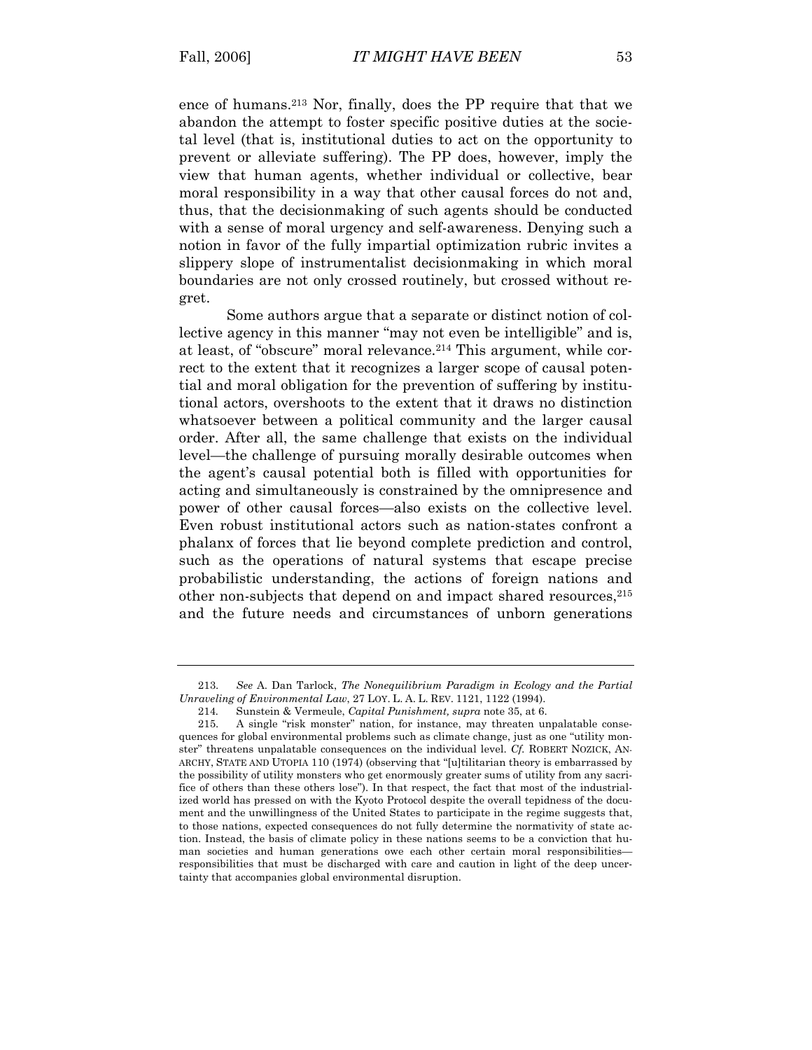ence of humans.[213] Nor, finally, does the PP require that that we abandon the attempt to foster specific positive duties at the societal level (that is, institutional duties to act on the opportunity to prevent or alleviate suffering). The PP does, however, imply the view that human agents, whether individual or collective, bear moral responsibility in a way that other causal forces do not and, thus, that the decisionmaking of such agents should be conducted with a sense of moral urgency and self-awareness. Denying such a notion in favor of the fully impartial optimization rubric invites a slippery slope of instrumentalist decisionmaking in which moral boundaries are not only crossed routinely, but crossed without regret.

Some authors argue that a separate or distinct notion of collective agency in this manner "may not even be intelligible" and is, at least, of "obscure" moral relevance.[214] This argument, while correct to the extent that it recognizes a larger scope of causal potential and moral obligation for the prevention of suffering by institutional actors, overshoots to the extent that it draws no distinction whatsoever between a political community and the larger causal order. After all, the same challenge that exists on the individual level—the challenge of pursuing morally desirable outcomes when the agent's causal potential both is filled with opportunities for acting and simultaneously is constrained by the omnipresence and power of other causal forces—also exists on the collective level. Even robust institutional actors such as nation-states confront a phalanx of forces that lie beyond complete prediction and control, such as the operations of natural systems that escape precise probabilistic understanding, the actions of foreign nations and other non-subjects that depend on and impact shared resources,[215] and the future needs and circumstances of unborn generations

---

213. *See* A. Dan Tarlock, *The Nonequilibrium Paradigm in Ecology and the Partial Unraveling of Environmental Law*, 27 LOY. L. A. L. REV. 1121, 1122 (1994).

214. Sunstein & Vermeule, *Capital Punishment, supra* note 35, at 6.

215. A single "risk monster" nation, for instance, may threaten unpalatable consequences for global environmental problems such as climate change, just as one "utility monster" threatens unpalatable consequences on the individual level. *Cf.* ROBERT NOZICK, ANARCHY, STATE AND UTOPIA 110 (1974) (observing that "[u]tilitarian theory is embarrassed by the possibility of utility monsters who get enormously greater sums of utility from any sacrifice of others than these others lose"). In that respect, the fact that most of the industrialized world has pressed on with the Kyoto Protocol despite the overall tepidness of the document and the unwillingness of the United States to participate in the regime suggests that, to those nations, expected consequences do not fully determine the normativity of state action. Instead, the basis of climate policy in these nations seems to be a conviction that human societies and human generations owe each other certain moral responsibilities—responsibilities that must be discharged with care and caution in light of the deep uncertainty that accompanies global environmental disruption.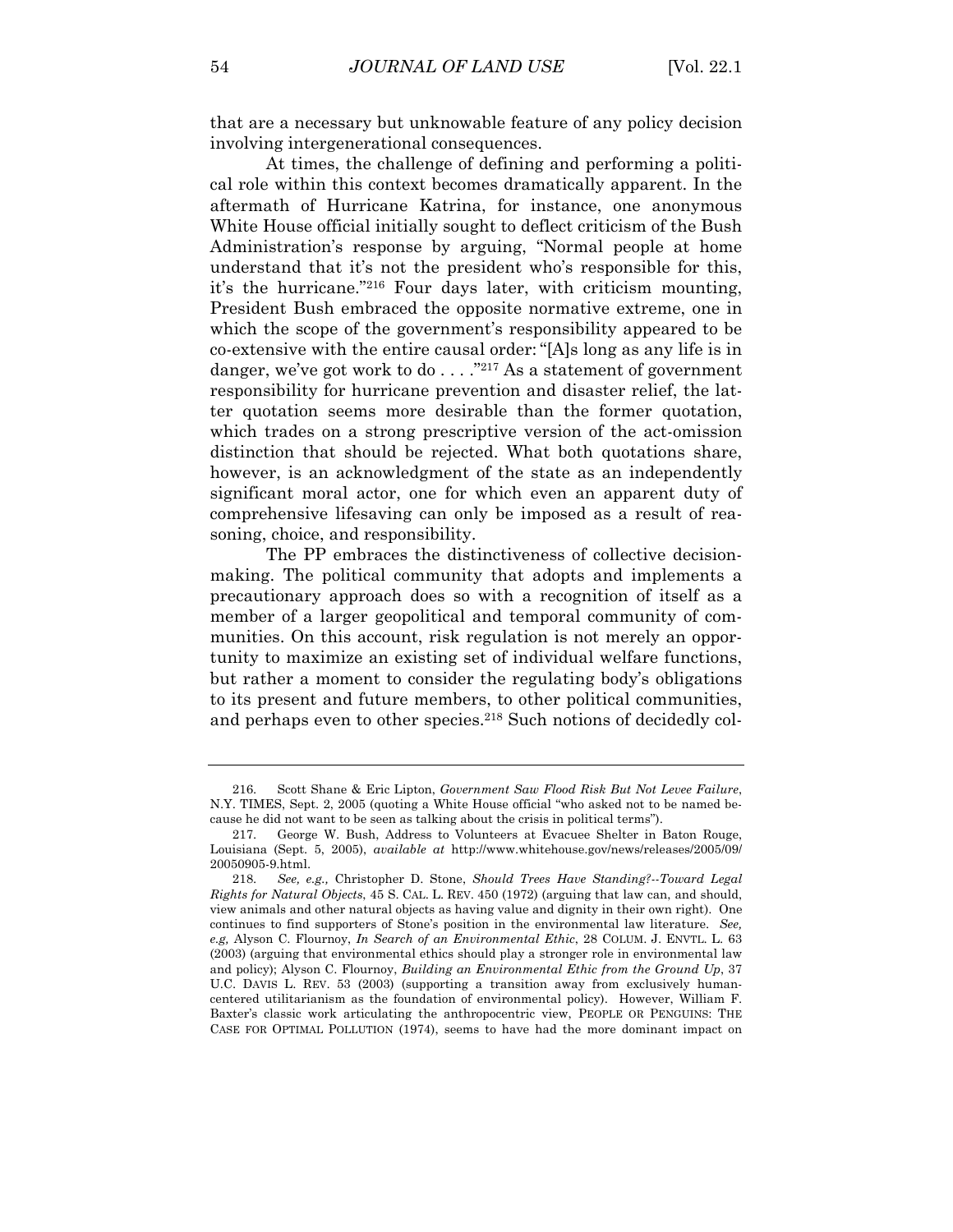that are a necessary but unknowable feature of any policy decision involving intergenerational consequences.

At times, the challenge of defining and performing a political role within this context becomes dramatically apparent. In the aftermath of Hurricane Katrina, for instance, one anonymous White House official initially sought to deflect criticism of the Bush Administration's response by arguing, "Normal people at home understand that it's not the president who's responsible for this, it's the hurricane."[216] Four days later, with criticism mounting, President Bush embraced the opposite normative extreme, one in which the scope of the government's responsibility appeared to be co-extensive with the entire causal order: "[A]s long as any life is in danger, we've got work to do . . . ."[217] As a statement of government responsibility for hurricane prevention and disaster relief, the latter quotation seems more desirable than the former quotation, which trades on a strong prescriptive version of the act-omission distinction that should be rejected. What both quotations share, however, is an acknowledgment of the state as an independently significant moral actor, one for which even an apparent duty of comprehensive lifesaving can only be imposed as a result of reasoning, choice, and responsibility.

The PP embraces the distinctiveness of collective decision-making. The political community that adopts and implements a precautionary approach does so with a recognition of itself as a member of a larger geopolitical and temporal community of communities. On this account, risk regulation is not merely an opportunity to maximize an existing set of individual welfare functions, but rather a moment to consider the regulating body's obligations to its present and future members, to other political communities, and perhaps even to other species.[218] Such notions of decidedly col-

---

216. Scott Shane & Eric Lipton, *Government Saw Flood Risk But Not Levee Failure*, N.Y. TIMES, Sept. 2, 2005 (quoting a White House official "who asked not to be named because he did not want to be seen as talking about the crisis in political terms").

217. George W. Bush, Address to Volunteers at Evacuee Shelter in Baton Rouge, Louisiana (Sept. 5, 2005), *available at* http://www.whitehouse.gov/news/releases/2005/09/20050905-9.html.

218. *See, e.g.,* Christopher D. Stone, *Should Trees Have Standing?--Toward Legal Rights for Natural Objects*, 45 S. CAL. L. REV. 450 (1972) (arguing that law can, and should, view animals and other natural objects as having value and dignity in their own right). One continues to find supporters of Stone's position in the environmental law literature. *See, e.g,* Alyson C. Flournoy, *In Search of an Environmental Ethic*, 28 COLUM. J. ENVTL. L. 63 (2003) (arguing that environmental ethics should play a stronger role in environmental law and policy); Alyson C. Flournoy, *Building an Environmental Ethic from the Ground Up*, 37 U.C. DAVIS L. REV. 53 (2003) (supporting a transition away from exclusively human-centered utilitarianism as the foundation of environmental policy). However, William F. Baxter's classic work articulating the anthropocentric view, PEOPLE OR PENGUINS: THE CASE FOR OPTIMAL POLLUTION (1974), seems to have had the more dominant impact on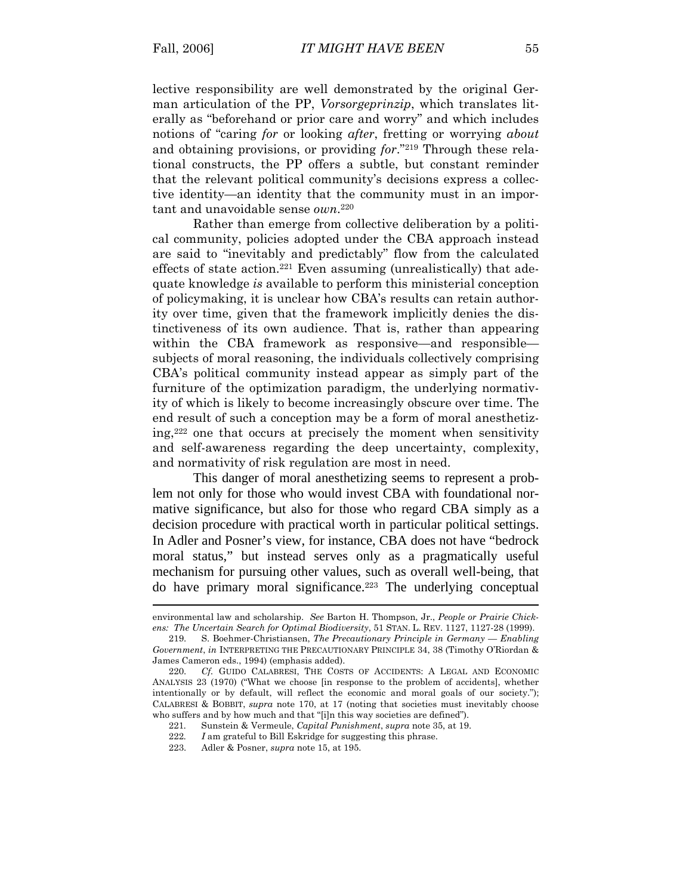lective responsibility are well demonstrated by the original German articulation of the PP, *Vorsorgeprinzip*, which translates literally as "beforehand or prior care and worry" and which includes notions of "caring *for* or looking *after*, fretting or worrying *about* and obtaining provisions, or providing *for*."[219] Through these relational constructs, the PP offers a subtle, but constant reminder that the relevant political community's decisions express a collective identity—an identity that the community must in an important and unavoidable sense *own*.[220]

Rather than emerge from collective deliberation by a political community, policies adopted under the CBA approach instead are said to "inevitably and predictably" flow from the calculated effects of state action.[221] Even assuming (unrealistically) that adequate knowledge *is* available to perform this ministerial conception of policymaking, it is unclear how CBA's results can retain authority over time, given that the framework implicitly denies the distinctiveness of its own audience. That is, rather than appearing within the CBA framework as responsive—and responsible—subjects of moral reasoning, the individuals collectively comprising CBA's political community instead appear as simply part of the furniture of the optimization paradigm, the underlying normativity of which is likely to become increasingly obscure over time. The end result of such a conception may be a form of moral anesthetizing,[222] one that occurs at precisely the moment when sensitivity and self-awareness regarding the deep uncertainty, complexity, and normativity of risk regulation are most in need.

This danger of moral anesthetizing seems to represent a problem not only for those who would invest CBA with foundational normative significance, but also for those who regard CBA simply as a decision procedure with practical worth in particular political settings. In Adler and Posner's view, for instance, CBA does not have "bedrock moral status," but instead serves only as a pragmatically useful mechanism for pursuing other values, such as overall well-being, that do have primary moral significance.[223] The underlying conceptual

---

environmental law and scholarship. *See* Barton H. Thompson, Jr., *People or Prairie Chickens: The Uncertain Search for Optimal Biodiversity*, 51 STAN. L. REV. 1127, 1127-28 (1999).

219. S. Boehmer-Christiansen, *The Precautionary Principle in Germany — Enabling Government*, *in* INTERPRETING THE PRECAUTIONARY PRINCIPLE 34, 38 (Timothy O'Riordan & James Cameron eds., 1994) (emphasis added).

220. *Cf.* GUIDO CALABRESI, THE COSTS OF ACCIDENTS: A LEGAL AND ECONOMIC ANALYSIS 23 (1970) ("What we choose [in response to the problem of accidents], whether intentionally or by default, will reflect the economic and moral goals of our society."); CALABRESI & BOBBIT, *supra* note 170, at 17 (noting that societies must inevitably choose who suffers and by how much and that "[i]n this way societies are defined").

221. Sunstein & Vermeule, *Capital Punishment*, *supra* note 35, at 19.

222. *I* am grateful to Bill Eskridge for suggesting this phrase.

223. Adler & Posner, *supra* note 15, at 195.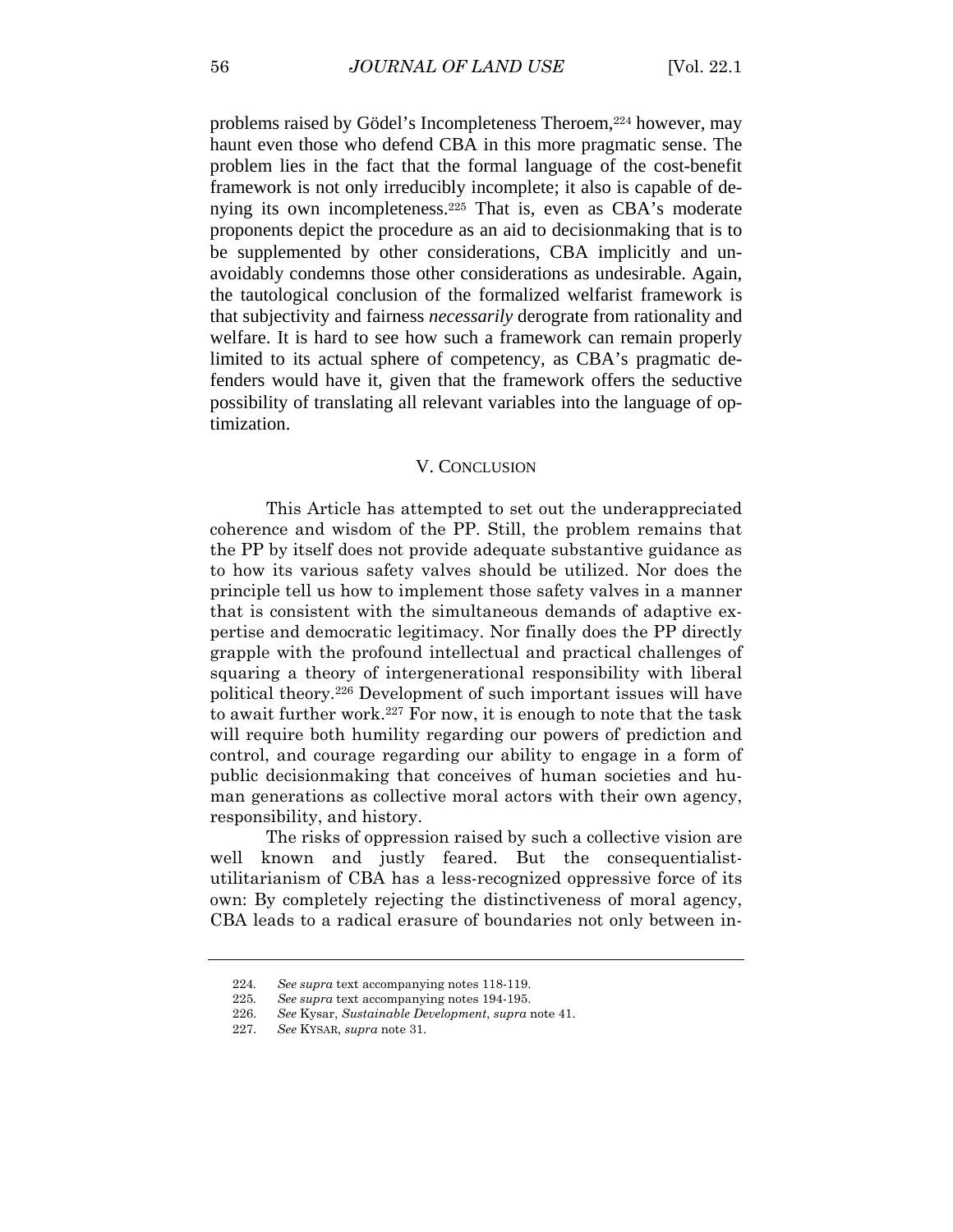problems raised by Gödel's Incompleteness Theroem,[224] however, may haunt even those who defend CBA in this more pragmatic sense. The problem lies in the fact that the formal language of the cost-benefit framework is not only irreducibly incomplete; it also is capable of denying its own incompleteness.[225] That is, even as CBA's moderate proponents depict the procedure as an aid to decisionmaking that is to be supplemented by other considerations, CBA implicitly and unavoidably condemns those other considerations as undesirable. Again, the tautological conclusion of the formalized welfarist framework is that subjectivity and fairness *necessarily* derograte from rationality and welfare. It is hard to see how such a framework can remain properly limited to its actual sphere of competency, as CBA's pragmatic defenders would have it, given that the framework offers the seductive possibility of translating all relevant variables into the language of optimization.

## V. Conclusion

This Article has attempted to set out the underappreciated coherence and wisdom of the PP. Still, the problem remains that the PP by itself does not provide adequate substantive guidance as to how its various safety valves should be utilized. Nor does the principle tell us how to implement those safety valves in a manner that is consistent with the simultaneous demands of adaptive expertise and democratic legitimacy. Nor finally does the PP directly grapple with the profound intellectual and practical challenges of squaring a theory of intergenerational responsibility with liberal political theory.[226] Development of such important issues will have to await further work.[227] For now, it is enough to note that the task will require both humility regarding our powers of prediction and control, and courage regarding our ability to engage in a form of public decisionmaking that conceives of human societies and human generations as collective moral actors with their own agency, responsibility, and history.

The risks of oppression raised by such a collective vision are well known and justly feared. But the consequentialist-utilitarianism of CBA has a less-recognized oppressive force of its own: By completely rejecting the distinctiveness of moral agency, CBA leads to a radical erasure of boundaries not only between in-

---

224. *See supra* text accompanying notes 118-119.

225. *See supra* text accompanying notes 194-195.

226. *See* Kysar, *Sustainable Development*, *supra* note 41.

227. *See* KYSAR, *supra* note 31.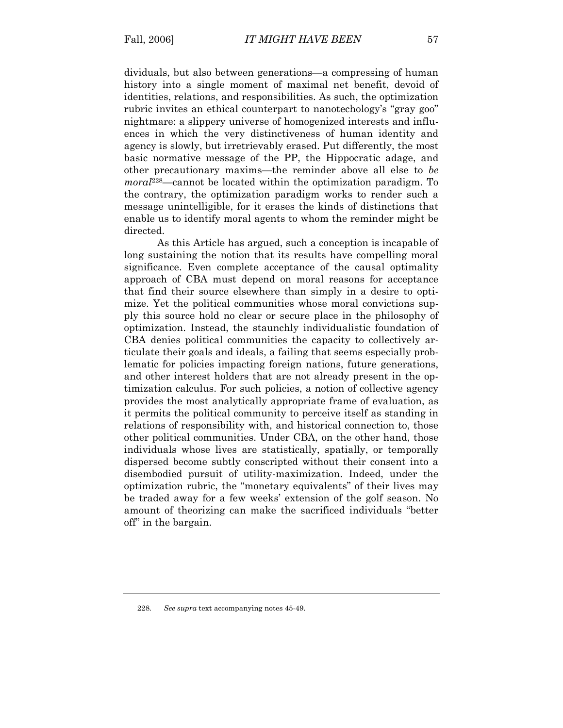dividuals, but also between generations—a compressing of human history into a single moment of maximal net benefit, devoid of identities, relations, and responsibilities. As such, the optimization rubric invites an ethical counterpart to nanotechology's "gray goo" nightmare: a slippery universe of homogenized interests and influences in which the very distinctiveness of human identity and agency is slowly, but irretrievably erased. Put differently, the most basic normative message of the PP, the Hippocratic adage, and other precautionary maxims—the reminder above all else to *be moral*[228]—cannot be located within the optimization paradigm. To the contrary, the optimization paradigm works to render such a message unintelligible, for it erases the kinds of distinctions that enable us to identify moral agents to whom the reminder might be directed.

As this Article has argued, such a conception is incapable of long sustaining the notion that its results have compelling moral significance. Even complete acceptance of the causal optimality approach of CBA must depend on moral reasons for acceptance that find their source elsewhere than simply in a desire to optimize. Yet the political communities whose moral convictions supply this source hold no clear or secure place in the philosophy of optimization. Instead, the staunchly individualistic foundation of CBA denies political communities the capacity to collectively articulate their goals and ideals, a failing that seems especially problematic for policies impacting foreign nations, future generations, and other interest holders that are not already present in the optimization calculus. For such policies, a notion of collective agency provides the most analytically appropriate frame of evaluation, as it permits the political community to perceive itself as standing in relations of responsibility with, and historical connection to, those other political communities. Under CBA, on the other hand, those individuals whose lives are statistically, spatially, or temporally dispersed become subtly conscripted without their consent into a disembodied pursuit of utility-maximization. Indeed, under the optimization rubric, the "monetary equivalents" of their lives may be traded away for a few weeks' extension of the golf season. No amount of theorizing can make the sacrificed individuals "better off" in the bargain.

---

228. *See supra* text accompanying notes 45-49.